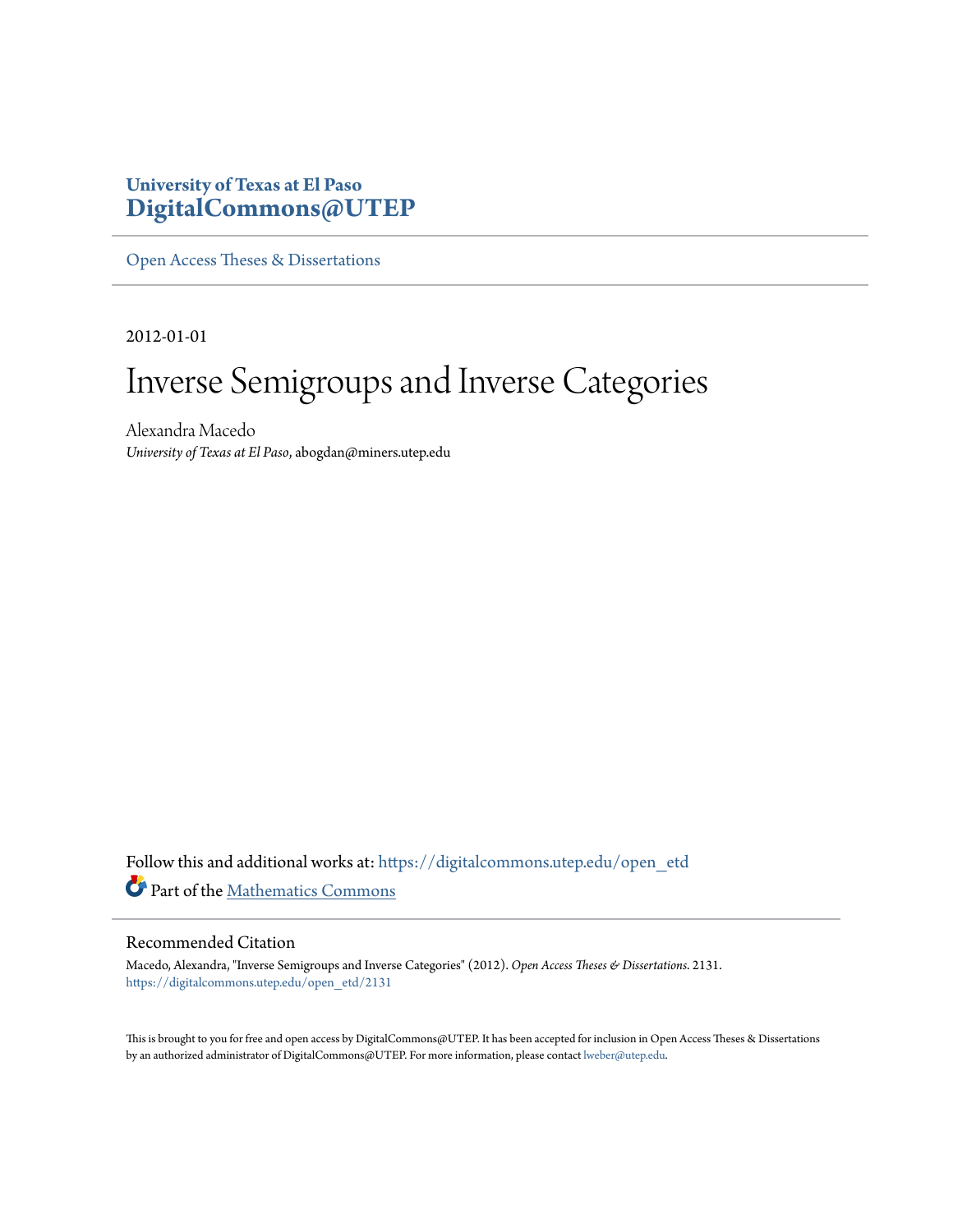University of Texas at El Paso
**DigitalCommons@UTEP**

---

Open Access Theses & Dissertations

---

2012-01-01

# Inverse Semigroups and Inverse Categories

Alexandra Macedo
*University of Texas at El Paso*, abogdan@miners.utep.edu

Follow this and additional works at: https://digitalcommons.utep.edu/open_etd

Part of the Mathematics Commons

---

## Recommended Citation

Macedo, Alexandra, "Inverse Semigroups and Inverse Categories" (2012). *Open Access Theses & Dissertations*. 2131.
https://digitalcommons.utep.edu/open_etd/2131

This is brought to you for free and open access by DigitalCommons@UTEP. It has been accepted for inclusion in Open Access Theses & Dissertations by an authorized administrator of DigitalCommons@UTEP. For more information, please contact lweber@utep.edu.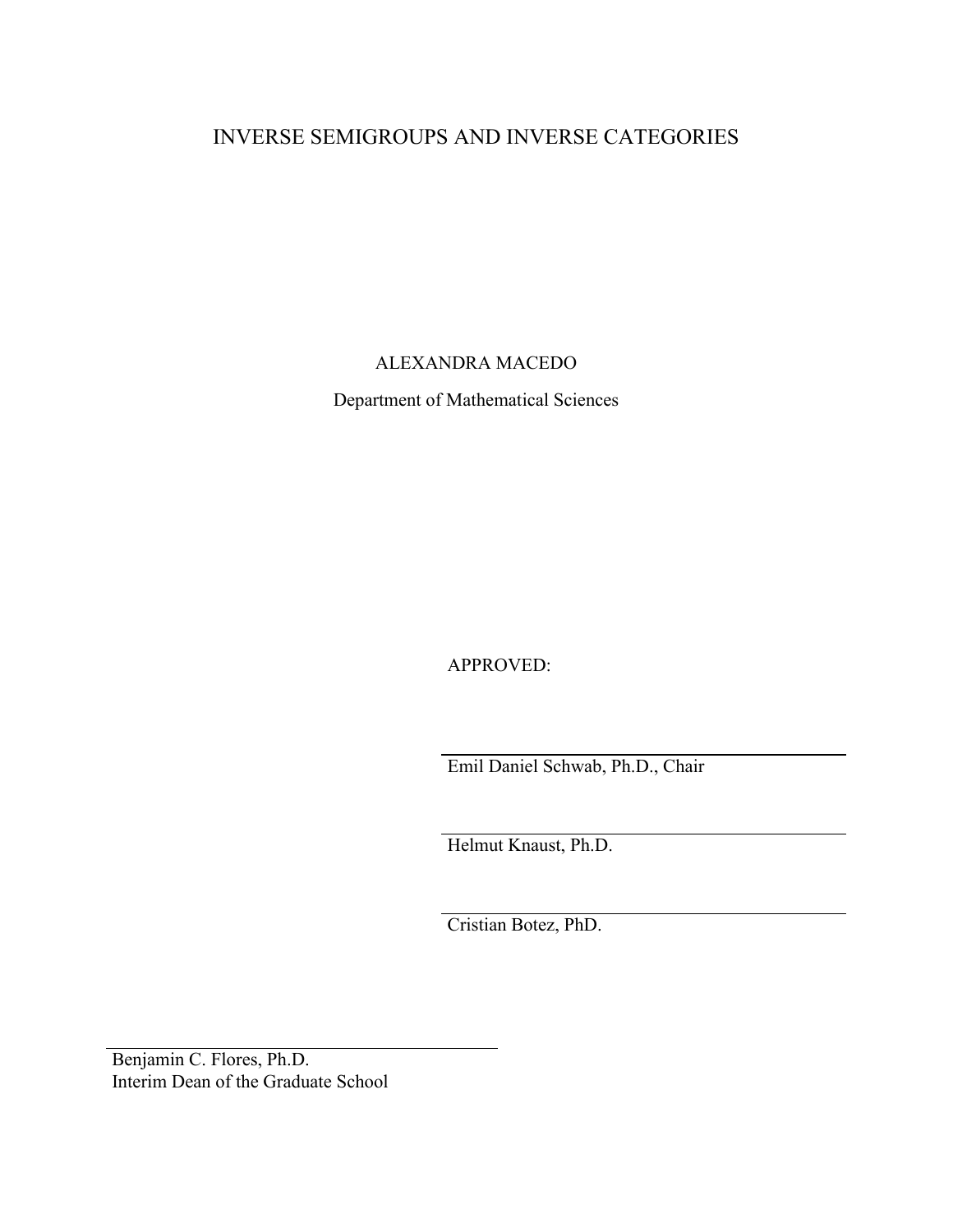# INVERSE SEMIGROUPS AND INVERSE CATEGORIES

ALEXANDRA MACEDO

Department of Mathematical Sciences

APPROVED:

Emil Daniel Schwab, Ph.D., Chair

Helmut Knaust, Ph.D.

Cristian Botez, PhD.

Benjamin C. Flores, Ph.D.
Interim Dean of the Graduate School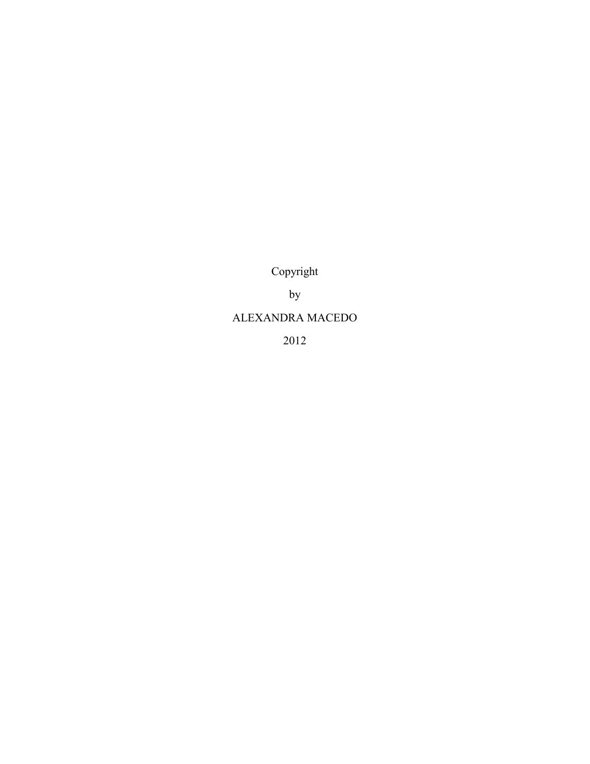Copyright

by

ALEXANDRA MACEDO

2012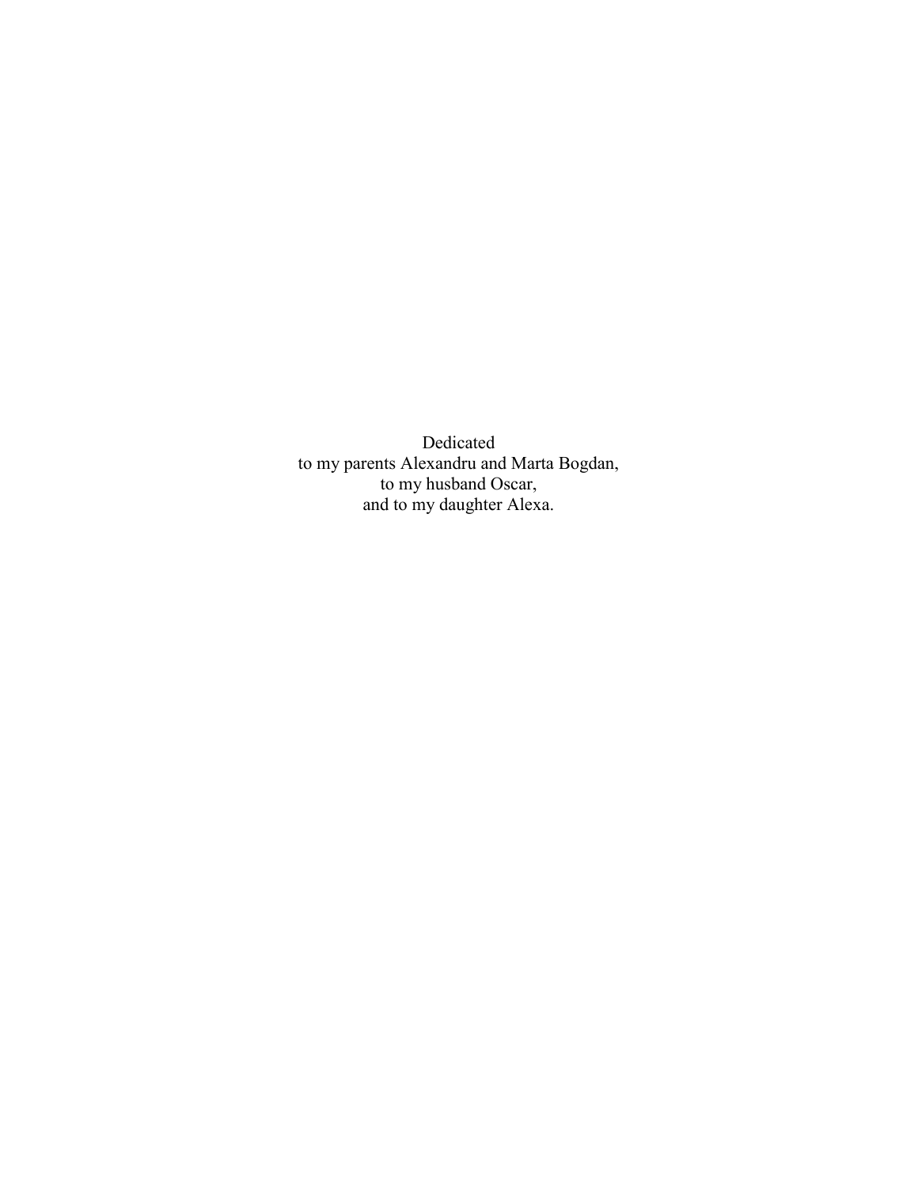Dedicated
to my parents Alexandru and Marta Bogdan,
to my husband Oscar,
and to my daughter Alexa.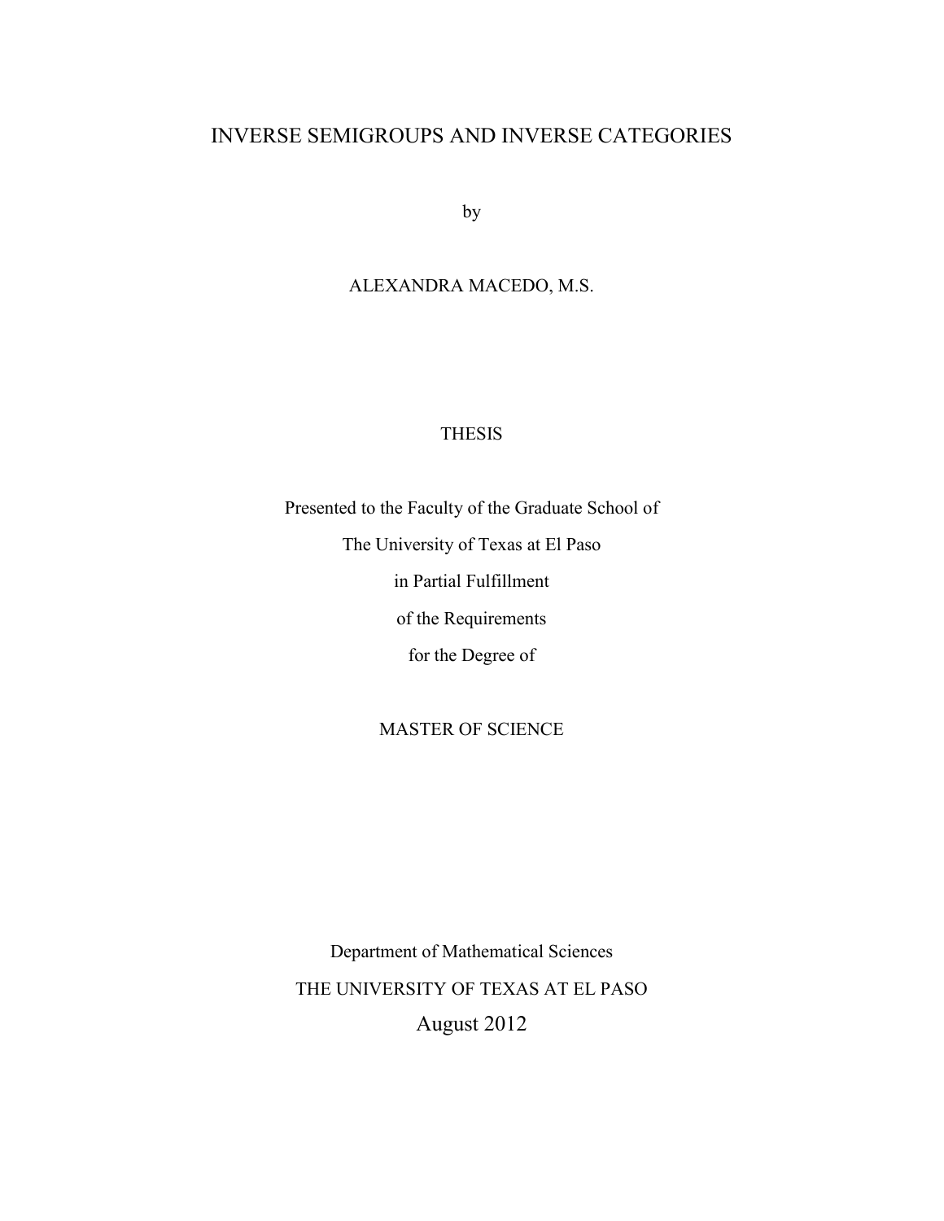# INVERSE SEMIGROUPS AND INVERSE CATEGORIES

by

ALEXANDRA MACEDO, M.S.

THESIS

Presented to the Faculty of the Graduate School of

The University of Texas at El Paso

in Partial Fulfillment

of the Requirements

for the Degree of

MASTER OF SCIENCE

Department of Mathematical Sciences

THE UNIVERSITY OF TEXAS AT EL PASO

August 2012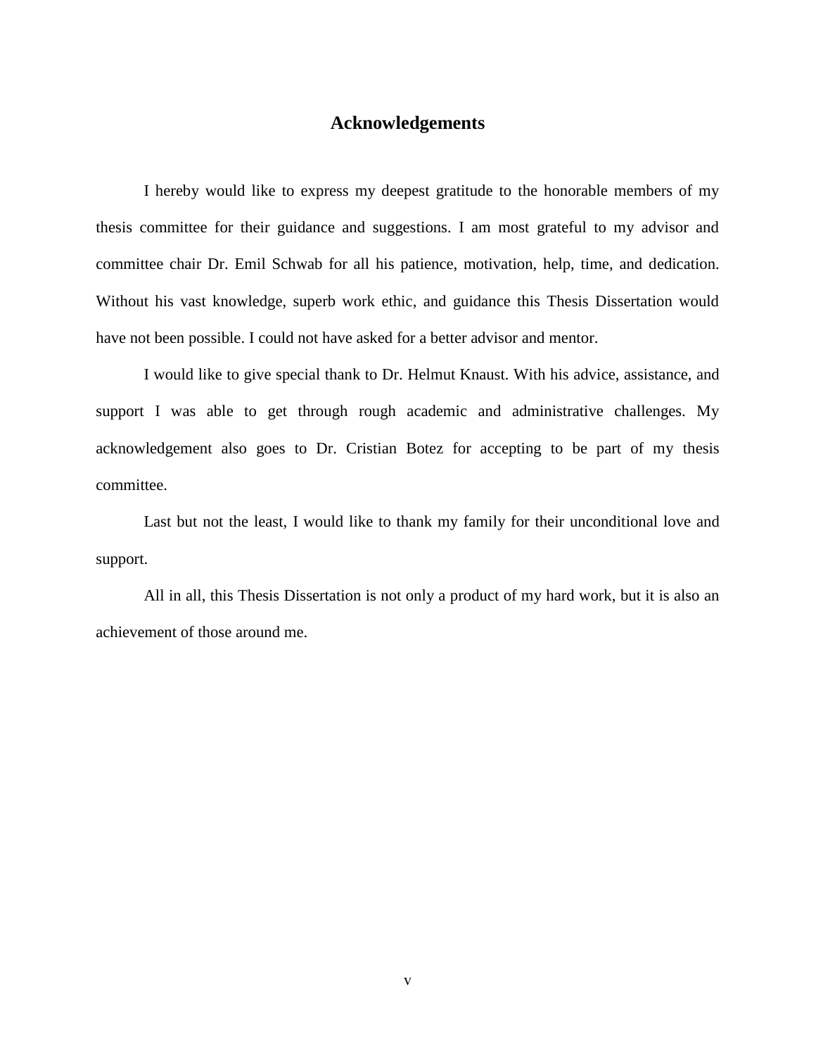# Acknowledgements

I hereby would like to express my deepest gratitude to the honorable members of my thesis committee for their guidance and suggestions. I am most grateful to my advisor and committee chair Dr. Emil Schwab for all his patience, motivation, help, time, and dedication. Without his vast knowledge, superb work ethic, and guidance this Thesis Dissertation would have not been possible. I could not have asked for a better advisor and mentor.

I would like to give special thank to Dr. Helmut Knaust. With his advice, assistance, and support I was able to get through rough academic and administrative challenges. My acknowledgement also goes to Dr. Cristian Botez for accepting to be part of my thesis committee.

Last but not the least, I would like to thank my family for their unconditional love and support.

All in all, this Thesis Dissertation is not only a product of my hard work, but it is also an achievement of those around me.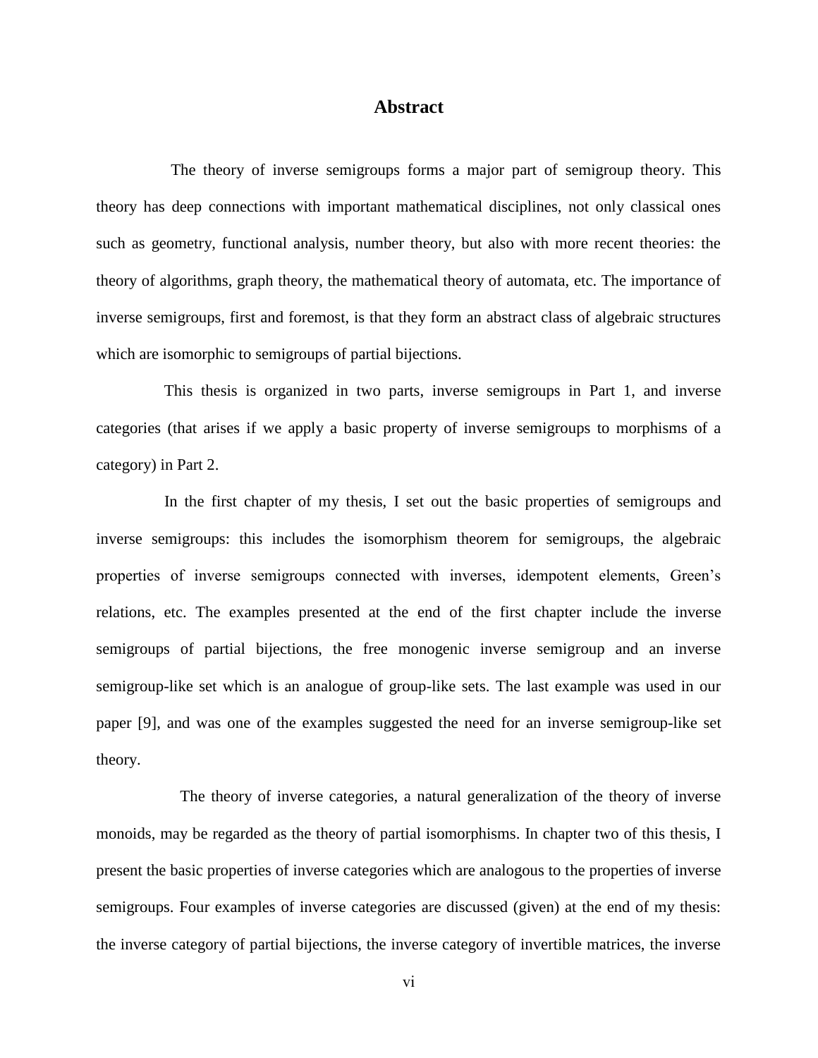# Abstract

The theory of inverse semigroups forms a major part of semigroup theory. This theory has deep connections with important mathematical disciplines, not only classical ones such as geometry, functional analysis, number theory, but also with more recent theories: the theory of algorithms, graph theory, the mathematical theory of automata, etc. The importance of inverse semigroups, first and foremost, is that they form an abstract class of algebraic structures which are isomorphic to semigroups of partial bijections.

This thesis is organized in two parts, inverse semigroups in Part 1, and inverse categories (that arises if we apply a basic property of inverse semigroups to morphisms of a category) in Part 2.

In the first chapter of my thesis, I set out the basic properties of semigroups and inverse semigroups: this includes the isomorphism theorem for semigroups, the algebraic properties of inverse semigroups connected with inverses, idempotent elements, Green's relations, etc. The examples presented at the end of the first chapter include the inverse semigroups of partial bijections, the free monogenic inverse semigroup and an inverse semigroup-like set which is an analogue of group-like sets. The last example was used in our paper [9], and was one of the examples suggested the need for an inverse semigroup-like set theory.

The theory of inverse categories, a natural generalization of the theory of inverse monoids, may be regarded as the theory of partial isomorphisms. In chapter two of this thesis, I present the basic properties of inverse categories which are analogous to the properties of inverse semigroups. Four examples of inverse categories are discussed (given) at the end of my thesis: the inverse category of partial bijections, the inverse category of invertible matrices, the inverse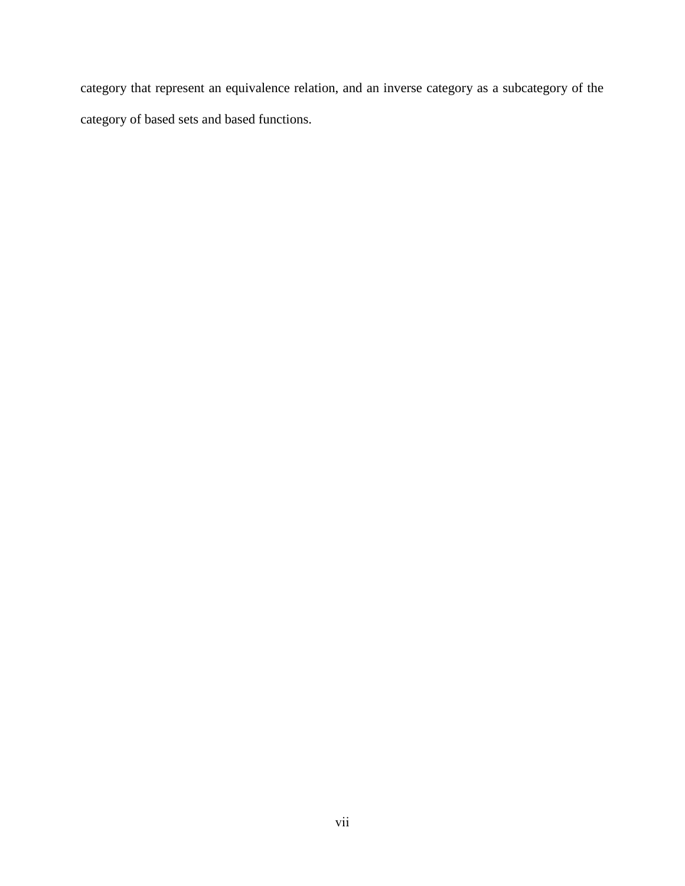category that represent an equivalence relation, and an inverse category as a subcategory of the category of based sets and based functions.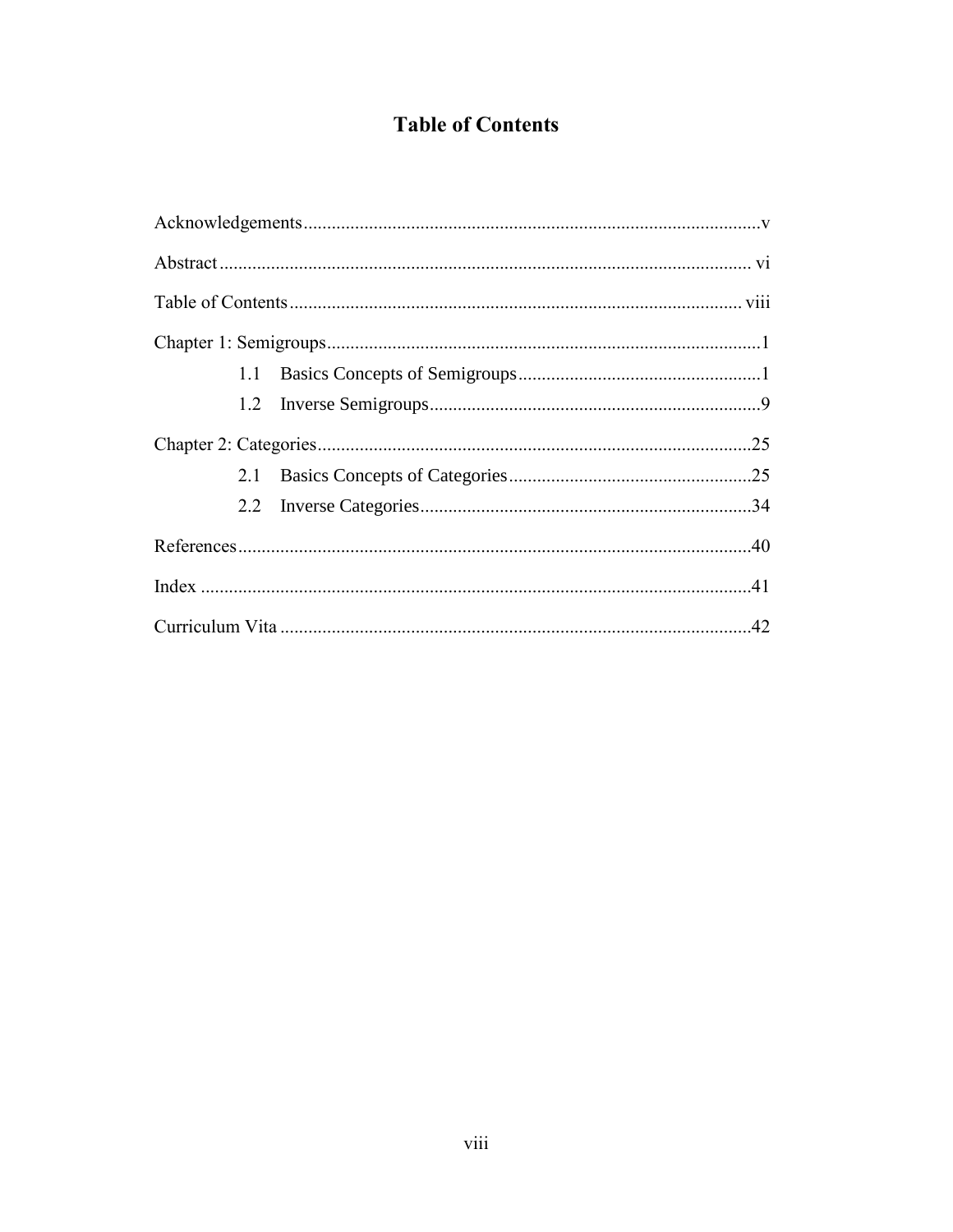# Table of Contents

Acknowledgements....................................................................................................v

Abstract.................................................................................................................. vi

Table of Contents................................................................................................. viii

Chapter 1: Semigroups.............................................................................................1

- 1.1 Basics Concepts of Semigroups....................................................1
- 1.2 Inverse Semigroups......................................................................9

Chapter 2: Categories.............................................................................................25

- 2.1 Basics Concepts of Categories....................................................25
- 2.2 Inverse Categories.......................................................................34

References.............................................................................................................40

Index .....................................................................................................................41

Curriculum Vita ....................................................................................................42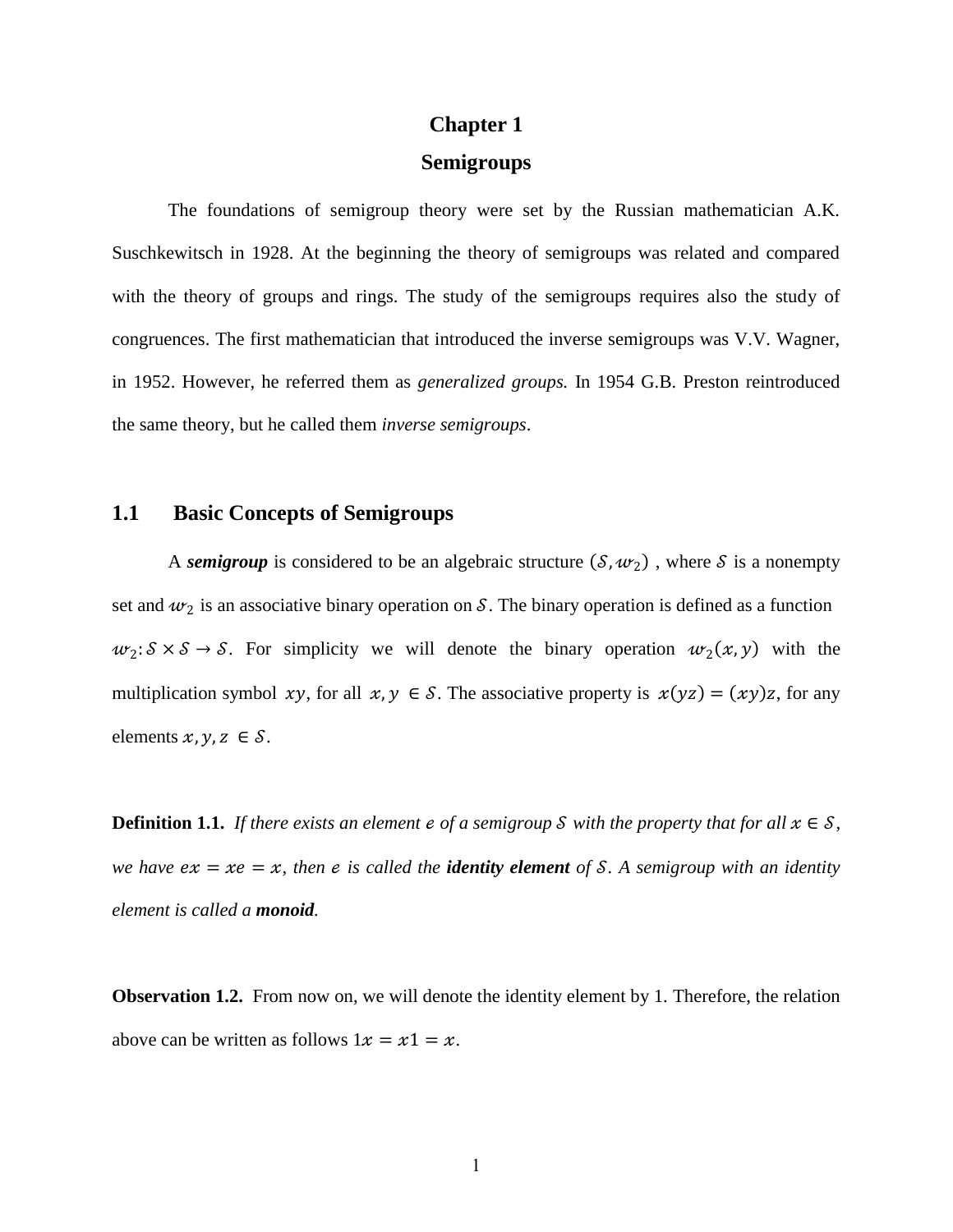# Chapter 1

# Semigroups

The foundations of semigroup theory were set by the Russian mathematician A.K. Suschkewitsch in 1928. At the beginning the theory of semigroups was related and compared with the theory of groups and rings. The study of the semigroups requires also the study of congruences. The first mathematician that introduced the inverse semigroups was V.V. Wagner, in 1952. However, he referred them as *generalized groups.* In 1954 G.B. Preston reintroduced the same theory, but he called them *inverse semigroups*.

## 1.1 Basic Concepts of Semigroups

A ***semigroup*** is considered to be an algebraic structure $(\mathcal{S}, w_2)$ , where $\mathcal{S}$ is a nonempty set and $w_2$ is an associative binary operation on $\mathcal{S}$. The binary operation is defined as a function $w_2 \colon \mathcal{S} \times \mathcal{S} \to \mathcal{S}$. For simplicity we will denote the binary operation $w_2(x, y)$ with the multiplication symbol $xy$, for all $x, y \in \mathcal{S}$. The associative property is $x(yz) = (xy)z$, for any elements $x, y, z \in \mathcal{S}$.

**Definition 1.1.** *If there exists an element $e$ of a semigroup $\mathcal{S}$ with the property that for all $x \in \mathcal{S}$, we have $ex = xe = x$, then $e$ is called the **identity element** of $\mathcal{S}$. A semigroup with an identity element is called a **monoid**.*

**Observation 1.2.** From now on, we will denote the identity element by 1. Therefore, the relation above can be written as follows $1x = x1 = x$.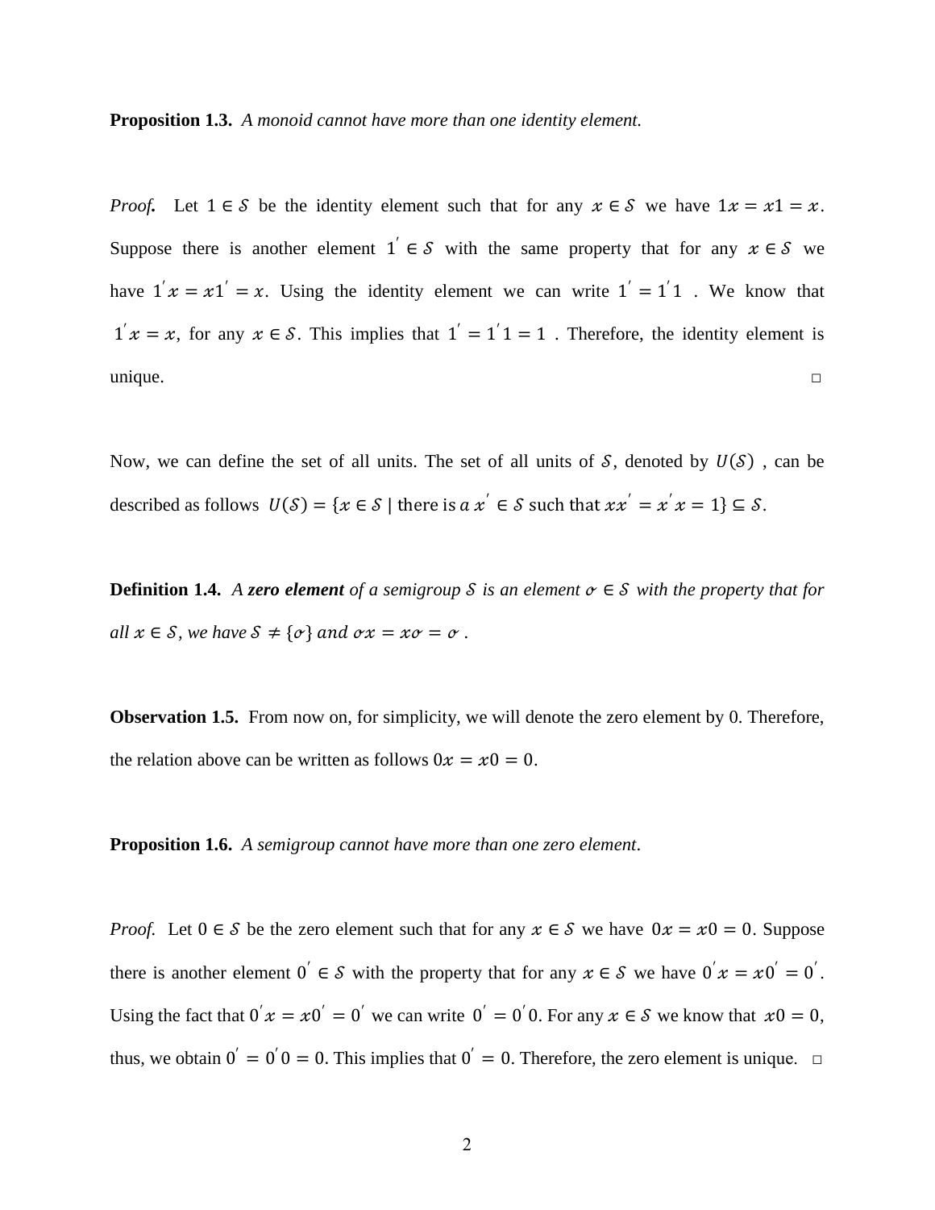**Proposition 1.3.** *A monoid cannot have more than one identity element.*

*Proof.* Let $1 \in \mathcal{S}$ be the identity element such that for any $x \in \mathcal{S}$ we have $1x = x1 = x$. Suppose there is another element $1' \in \mathcal{S}$ with the same property that for any $x \in \mathcal{S}$ we have $1'x = x1' = x$. Using the identity element we can write $1' = 1'1$ . We know that $1'x = x$, for any $x \in \mathcal{S}$. This implies that $1' = 1'1 = 1$ . Therefore, the identity element is unique. □

Now, we can define the set of all units. The set of all units of $\mathcal{S}$, denoted by $U(\mathcal{S})$ , can be described as follows $U(\mathcal{S}) = \{x \in \mathcal{S} \mid \text{there is } a\ x' \in \mathcal{S} \text{ such that } xx' = x'x = 1\} \subseteq \mathcal{S}$.

**Definition 1.4.** *A* ***zero element*** *of a semigroup $\mathcal{S}$ is an element $\sigma \in \mathcal{S}$ with the property that for all $x \in \mathcal{S}$, we have $\mathcal{S} \neq \{\sigma\}$ and $\sigma x = x\sigma = \sigma$ .*

**Observation 1.5.** From now on, for simplicity, we will denote the zero element by 0. Therefore, the relation above can be written as follows $0x = x0 = 0$.

**Proposition 1.6.** *A semigroup cannot have more than one zero element*.

*Proof.* Let $0 \in \mathcal{S}$ be the zero element such that for any $x \in \mathcal{S}$ we have $0x = x0 = 0$. Suppose there is another element $0' \in \mathcal{S}$ with the property that for any $x \in \mathcal{S}$ we have $0'x = x0' = 0'$. Using the fact that $0'x = x0' = 0'$ we can write $0' = 0'0$. For any $x \in \mathcal{S}$ we know that $x0 = 0$, thus, we obtain $0' = 0'0 = 0$. This implies that $0' = 0$. Therefore, the zero element is unique. □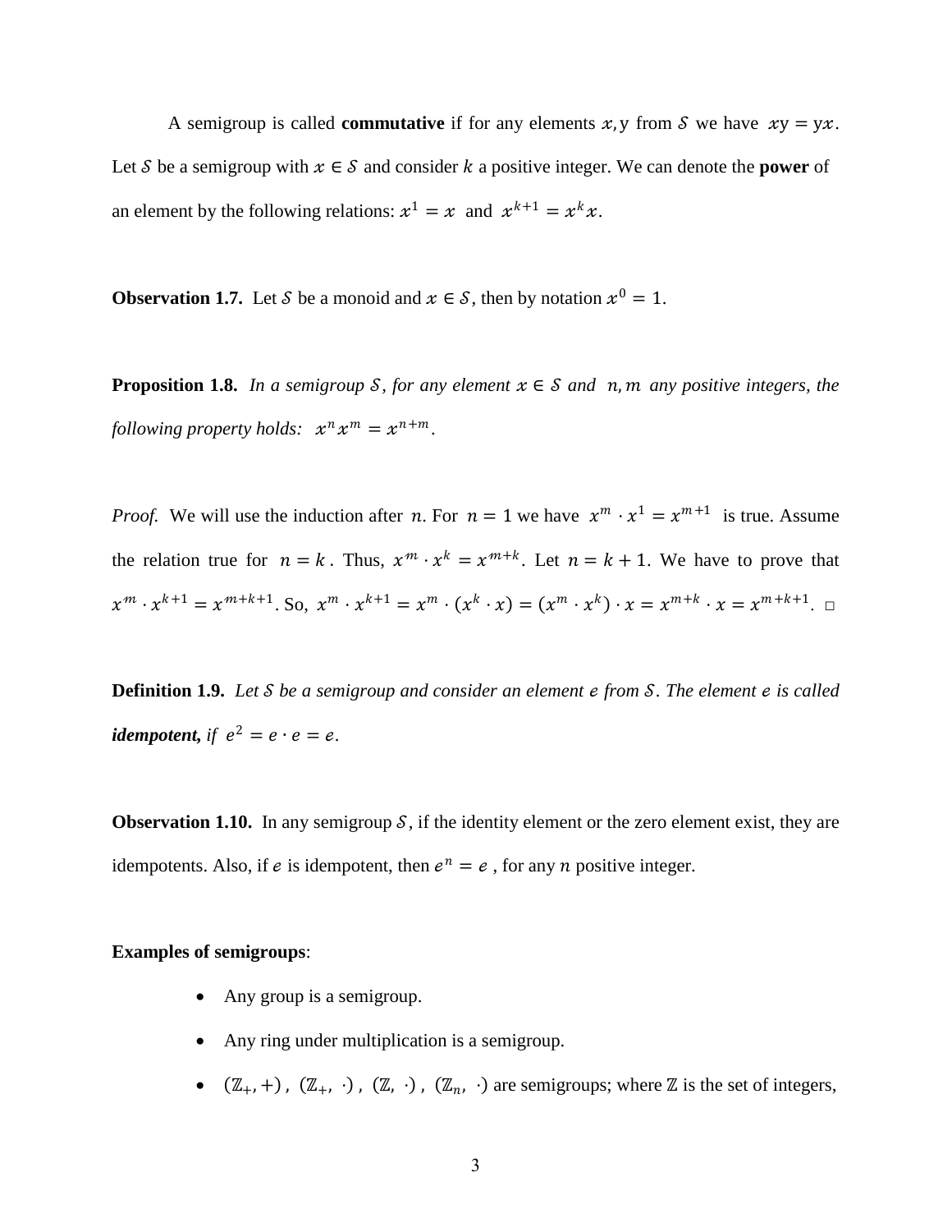A semigroup is called **commutative** if for any elements $x, y$ from $\mathcal{S}$ we have $xy = yx$. Let $\mathcal{S}$ be a semigroup with $x \in \mathcal{S}$ and consider $k$ a positive integer. We can denote the **power** of an element by the following relations: $x^1 = x$ and $x^{k+1} = x^k x$.

**Observation 1.7.** Let $\mathcal{S}$ be a monoid and $x \in \mathcal{S}$, then by notation $x^0 = 1$.

**Proposition 1.8.** *In a semigroup $\mathcal{S}$, for any element $x \in \mathcal{S}$ and $n, m$ any positive integers, the following property holds: $x^n x^m = x^{n+m}$.*

*Proof.* We will use the induction after $n$. For $n = 1$ we have $x^m \cdot x^1 = x^{m+1}$ is true. Assume the relation true for $n = k$. Thus, $x^m \cdot x^k = x^{m+k}$. Let $n = k + 1$. We have to prove that $x^m \cdot x^{k+1} = x^{m+k+1}$. So, $x^m \cdot x^{k+1} = x^m \cdot (x^k \cdot x) = (x^m \cdot x^k) \cdot x = x^{m+k} \cdot x = x^{m+k+1}$. □

**Definition 1.9.** *Let $\mathcal{S}$ be a semigroup and consider an element $e$ from $\mathcal{S}$. The element $e$ is called* ***idempotent,*** *if $e^2 = e \cdot e = e$.*

**Observation 1.10.** In any semigroup $\mathcal{S}$, if the identity element or the zero element exist, they are idempotents. Also, if $e$ is idempotent, then $e^n = e$, for any $n$ positive integer.

**Examples of semigroups**:

- Any group is a semigroup.
- Any ring under multiplication is a semigroup.
- $(\mathbb{Z}_+, +)$, $(\mathbb{Z}_+, \cdot)$, $(\mathbb{Z}, \cdot)$, $(\mathbb{Z}_n, \cdot)$ are semigroups; where $\mathbb{Z}$ is the set of integers,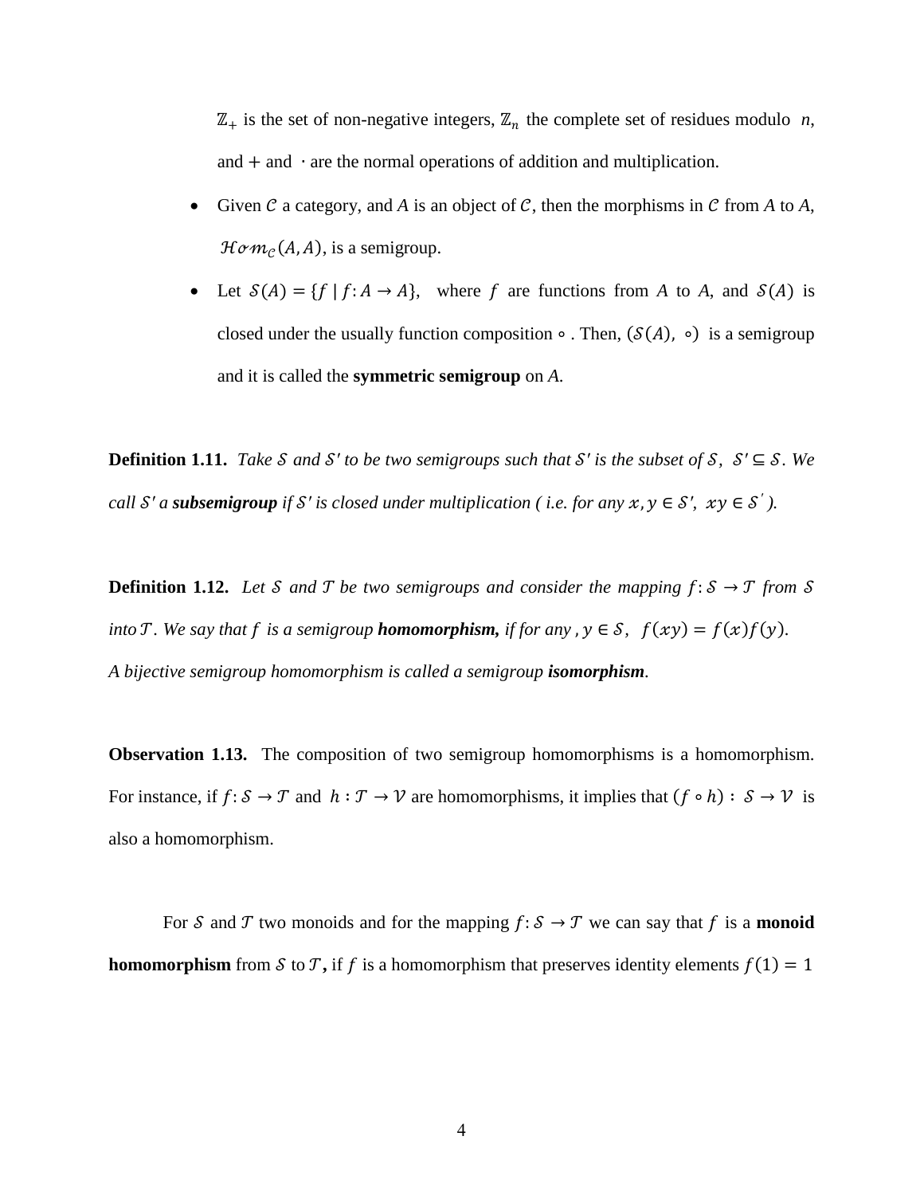$\mathbb{Z}_+$ is the set of non-negative integers, $\mathbb{Z}_n$ the complete set of residues modulo $n$, and $+$ and $\cdot$ are the normal operations of addition and multiplication.

- Given $\mathcal{C}$ a category, and $A$ is an object of $\mathcal{C}$, then the morphisms in $\mathcal{C}$ from $A$ to $A$, $\mathcal{H}om_{\mathcal{C}}(A, A)$, is a semigroup.
- Let $\mathcal{S}(A) = \{f \mid f: A \to A\}$, where $f$ are functions from $A$ to $A$, and $\mathcal{S}(A)$ is closed under the usually function composition $\circ$ . Then, $(\mathcal{S}(A), \circ)$ is a semigroup and it is called the **symmetric semigroup** on $A$.

**Definition 1.11.** *Take $\mathcal{S}$ and $\mathcal{S}'$ to be two semigroups such that $\mathcal{S}'$ is the subset of $\mathcal{S}$, $\mathcal{S}' \subseteq \mathcal{S}$. We call $\mathcal{S}'$ a **subsemigroup** if $\mathcal{S}'$ is closed under multiplication ( i.e. for any $x, y \in \mathcal{S}'$, $xy \in \mathcal{S}'$ ).*

**Definition 1.12.** *Let $\mathcal{S}$ and $\mathcal{T}$ be two semigroups and consider the mapping $f: \mathcal{S} \to \mathcal{T}$ from $\mathcal{S}$ into $\mathcal{T}$. We say that $f$ is a semigroup **homomorphism,** if for any , $y \in \mathcal{S}$, $f(xy) = f(x)f(y)$. A bijective semigroup homomorphism is called a semigroup **isomorphism**.*

**Observation 1.13.** The composition of two semigroup homomorphisms is a homomorphism. For instance, if $f: \mathcal{S} \to \mathcal{T}$ and $h : \mathcal{T} \to \mathcal{V}$ are homomorphisms, it implies that $(f \circ h) : \mathcal{S} \to \mathcal{V}$ is also a homomorphism.

For $\mathcal{S}$ and $\mathcal{T}$ two monoids and for the mapping $f: \mathcal{S} \to \mathcal{T}$ we can say that $f$ is a **monoid homomorphism** from $\mathcal{S}$ to $\mathcal{T}$**,** if $f$ is a homomorphism that preserves identity elements $f(1) = 1$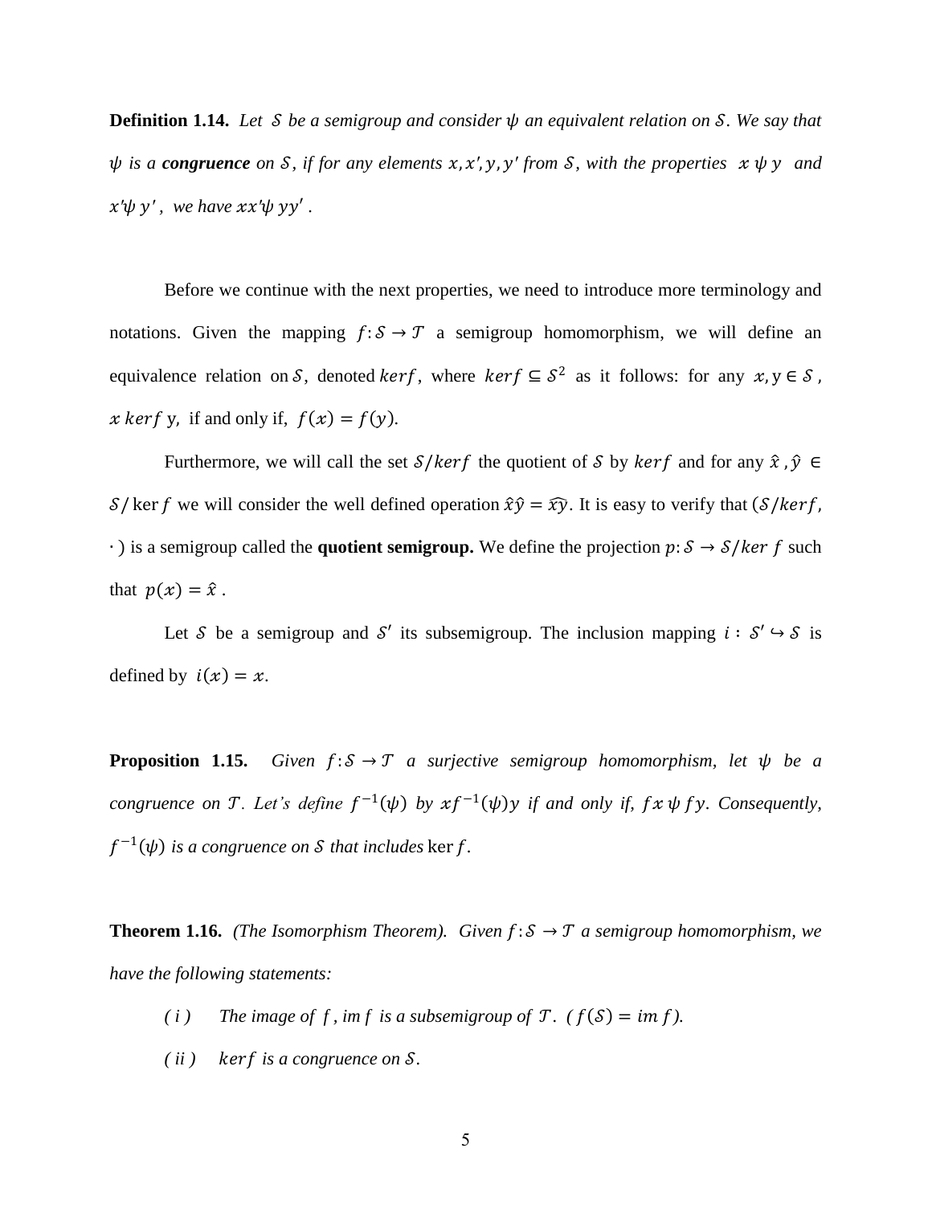**Definition 1.14.** *Let $\mathcal{S}$ be a semigroup and consider $\psi$ an equivalent relation on $\mathcal{S}$. We say that $\psi$ is a **congruence** on $\mathcal{S}$, if for any elements $x, x', y, y'$ from $\mathcal{S}$, with the properties $x \,\psi\, y$ and $x' \psi\, y'$, we have $xx' \psi\, yy'$.*

Before we continue with the next properties, we need to introduce more terminology and notations. Given the mapping $f: \mathcal{S} \rightarrow \mathcal{T}$ a semigroup homomorphism, we will define an equivalence relation on $\mathcal{S}$, denoted $kerf$, where $kerf \subseteq \mathcal{S}^2$ as it follows: for any $x, \mathrm{y} \in \mathcal{S}$, $x\; kerf\; \mathrm{y}$, if and only if, $f(x) = f(y)$.

Furthermore, we will call the set $\mathcal{S}/kerf$ the quotient of $\mathcal{S}$ by $kerf$ and for any $\hat{x}, \hat{y} \in \mathcal{S}/\ker f$ we will consider the well defined operation $\hat{x}\hat{y} = \widehat{xy}$. It is easy to verify that ($\mathcal{S}/kerf$, $\cdot$ ) is a semigroup called the **quotient semigroup.** We define the projection $p: \mathcal{S} \rightarrow \mathcal{S}/ker\, f$ such that $p(x) = \hat{x}$.

Let $\mathcal{S}$ be a semigroup and $\mathcal{S}'$ its subsemigroup. The inclusion mapping $i: \mathcal{S}' \hookrightarrow \mathcal{S}$ is defined by $i(x) = x$.

**Proposition 1.15.** *Given $f: \mathcal{S} \rightarrow \mathcal{T}$ a surjective semigroup homomorphism, let $\psi$ be a congruence on $\mathcal{T}$. Let's define $f^{-1}(\psi)$ by $x f^{-1}(\psi) y$ if and only if, $fx\, \psi\, fy$. Consequently, $f^{-1}(\psi)$ is a congruence on $\mathcal{S}$ that includes $\ker f$.*

**Theorem 1.16.** *(The Isomorphism Theorem). Given $f: \mathcal{S} \rightarrow \mathcal{T}$ a semigroup homomorphism, we have the following statements:*

- *( i )* *The image of $f$, $im\, f$ is a subsemigroup of $\mathcal{T}$. ( $f(\mathcal{S}) = im\, f$).*
- *( ii )* *$kerf$ is a congruence on $\mathcal{S}$.*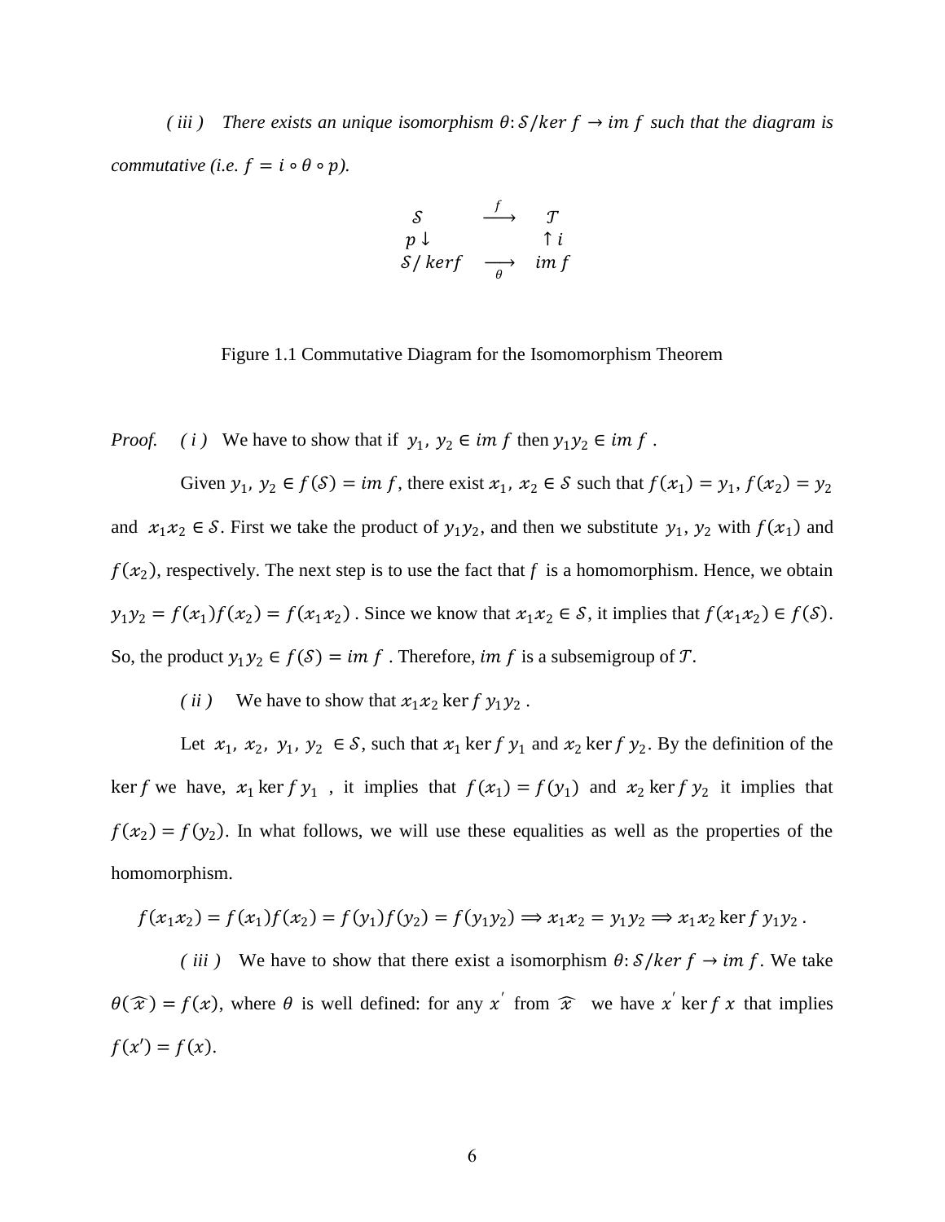*( iii )  There exists an unique isomorphism $\theta: \mathcal{S}/ker\, f \to im\, f$ such that the diagram is commutative (i.e. $f = i \circ \theta \circ p$).*

$$\begin{array}{ccc} \mathcal{S} & \xrightarrow{f} & \mathcal{T} \\ p \downarrow & & \uparrow i \\ \mathcal{S}/\,kerf & \xrightarrow[\theta]{} & im\, f \end{array}$$

Figure 1.1 Commutative Diagram for the Isomomorphism Theorem

*Proof.*  *( i )*  We have to show that if $y_1, y_2 \in im\, f$ then $y_1 y_2 \in im\, f$ .

Given $y_1, y_2 \in f(\mathcal{S}) = im\, f$, there exist $x_1, x_2 \in \mathcal{S}$ such that $f(x_1) = y_1, f(x_2) = y_2$ and $x_1 x_2 \in \mathcal{S}$. First we take the product of $y_1 y_2$, and then we substitute $y_1, y_2$ with $f(x_1)$ and $f(x_2)$, respectively. The next step is to use the fact that $f$ is a homomorphism. Hence, we obtain $y_1 y_2 = f(x_1) f(x_2) = f(x_1 x_2)$ . Since we know that $x_1 x_2 \in \mathcal{S}$, it implies that $f(x_1 x_2) \in f(\mathcal{S})$. So, the product $y_1 y_2 \in f(\mathcal{S}) = im\, f$ . Therefore, $im\, f$ is a subsemigroup of $\mathcal{T}$.

*( ii )*  We have to show that $x_1 x_2 \ker f\, y_1 y_2$ .

Let $x_1, x_2, y_1, y_2 \in \mathcal{S}$, such that $x_1 \ker f\, y_1$ and $x_2 \ker f\, y_2$. By the definition of the $\ker f$ we have, $x_1 \ker f\, y_1$ , it implies that $f(x_1) = f(y_1)$ and $x_2 \ker f\, y_2$ it implies that $f(x_2) = f(y_2)$. In what follows, we will use these equalities as well as the properties of the homomorphism.

$$f(x_1 x_2) = f(x_1) f(x_2) = f(y_1) f(y_2) = f(y_1 y_2) \Longrightarrow x_1 x_2 = y_1 y_2 \Longrightarrow x_1 x_2 \ker f\, y_1 y_2 .$$

*( iii )*  We have to show that there exist a isomorphism $\theta: \mathcal{S}/ker\, f \to im\, f$. We take $\theta(\widehat{x}) = f(x)$, where $\theta$ is well defined: for any $x'$ from $\widehat{x}$ we have $x' \ker f\, x$ that implies $f(x') = f(x)$.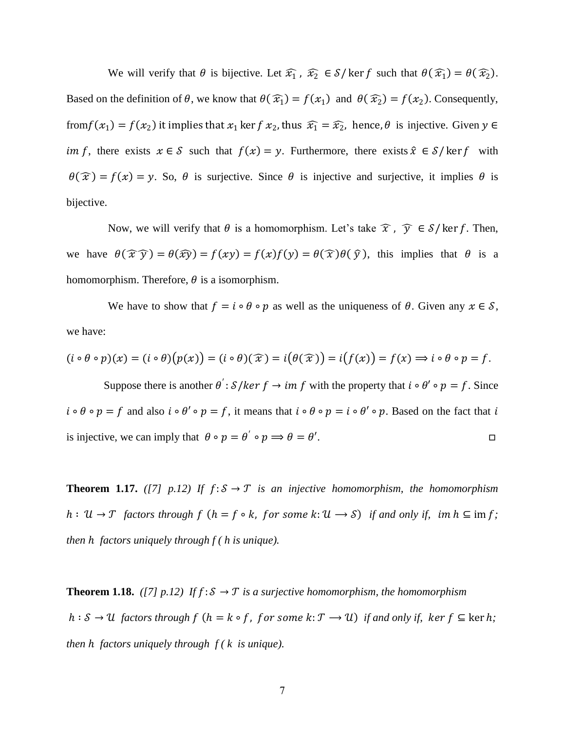We will verify that $\theta$ is bijective. Let $\widehat{x_1}$, $\widehat{x_2} \in \mathcal{S}/\ker f$ such that $\theta(\widehat{x_1}) = \theta(\widehat{x_2})$. Based on the definition of $\theta$, we know that $\theta(\widehat{x_1}) = f(x_1)$ and $\theta(\widehat{x_2}) = f(x_2)$. Consequently, from $f(x_1) = f(x_2)$ it implies that $x_1 \ker f\, x_2$, thus $\widehat{x_1} = \widehat{x_2}$, hence, $\theta$ is injective. Given $y \in im\, f$, there exists $x \in \mathcal{S}$ such that $f(x) = y$. Furthermore, there exists $\hat{x} \in \mathcal{S}/\ker f$ with $\theta(\widehat{x}) = f(x) = y$. So, $\theta$ is surjective. Since $\theta$ is injective and surjective, it implies $\theta$ is bijective.

Now, we will verify that $\theta$ is a homomorphism. Let's take $\widehat{x}$, $\widehat{y} \in \mathcal{S}/\ker f$. Then, we have $\theta(\widehat{x}\,\widehat{y}) = \theta(\widehat{xy}) = f(xy) = f(x)f(y) = \theta(\widehat{x})\theta(\widehat{y})$, this implies that $\theta$ is a homomorphism. Therefore, $\theta$ is a isomorphism.

We have to show that $f = i \circ \theta \circ p$ as well as the uniqueness of $\theta$. Given any $x \in \mathcal{S}$, we have:

$$(i \circ \theta \circ p)(x) = (i \circ \theta)\big(p(x)\big) = (i \circ \theta)(\widehat{x}) = i\big(\theta(\widehat{x})\big) = i\big(f(x)\big) = f(x) \Longrightarrow i \circ \theta \circ p = f.$$

Suppose there is another $\theta' : \mathcal{S}/ker\, f \to im\, f$ with the property that $i \circ \theta' \circ p = f$. Since $i \circ \theta \circ p = f$ and also $i \circ \theta' \circ p = f$, it means that $i \circ \theta \circ p = i \circ \theta' \circ p$. Based on the fact that $i$ is injective, we can imply that $\theta \circ p = \theta' \circ p \Longrightarrow \theta = \theta'$. □

**Theorem 1.17.** *([7] p.12) If $f: \mathcal{S} \to \mathcal{T}$ is an injective homomorphism, the homomorphism $h : \mathcal{U} \to \mathcal{T}$ factors through $f$ $(h = f \circ k,\ for\ some\ k: \mathcal{U} \longrightarrow \mathcal{S})$ if and only if, $im\, h \subseteq \mathrm{im}\, f$; then $h$ factors uniquely through $f$ ( $h$ is unique).*

**Theorem 1.18.** *([7] p.12) If $f: \mathcal{S} \to \mathcal{T}$ is a surjective homomorphism, the homomorphism $h : \mathcal{S} \to \mathcal{U}$ factors through $f$ $(h = k \circ f,\ for\ some\ k: \mathcal{T} \longrightarrow \mathcal{U})$ if and only if, $ker\, f \subseteq \ker h$; then $h$ factors uniquely through $f$ ( $k$ is unique).*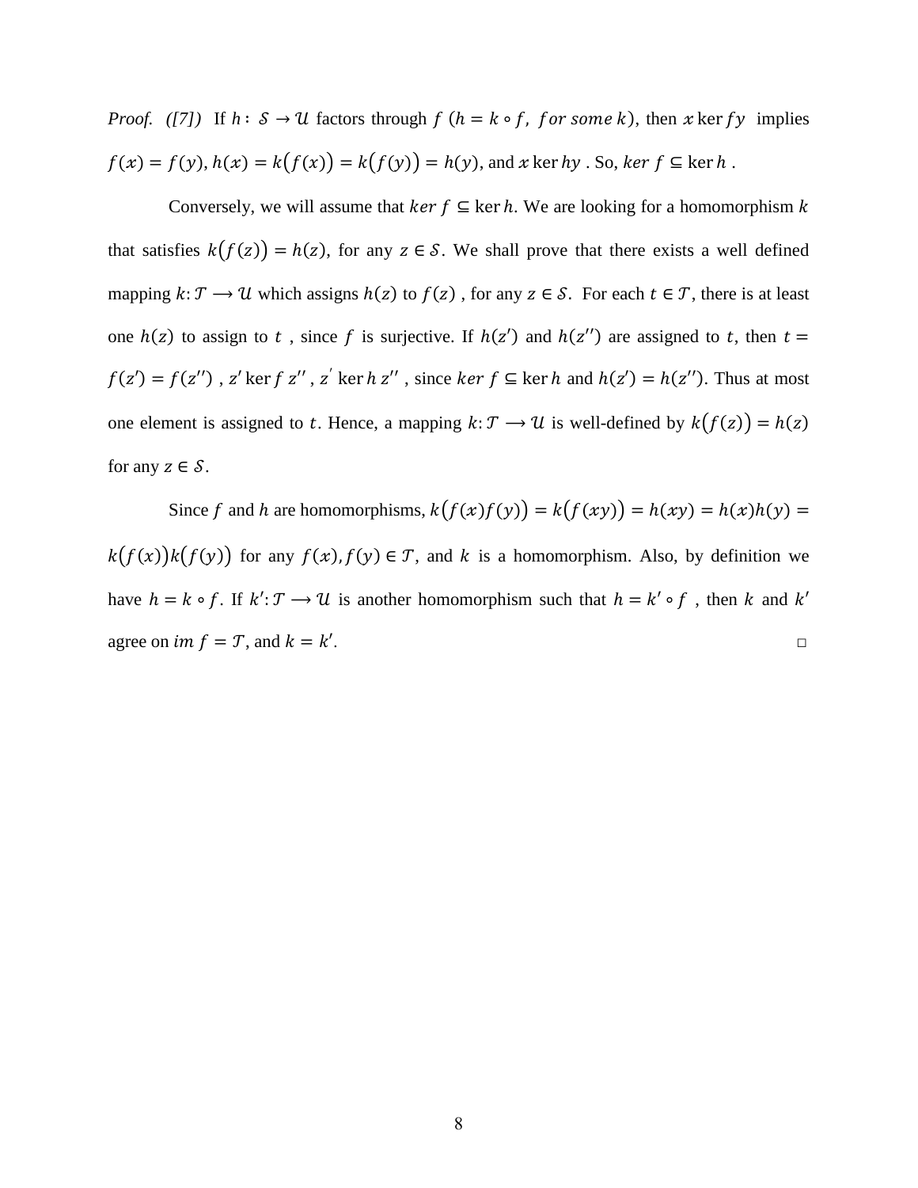*Proof.* *([7])* If $h : \mathcal{S} \to \mathcal{U}$ factors through $f$ $(h = k \circ f,\ for\ some\ k)$, then $x \ker f y$ implies $f(x) = f(y)$, $h(x) = k(f(x)) = k(f(y)) = h(y)$, and $x \ker h y$ . So, $ker\ f \subseteq \ker h$ .

Conversely, we will assume that $ker\ f \subseteq \ker h$. We are looking for a homomorphism $k$ that satisfies $k(f(z)) = h(z)$, for any $z \in \mathcal{S}$. We shall prove that there exists a well defined mapping $k: \mathcal{T} \longrightarrow \mathcal{U}$ which assigns $h(z)$ to $f(z)$ , for any $z \in \mathcal{S}$. For each $t \in \mathcal{T}$, there is at least one $h(z)$ to assign to $t$ , since $f$ is surjective. If $h(z')$ and $h(z'')$ are assigned to $t$, then $t = f(z') = f(z'')$ , $z' \ker f\ z''$ , $z' \ker h\ z''$ , since $ker\ f \subseteq \ker h$ and $h(z') = h(z'')$. Thus at most one element is assigned to $t$. Hence, a mapping $k: \mathcal{T} \longrightarrow \mathcal{U}$ is well-defined by $k(f(z)) = h(z)$ for any $z \in \mathcal{S}$.

Since $f$ and $h$ are homomorphisms, $k(f(x)f(y)) = k(f(xy)) = h(xy) = h(x)h(y) = k(f(x))k(f(y))$ for any $f(x), f(y) \in \mathcal{T}$, and $k$ is a homomorphism. Also, by definition we have $h = k \circ f$. If $k': \mathcal{T} \longrightarrow \mathcal{U}$ is another homomorphism such that $h = k' \circ f$ , then $k$ and $k'$ agree on $im\ f = \mathcal{T}$, and $k = k'$. □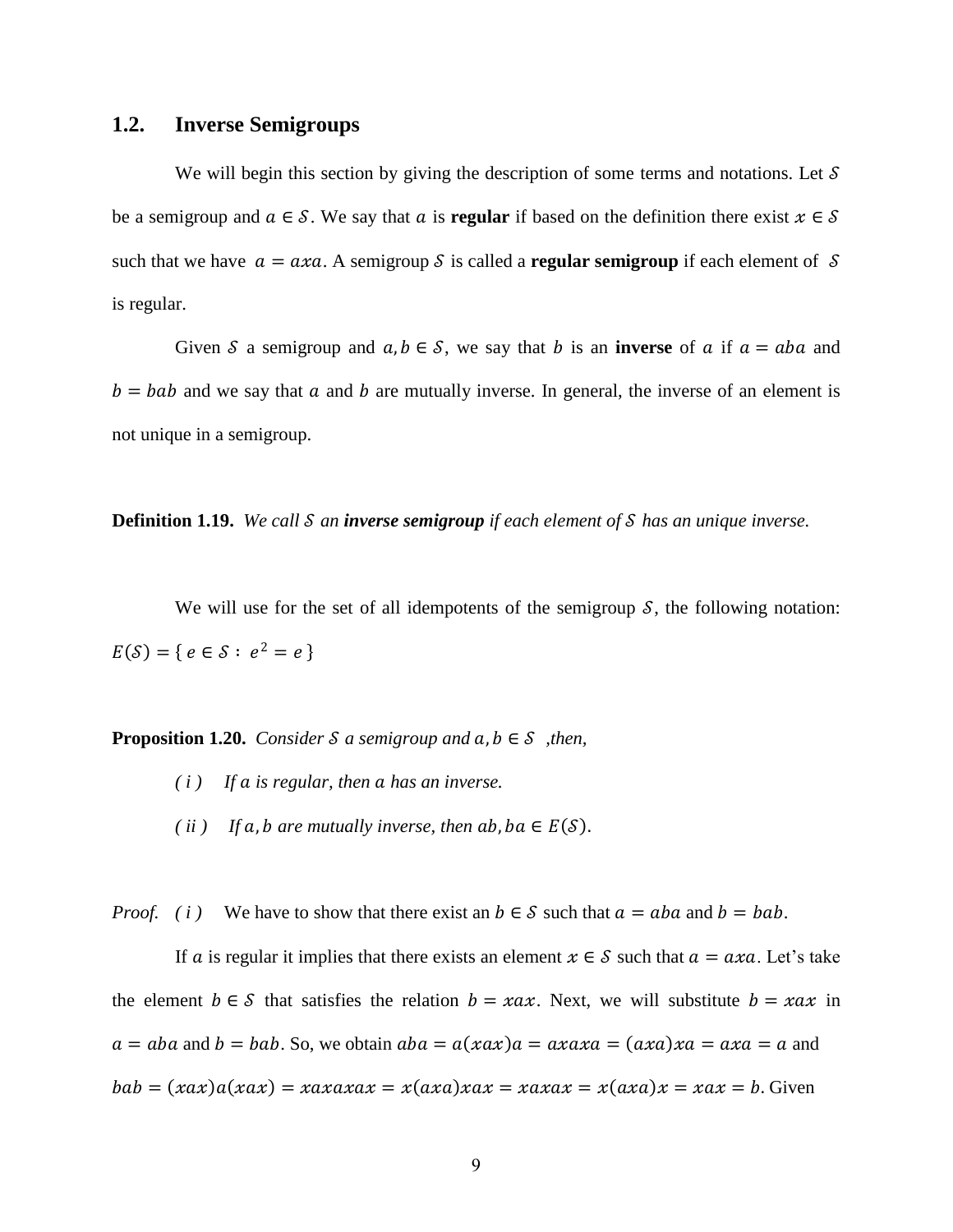## 1.2. Inverse Semigroups

We will begin this section by giving the description of some terms and notations. Let $\mathcal{S}$ be a semigroup and $a \in \mathcal{S}$. We say that $a$ is **regular** if based on the definition there exist $x \in \mathcal{S}$ such that we have $a = axa$. A semigroup $\mathcal{S}$ is called a **regular semigroup** if each element of $\mathcal{S}$ is regular.

Given $\mathcal{S}$ a semigroup and $a, b \in \mathcal{S}$, we say that $b$ is an **inverse** of $a$ if $a = aba$ and $b = bab$ and we say that $a$ and $b$ are mutually inverse. In general, the inverse of an element is not unique in a semigroup.

**Definition 1.19.** *We call $\mathcal{S}$ an **inverse semigroup** if each element of $\mathcal{S}$ has an unique inverse.*

We will use for the set of all idempotents of the semigroup $\mathcal{S}$, the following notation: $E(\mathcal{S}) = \{ e \in \mathcal{S} : e^2 = e \}$

**Proposition 1.20.** *Consider $\mathcal{S}$ a semigroup and $a, b \in \mathcal{S}$ ,then,*

*( i ) If $a$ is regular, then $a$ has an inverse.*

*( ii ) If $a, b$ are mutually inverse, then $ab, ba \in E(\mathcal{S})$.*

*Proof.* *( i )* We have to show that there exist an $b \in \mathcal{S}$ such that $a = aba$ and $b = bab$.

If $a$ is regular it implies that there exists an element $x \in \mathcal{S}$ such that $a = axa$. Let's take the element $b \in \mathcal{S}$ that satisfies the relation $b = xax$. Next, we will substitute $b = xax$ in $a = aba$ and $b = bab$. So, we obtain $aba = a(xax)a = axaxa = (axa)xa = axa = a$ and $bab = (xax)a(xax) = xaxaxax = x(axa)xax = xaxax = x(axa)x = xax = b$. Given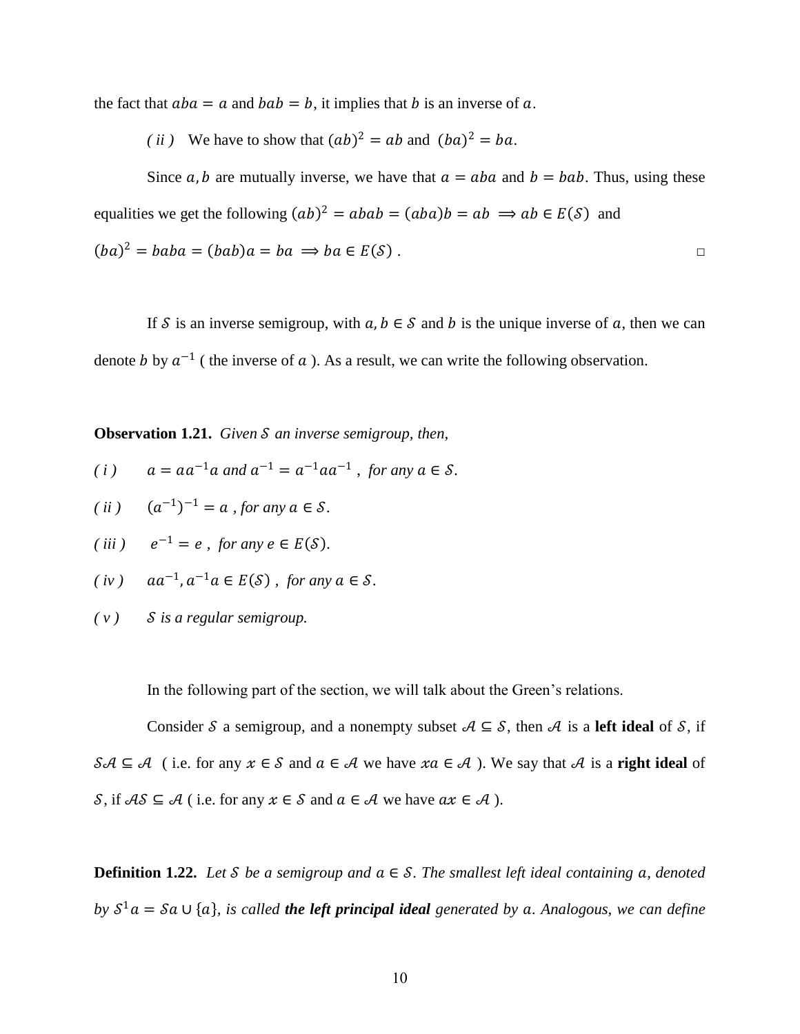the fact that $aba = a$ and $bab = b$, it implies that $b$ is an inverse of $a$.

*( ii )* We have to show that $(ab)^2 = ab$ and $(ba)^2 = ba$.

Since $a, b$ are mutually inverse, we have that $a = aba$ and $b = bab$. Thus, using these equalities we get the following $(ab)^2 = abab = (aba)b = ab \implies ab \in E(\mathcal{S})$ and

$(ba)^2 = baba = (bab)a = ba \implies ba \in E(\mathcal{S})$ . □

If $\mathcal{S}$ is an inverse semigroup, with $a, b \in \mathcal{S}$ and $b$ is the unique inverse of $a$, then we can denote $b$ by $a^{-1}$ ( the inverse of $a$ ). As a result, we can write the following observation.

**Observation 1.21.** *Given $\mathcal{S}$ an inverse semigroup, then,*

*( i )* $a = aa^{-1}a$ *and* $a^{-1} = a^{-1}aa^{-1}$ , *for any* $a \in \mathcal{S}$.

*( ii )* $(a^{-1})^{-1} = a$ , *for any* $a \in \mathcal{S}$.

*( iii )* $e^{-1} = e$ , *for any* $e \in E(\mathcal{S})$.

*( iv )* $aa^{-1}, a^{-1}a \in E(\mathcal{S})$ , *for any* $a \in \mathcal{S}$.

*( v )* *$\mathcal{S}$ is a regular semigroup.*

In the following part of the section, we will talk about the Green's relations.

Consider $\mathcal{S}$ a semigroup, and a nonempty subset $\mathcal{A} \subseteq \mathcal{S}$, then $\mathcal{A}$ is a **left ideal** of $\mathcal{S}$, if $\mathcal{S}\mathcal{A} \subseteq \mathcal{A}$ ( i.e. for any $x \in \mathcal{S}$ and $a \in \mathcal{A}$ we have $xa \in \mathcal{A}$ ). We say that $\mathcal{A}$ is a **right ideal** of $\mathcal{S}$, if $\mathcal{A}\mathcal{S} \subseteq \mathcal{A}$ ( i.e. for any $x \in \mathcal{S}$ and $a \in \mathcal{A}$ we have $ax \in \mathcal{A}$ ).

**Definition 1.22.** *Let $\mathcal{S}$ be a semigroup and $a \in \mathcal{S}$. The smallest left ideal containing $a$, denoted by $\mathcal{S}^1 a = \mathcal{S}a \cup \{a\}$, is called* ***the left principal ideal*** *generated by $a$. Analogous, we can define*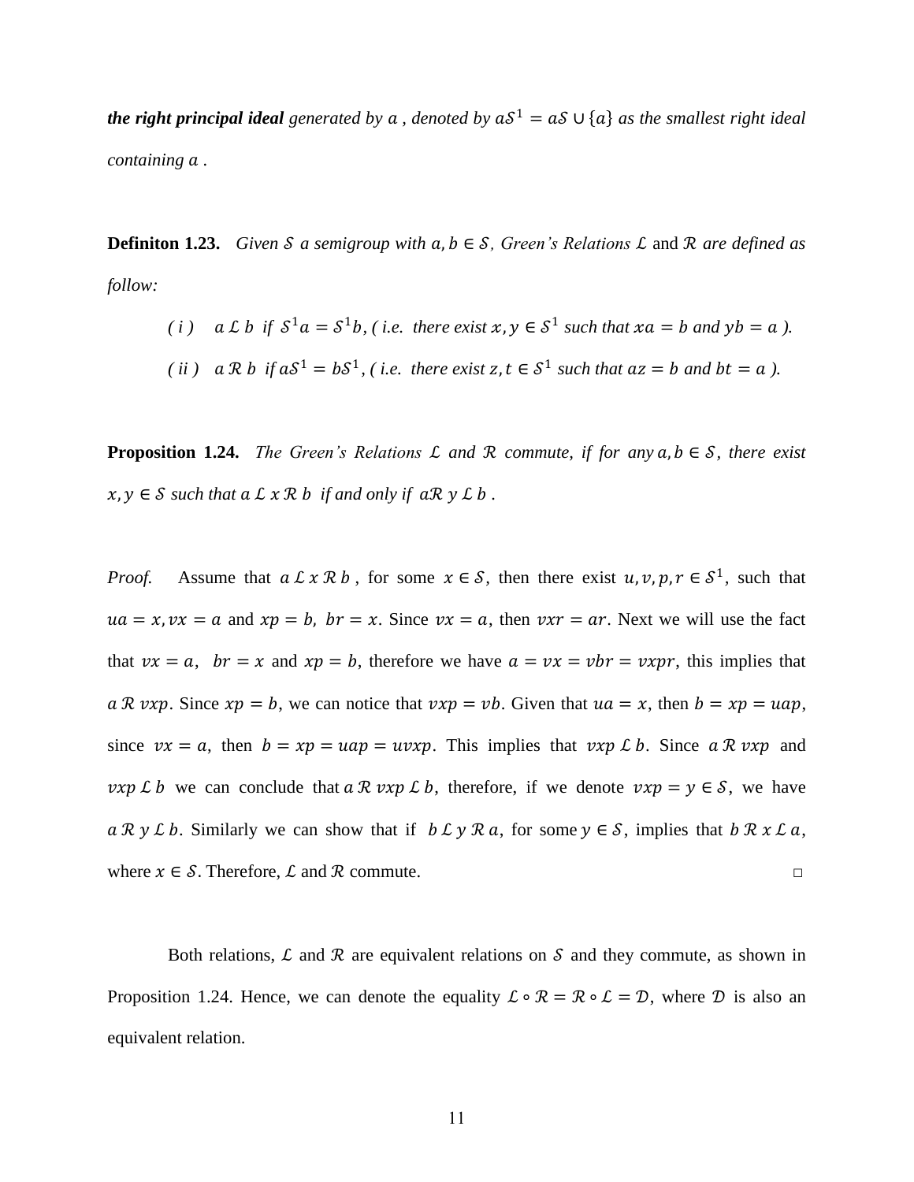***the right principal ideal** generated by $a$ , denoted by $a\mathcal{S}^1 = a\mathcal{S} \cup \{a\}$ as the smallest right ideal containing $a$ .*

**Definiton 1.23.** *Given $\mathcal{S}$ a semigroup with $a, b \in \mathcal{S}$, Green's Relations $\mathcal{L}$* and *$\mathcal{R}$ are defined as follow:*

*( i )* $a \,\mathcal{L}\, b$ *if* $\mathcal{S}^1 a = \mathcal{S}^1 b$, *( i.e. there exist $x, y \in \mathcal{S}^1$ such that $xa = b$ and $yb = a$ ).*

*( ii )* $a \,\mathcal{R}\, b$ *if* $a\mathcal{S}^1 = b\mathcal{S}^1$, *( i.e. there exist $z, t \in \mathcal{S}^1$ such that $az = b$ and $bt = a$ ).*

**Proposition 1.24.** *The Green's Relations $\mathcal{L}$ and $\mathcal{R}$ commute, if for any $a, b \in \mathcal{S}$, there exist $x, y \in \mathcal{S}$ such that $a \,\mathcal{L}\, x \,\mathcal{R}\, b$ if and only if $a \mathcal{R}\, y \,\mathcal{L}\, b$ .*

*Proof.* Assume that $a \,\mathcal{L}\, x \,\mathcal{R}\, b$ , for some $x \in \mathcal{S}$, then there exist $u, v, p, r \in \mathcal{S}^1$, such that $ua = x, vx = a$ and $xp = b,\ br = x$. Since $vx = a$, then $vxr = ar$. Next we will use the fact that $vx = a,\ \ br = x$ and $xp = b$, therefore we have $a = vx = vbr = vxpr$, this implies that $a \,\mathcal{R}\, vxp$. Since $xp = b$, we can notice that $vxp = vb$. Given that $ua = x$, then $b = xp = uap$, since $vx = a$, then $b = xp = uap = uvxp$. This implies that $vxp \,\mathcal{L}\, b$. Since $a \,\mathcal{R}\, vxp$ and $vxp \,\mathcal{L}\, b$ we can conclude that $a \,\mathcal{R}\, vxp \,\mathcal{L}\, b$, therefore, if we denote $vxp = y \in \mathcal{S}$, we have $a \,\mathcal{R}\, y \,\mathcal{L}\, b$. Similarly we can show that if $b \,\mathcal{L}\, y \,\mathcal{R}\, a$, for some $y \in \mathcal{S}$, implies that $b \,\mathcal{R}\, x \,\mathcal{L}\, a$, where $x \in \mathcal{S}$. Therefore, $\mathcal{L}$ and $\mathcal{R}$ commute. □

Both relations, $\mathcal{L}$ and $\mathcal{R}$ are equivalent relations on $\mathcal{S}$ and they commute, as shown in Proposition 1.24. Hence, we can denote the equality $\mathcal{L} \circ \mathcal{R} = \mathcal{R} \circ \mathcal{L} = \mathcal{D}$, where $\mathcal{D}$ is also an equivalent relation.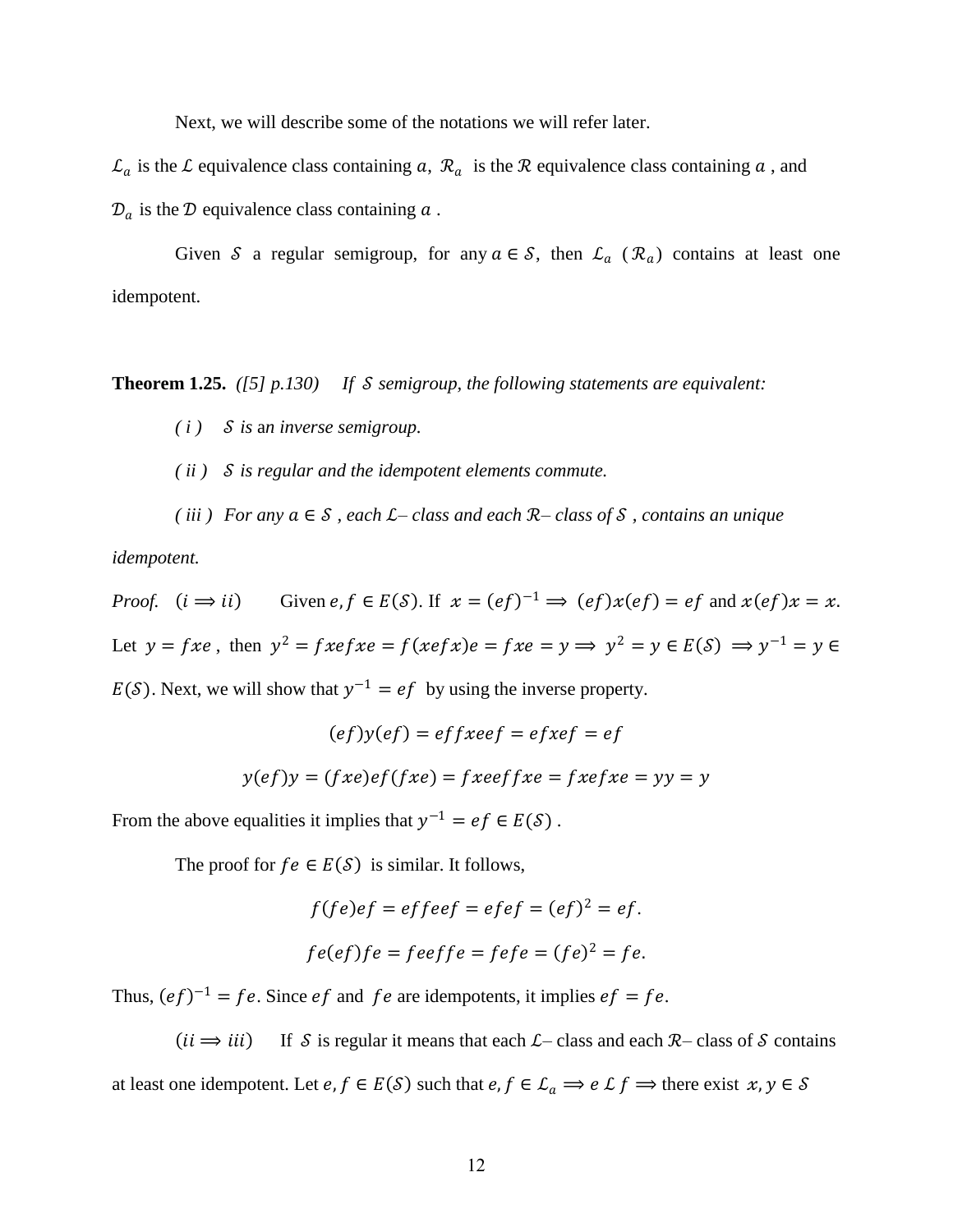Next, we will describe some of the notations we will refer later.

$\mathcal{L}_a$ is the $\mathcal{L}$ equivalence class containing $a$, $\mathcal{R}_a$ is the $\mathcal{R}$ equivalence class containing $a$ , and $\mathcal{D}_a$ is the $\mathcal{D}$ equivalence class containing $a$ .

Given $\mathcal{S}$ a regular semigroup, for any $a \in \mathcal{S}$, then $\mathcal{L}_a$ ($\mathcal{R}_a$) contains at least one idempotent.

**Theorem 1.25.** *([5] p.130) If $\mathcal{S}$ semigroup, the following statements are equivalent:*

*( i ) $\mathcal{S}$ is an inverse semigroup.*

*( ii ) $\mathcal{S}$ is regular and the idempotent elements commute.*

*( iii ) For any $a \in \mathcal{S}$ , each $\mathcal{L}$– class and each $\mathcal{R}$– class of $\mathcal{S}$ , contains an unique idempotent.*

*Proof.* $(i \Longrightarrow ii)$ Given $e, f \in E(\mathcal{S})$. If $x = (ef)^{-1} \Longrightarrow (ef)x(ef) = ef$ and $x(ef)x = x$. Let $y = fxe$ , then $y^2 = fxefxe = f(xefx)e = fxe = y \Longrightarrow y^2 = y \in E(\mathcal{S}) \Longrightarrow y^{-1} = y \in E(\mathcal{S})$. Next, we will show that $y^{-1} = ef$ by using the inverse property.

$$(ef)y(ef) = effxeef = efxef = ef$$

$$y(ef)y = (fxe)ef(fxe) = fxeeffxe = fxefxe = yy = y$$

From the above equalities it implies that $y^{-1} = ef \in E(\mathcal{S})$ .

The proof for $fe \in E(\mathcal{S})$ is similar. It follows,

$$f(fe)ef = effeef = efef = (ef)^2 = ef.$$

$$fe(ef)fe = feeffe = fefe = (fe)^2 = fe.$$

Thus, $(ef)^{-1} = fe$. Since $ef$ and $fe$ are idempotents, it implies $ef = fe$.

$(ii \Longrightarrow iii)$ If $\mathcal{S}$ is regular it means that each $\mathcal{L}$– class and each $\mathcal{R}$– class of $\mathcal{S}$ contains at least one idempotent. Let $e, f \in E(\mathcal{S})$ such that $e, f \in \mathcal{L}_a \Longrightarrow e \,\mathcal{L}\, f \Longrightarrow$ there exist $x, y \in \mathcal{S}$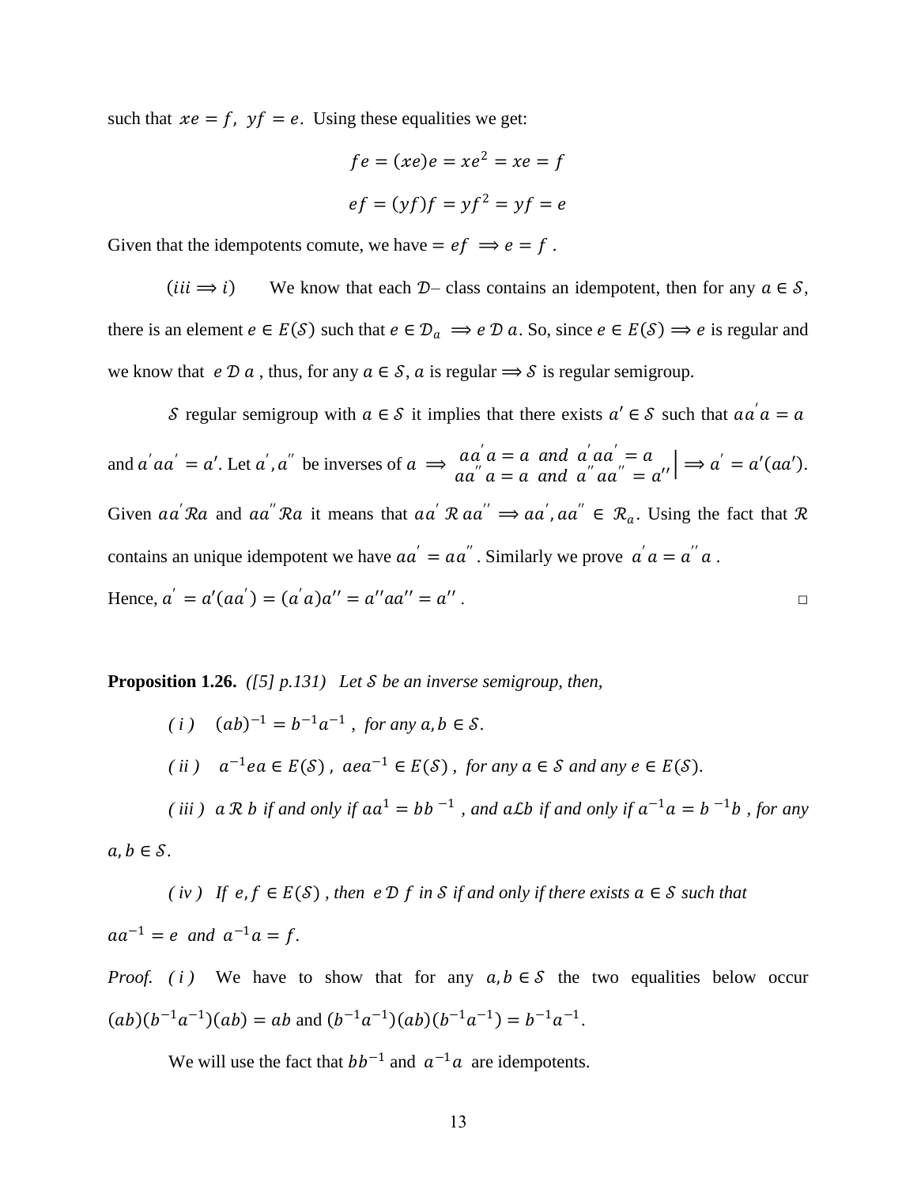such that $xe = f,\ yf = e$. Using these equalities we get:

$$fe = (xe)e = xe^2 = xe = f$$

$$ef = (yf)f = yf^2 = yf = e$$

Given that the idempotents comute, we have $= ef \implies e = f$ .

$(iii \implies i)$ We know that each $\mathcal{D}$– class contains an idempotent, then for any $a \in \mathcal{S}$, there is an element $e \in E(\mathcal{S})$ such that $e \in \mathcal{D}_a \implies e\,\mathcal{D}\,a$. So, since $e \in E(\mathcal{S}) \implies e$ is regular and we know that $e\,\mathcal{D}\,a$ , thus, for any $a \in \mathcal{S}$, $a$ is regular $\implies \mathcal{S}$ is regular semigroup.

$\mathcal{S}$ regular semigroup with $a \in \mathcal{S}$ it implies that there exists $a' \in \mathcal{S}$ such that $aa'a = a$ and $a'aa' = a'$. Let $a', a''$ be inverses of $a \implies \left.\begin{matrix} aa'a = a \ \ and \ \ a'aa' = a \\ aa''a = a \ \ and \ \ a''aa'' = a'' \end{matrix}\right| \implies a' = a'(aa')$.
Given $aa'\mathcal{R}a$ and $aa''\mathcal{R}a$ it means that $aa'\,\mathcal{R}\,aa'' \implies aa', aa'' \in \mathcal{R}_a$. Using the fact that $\mathcal{R}$ contains an unique idempotent we have $aa' = aa''$. Similarly we prove $a'a = a''a$ .
Hence, $a' = a'(aa') = (a'a)a'' = a''aa'' = a''$ . □

**Proposition 1.26.** *([5] p.131) Let $\mathcal{S}$ be an inverse semigroup, then,*

*( i )* $(ab)^{-1} = b^{-1}a^{-1}$ *, for any $a, b \in \mathcal{S}$.*

*( ii )* $a^{-1}ea \in E(\mathcal{S})$ *,* $aea^{-1} \in E(\mathcal{S})$ *, for any $a \in \mathcal{S}$ and any $e \in E(\mathcal{S})$.*

*( iii ) $a\,\mathcal{R}\,b$ if and only if $aa^1 = bb^{-1}$ , and $a\mathcal{L}b$ if and only if $a^{-1}a = b^{-1}b$ , for any $a, b \in \mathcal{S}$.*

*( iv ) If $e, f \in E(\mathcal{S})$ , then $e\,\mathcal{D}\,f$ in $\mathcal{S}$ if and only if there exists $a \in \mathcal{S}$ such that $aa^{-1} = e$ and $a^{-1}a = f$.*

*Proof. ( i )* We have to show that for any $a, b \in \mathcal{S}$ the two equalities below occur $(ab)(b^{-1}a^{-1})(ab) = ab$ and $(b^{-1}a^{-1})(ab)(b^{-1}a^{-1}) = b^{-1}a^{-1}$.

We will use the fact that $bb^{-1}$ and $a^{-1}a$ are idempotents.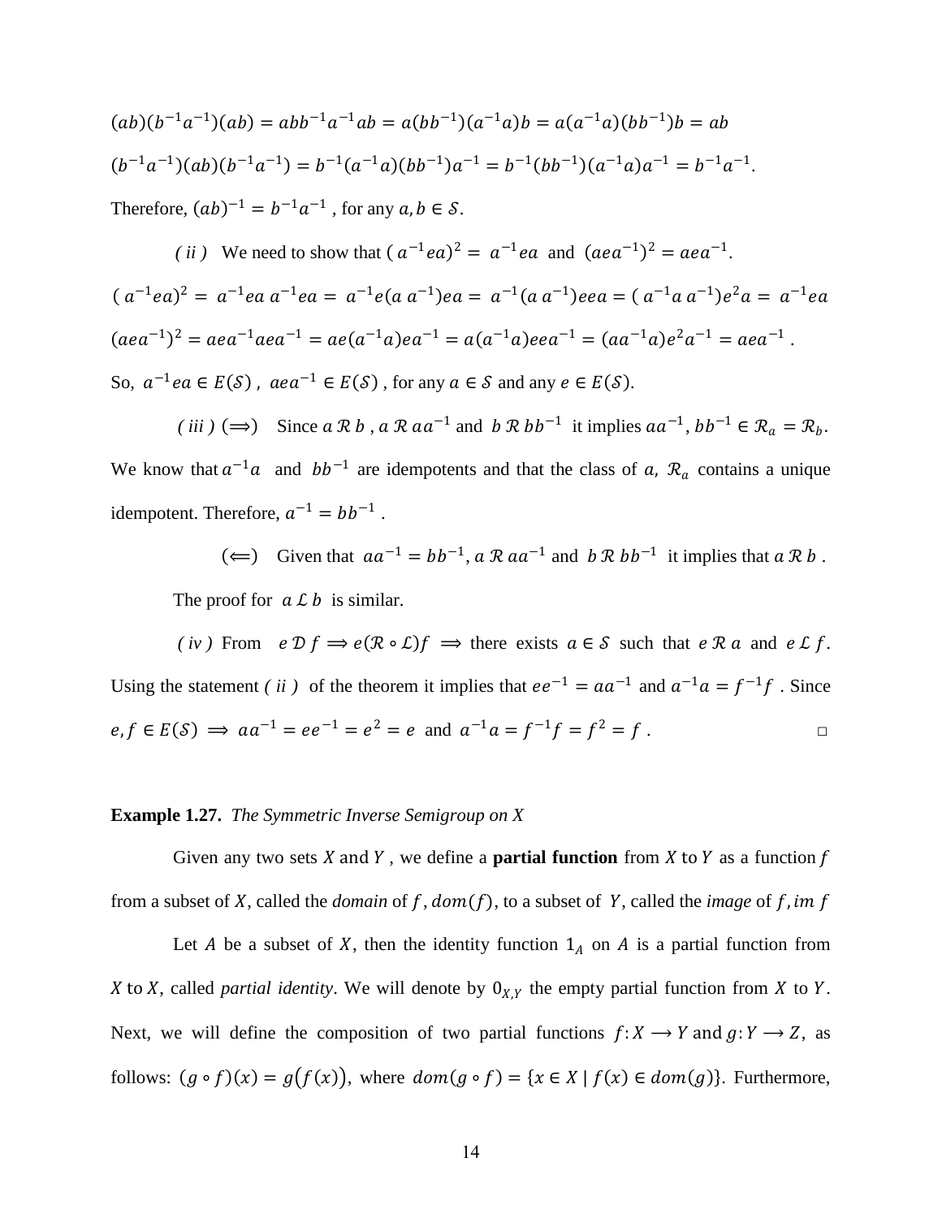$(ab)(b^{-1}a^{-1})(ab) = abb^{-1}a^{-1}ab = a(bb^{-1})(a^{-1}a)b = a(a^{-1}a)(bb^{-1})b = ab$

$(b^{-1}a^{-1})(ab)(b^{-1}a^{-1}) = b^{-1}(a^{-1}a)(bb^{-1})a^{-1} = b^{-1}(bb^{-1})(a^{-1}a)a^{-1} = b^{-1}a^{-1}$.

Therefore, $(ab)^{-1} = b^{-1}a^{-1}$ , for any $a, b \in \mathcal{S}$.

*( ii )* We need to show that $(a^{-1}ea)^2 = a^{-1}ea$ and $(aea^{-1})^2 = aea^{-1}$.

$(a^{-1}ea)^2 = a^{-1}ea\, a^{-1}ea = a^{-1}e(a\, a^{-1})ea = a^{-1}(a\, a^{-1})eea = (a^{-1}a\, a^{-1})e^2a = a^{-1}ea$

$(aea^{-1})^2 = aea^{-1}aea^{-1} = ae(a^{-1}a)ea^{-1} = a(a^{-1}a)eea^{-1} = (aa^{-1}a)e^2a^{-1} = aea^{-1}$ .

So, $a^{-1}ea \in E(\mathcal{S})$ , $aea^{-1} \in E(\mathcal{S})$ , for any $a \in \mathcal{S}$ and any $e \in E(\mathcal{S})$.

*( iii )* $(\Longrightarrow)$ Since $a\, \mathcal{R}\, b$ , $a\, \mathcal{R}\, aa^{-1}$ and $b\, \mathcal{R}\, bb^{-1}$ it implies $aa^{-1}, bb^{-1} \in \mathcal{R}_a = \mathcal{R}_b$. We know that $a^{-1}a$ and $bb^{-1}$ are idempotents and that the class of $a$, $\mathcal{R}_a$ contains a unique idempotent. Therefore, $a^{-1} = bb^{-1}$ .

$(\Longleftarrow)$ Given that $aa^{-1} = bb^{-1}$, $a\, \mathcal{R}\, aa^{-1}$ and $b\, \mathcal{R}\, bb^{-1}$ it implies that $a\, \mathcal{R}\, b$ .

The proof for $a\, \mathcal{L}\, b$ is similar.

*( iv )* From $e\, \mathcal{D}\, f \Longrightarrow e(\mathcal{R} \circ \mathcal{L})f \Longrightarrow$ there exists $a \in \mathcal{S}$ such that $e\, \mathcal{R}\, a$ and $e\, \mathcal{L}\, f$. Using the statement *( ii )* of the theorem it implies that $ee^{-1} = aa^{-1}$ and $a^{-1}a = f^{-1}f$ . Since $e, f \in E(\mathcal{S}) \Longrightarrow aa^{-1} = ee^{-1} = e^2 = e$ and $a^{-1}a = f^{-1}f = f^2 = f$ . □

**Example 1.27.** *The Symmetric Inverse Semigroup on X*

Given any two sets $X$ and $Y$ , we define a **partial function** from $X$ to $Y$ as a function $f$ from a subset of $X$, called the *domain* of $f$, $dom(f)$, to a subset of $Y$, called the *image* of $f$, $im\, f$

Let $A$ be a subset of $X$, then the identity function $1_A$ on $A$ is a partial function from $X$ to $X$, called *partial identity*. We will denote by $0_{X,Y}$ the empty partial function from $X$ to $Y$. Next, we will define the composition of two partial functions $f: X \longrightarrow Y$ and $g: Y \longrightarrow Z$, as follows: $(g \circ f)(x) = g\big(f(x)\big)$, where $dom(g \circ f) = \{x \in X \mid f(x) \in dom(g)\}$. Furthermore,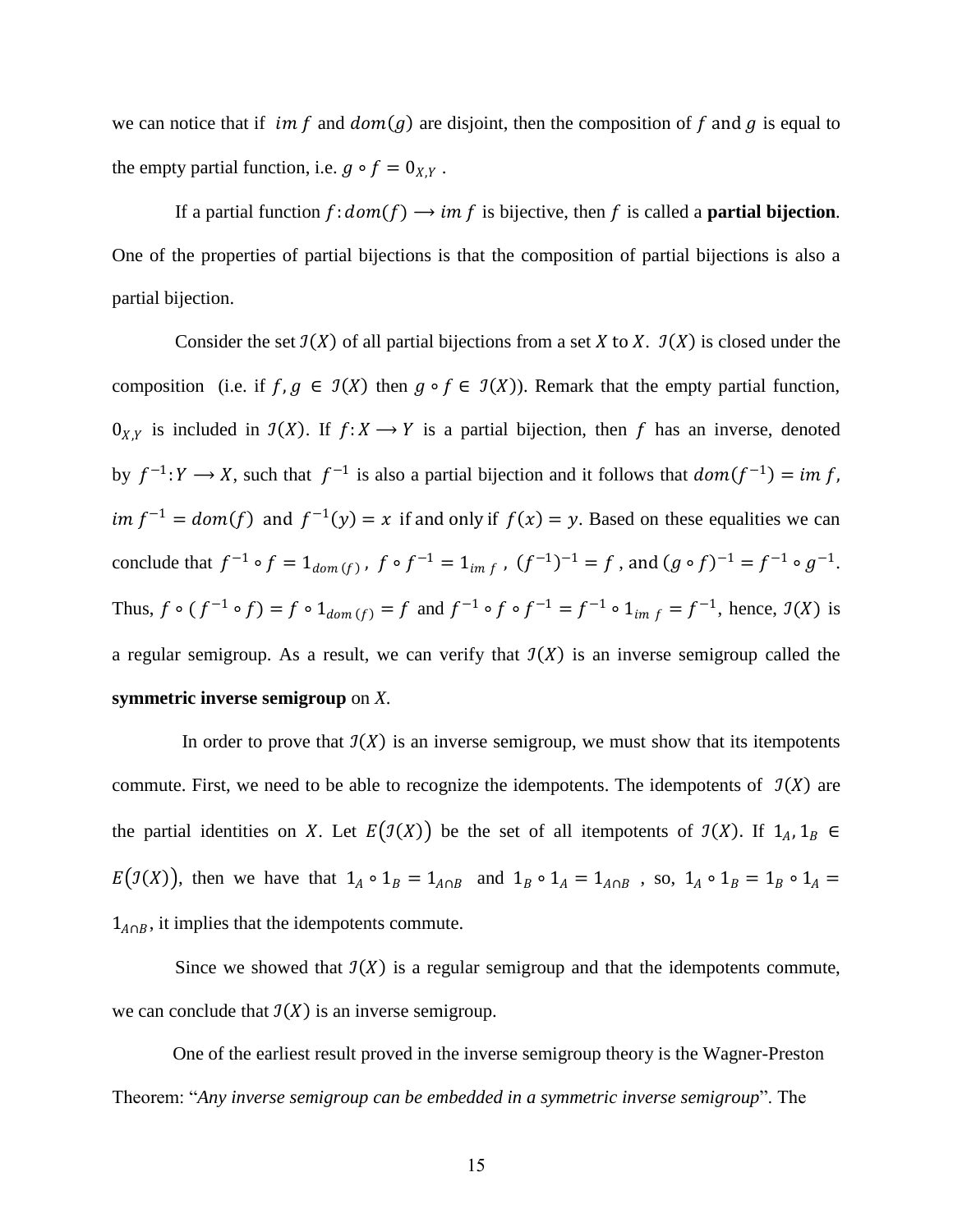we can notice that if $im\, f$ and $dom(g)$ are disjoint, then the composition of $f$ and $g$ is equal to the empty partial function, i.e. $g \circ f = 0_{X,Y}$ .

If a partial function $f: dom(f) \longrightarrow im\, f$ is bijective, then $f$ is called a **partial bijection**. One of the properties of partial bijections is that the composition of partial bijections is also a partial bijection.

Consider the set $\mathcal{I}(X)$ of all partial bijections from a set $X$ to $X$. $\mathcal{I}(X)$ is closed under the composition (i.e. if $f, g \in \mathcal{I}(X)$ then $g \circ f \in \mathcal{I}(X)$). Remark that the empty partial function, $0_{X,Y}$ is included in $\mathcal{I}(X)$. If $f: X \longrightarrow Y$ is a partial bijection, then $f$ has an inverse, denoted by $f^{-1}: Y \longrightarrow X$, such that $f^{-1}$ is also a partial bijection and it follows that $dom(f^{-1}) = im\, f$, $im\, f^{-1} = dom(f)$ and $f^{-1}(y) = x$ if and only if $f(x) = y$. Based on these equalities we can conclude that $f^{-1} \circ f = 1_{dom\,(f)}$ , $f \circ f^{-1} = 1_{im\, f}$ , $(f^{-1})^{-1} = f$ , and $(g \circ f)^{-1} = f^{-1} \circ g^{-1}$. Thus, $f \circ (f^{-1} \circ f) = f \circ 1_{dom\,(f)} = f$ and $f^{-1} \circ f \circ f^{-1} = f^{-1} \circ 1_{im\, f} = f^{-1}$, hence, $\mathcal{I}(X)$ is a regular semigroup. As a result, we can verify that $\mathcal{I}(X)$ is an inverse semigroup called the **symmetric inverse semigroup** on *X*.

In order to prove that $\mathcal{I}(X)$ is an inverse semigroup, we must show that its itempotents commute. First, we need to be able to recognize the idempotents. The idempotents of $\mathcal{I}(X)$ are the partial identities on $X$. Let $E(\mathcal{I}(X))$ be the set of all itempotents of $\mathcal{I}(X)$. If $1_A, 1_B \in E(\mathcal{I}(X))$, then we have that $1_A \circ 1_B = 1_{A \cap B}$ and $1_B \circ 1_A = 1_{A \cap B}$ , so, $1_A \circ 1_B = 1_B \circ 1_A = 1_{A \cap B}$, it implies that the idempotents commute.

Since we showed that $\mathcal{I}(X)$ is a regular semigroup and that the idempotents commute, we can conclude that $\mathcal{I}(X)$ is an inverse semigroup.

One of the earliest result proved in the inverse semigroup theory is the Wagner-Preston Theorem: "*Any inverse semigroup can be embedded in a symmetric inverse semigroup*". The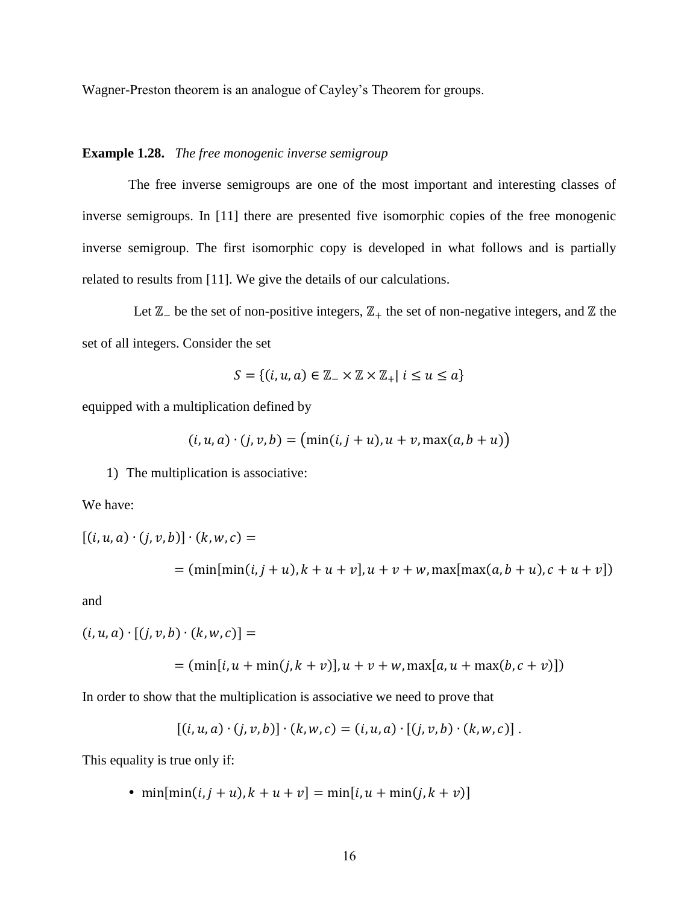Wagner-Preston theorem is an analogue of Cayley's Theorem for groups.

**Example 1.28.** *The free monogenic inverse semigroup*

The free inverse semigroups are one of the most important and interesting classes of inverse semigroups. In [11] there are presented five isomorphic copies of the free monogenic inverse semigroup. The first isomorphic copy is developed in what follows and is partially related to results from [11]. We give the details of our calculations.

Let $\mathbb{Z}_-$ be the set of non-positive integers, $\mathbb{Z}_+$ the set of non-negative integers, and $\mathbb{Z}$ the set of all integers. Consider the set

$$S = \{(i, u, a) \in \mathbb{Z}_- \times \mathbb{Z} \times \mathbb{Z}_+ |\ i \leq u \leq a\}$$

equipped with a multiplication defined by

$$(i, u, a) \cdot (j, v, b) = \big(\min(i, j + u), u + v, \max(a, b + u)\big)$$

1) The multiplication is associative:

We have:

$[(i, u, a) \cdot (j, v, b)] \cdot (k, w, c) =$

$$= (\min[\min(i, j + u), k + u + v], u + v + w, \max[\max(a, b + u), c + u + v])$$

and

$(i, u, a) \cdot [(j, v, b) \cdot (k, w, c)] =$

$$= (\min[i, u + \min(j, k + v)], u + v + w, \max[a, u + \max(b, c + v)])$$

In order to show that the multiplication is associative we need to prove that

$$[(i, u, a) \cdot (j, v, b)] \cdot (k, w, c) = (i, u, a) \cdot [(j, v, b) \cdot (k, w, c)]\ .$$

This equality is true only if:

- $\min[\min(i, j + u), k + u + v] = \min[i, u + \min(j, k + v)]$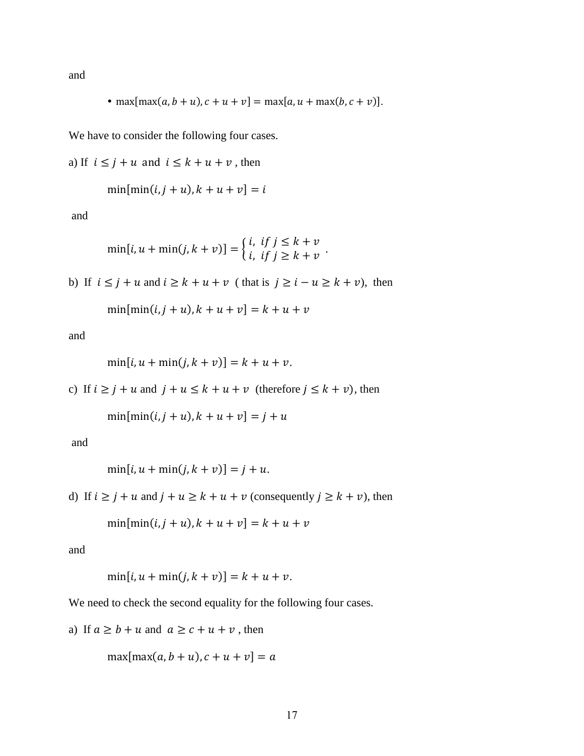and

- $\max[\max(a, b+u), c+u+v] = \max[a, u+\max(b, c+v)]$.

We have to consider the following four cases.

a) If $i \leq j+u$ and $i \leq k+u+v$ , then

$$\min[\min(i, j+u), k+u+v] = i$$

and

$$\min[i, u+\min(j, k+v)] = \begin{cases} i, & if\ j \leq k+v \\ i, & if\ j \geq k+v \end{cases} .$$

b) If $i \leq j+u$ and $i \geq k+u+v$ ( that is $j \geq i-u \geq k+v$), then

$$\min[\min(i, j+u), k+u+v] = k+u+v$$

and

$$\min[i, u+\min(j, k+v)] = k+u+v.$$

c) If $i \geq j+u$ and $j+u \leq k+u+v$ (therefore $j \leq k+v$), then

$$\min[\min(i, j+u), k+u+v] = j+u$$

and

$$\min[i, u+\min(j, k+v)] = j+u.$$

d) If $i \geq j+u$ and $j+u \geq k+u+v$ (consequently $j \geq k+v$), then

$$\min[\min(i, j+u), k+u+v] = k+u+v$$

and

$$\min[i, u+\min(j, k+v)] = k+u+v.$$

We need to check the second equality for the following four cases.

a) If $a \geq b+u$ and $a \geq c+u+v$ , then

$$\max[\max(a, b+u), c+u+v] = a$$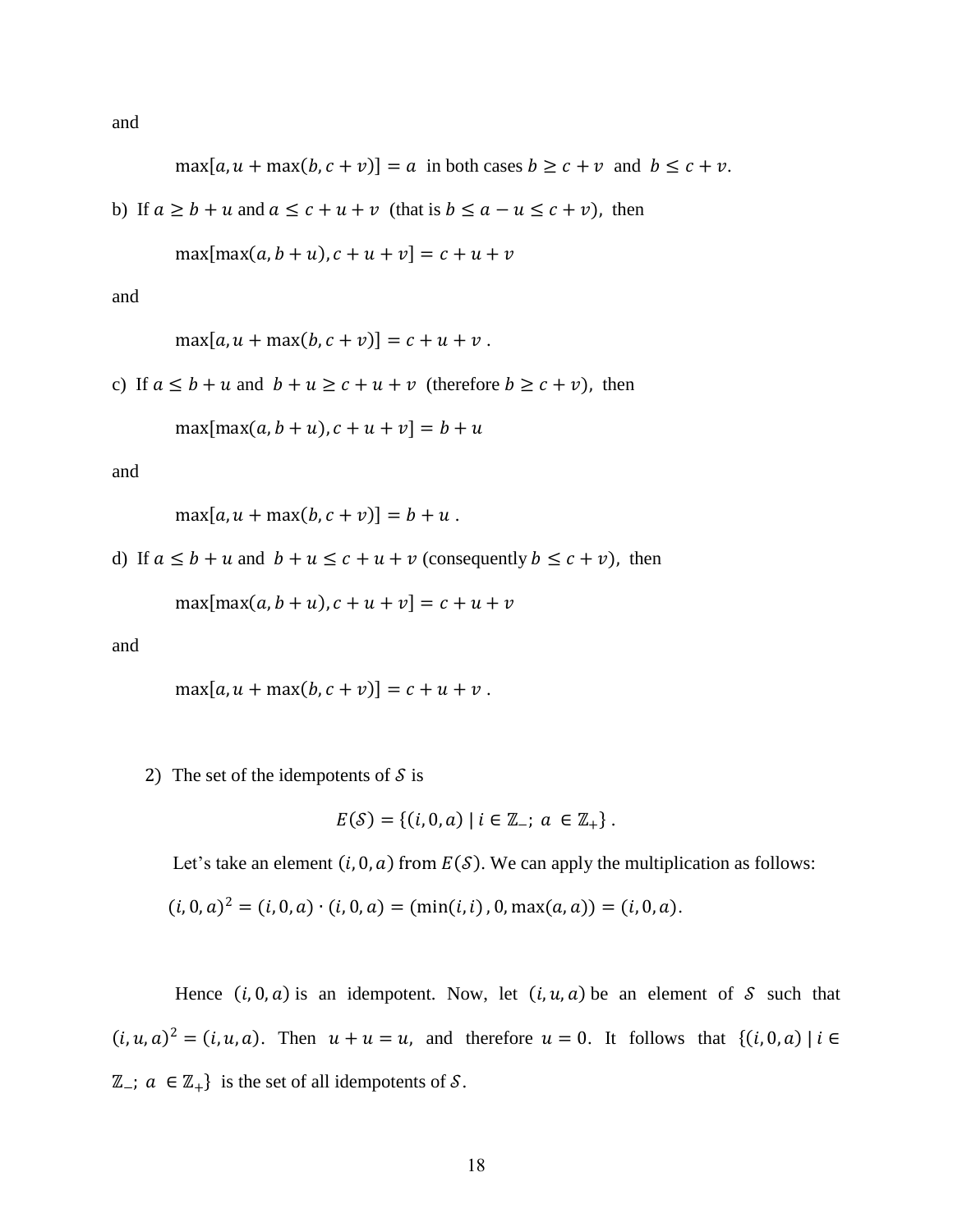and

$$\max[a, u + \max(b, c + v)] = a \text{ in both cases } b \geq c + v \text{ and } b \leq c + v.$$

b) If $a \geq b + u$ and $a \leq c + u + v$ (that is $b \leq a - u \leq c + v$), then

$$\max[\max(a, b + u), c + u + v] = c + u + v$$

and

$$\max[a, u + \max(b, c + v)] = c + u + v \,.$$

c) If $a \leq b + u$ and $b + u \geq c + u + v$ (therefore $b \geq c + v$), then

$$\max[\max(a, b + u), c + u + v] = b + u$$

and

$$\max[a, u + \max(b, c + v)] = b + u \,.$$

d) If $a \leq b + u$ and $b + u \leq c + u + v$ (consequently $b \leq c + v$), then

$$\max[\max(a, b + u), c + u + v] = c + u + v$$

and

$$\max[a, u + \max(b, c + v)] = c + u + v \,.$$

2) The set of the idempotents of $\mathcal{S}$ is

$$E(\mathcal{S}) = \{(i, 0, a) \mid i \in \mathbb{Z}_{-};\ a \in \mathbb{Z}_{+}\} \,.$$

Let's take an element $(i, 0, a)$ from $E(\mathcal{S})$. We can apply the multiplication as follows:

$$(i, 0, a)^2 = (i, 0, a) \cdot (i, 0, a) = (\min(i, i), 0, \max(a, a)) = (i, 0, a).$$

Hence $(i, 0, a)$ is an idempotent. Now, let $(i, u, a)$ be an element of $\mathcal{S}$ such that $(i, u, a)^2 = (i, u, a)$. Then $u + u = u$, and therefore $u = 0$. It follows that $\{(i, 0, a) \mid i \in \mathbb{Z}_{-};\ a \in \mathbb{Z}_{+}\}$ is the set of all idempotents of $\mathcal{S}$.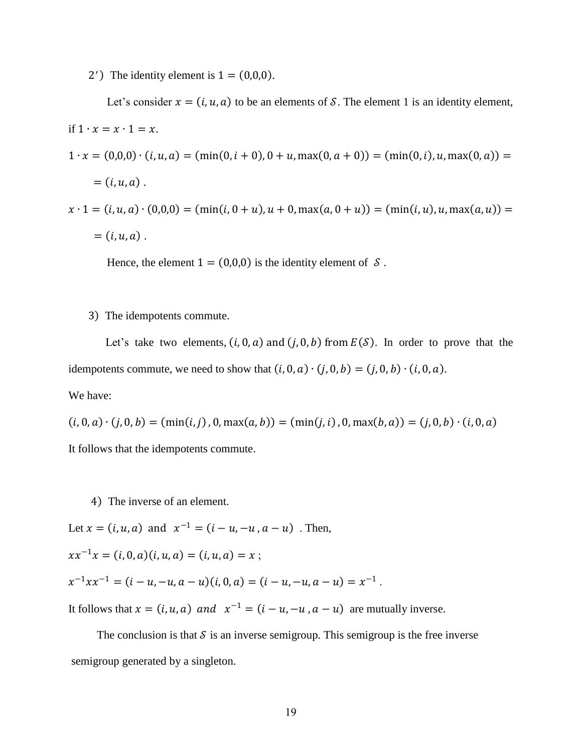2′) The identity element is $1 = (0,0,0)$.

Let's consider $x = (i, u, a)$ to be an elements of $\mathcal{S}$. The element 1 is an identity element, if $1 \cdot x = x \cdot 1 = x$.

$1 \cdot x = (0,0,0) \cdot (i, u, a) = (\min(0, i + 0), 0 + u, \max(0, a + 0)) = (\min(0, i), u, \max(0, a)) =$

$= (i, u, a)$ .

$x \cdot 1 = (i, u, a) \cdot (0,0,0) = (\min(i, 0 + u), u + 0, \max(a, 0 + u)) = (\min(i, u), u, \max(a, u)) =$

$= (i, u, a)$ .

Hence, the element $1 = (0,0,0)$ is the identity element of $\mathcal{S}$ .

3) The idempotents commute.

Let's take two elements, $(i, 0, a)$ and $(j, 0, b)$ from $E(\mathcal{S})$. In order to prove that the idempotents commute, we need to show that $(i, 0, a) \cdot (j, 0, b) = (j, 0, b) \cdot (i, 0, a)$.

We have:

$(i, 0, a) \cdot (j, 0, b) = (\min(i, j), 0, \max(a, b)) = (\min(j, i), 0, \max(b, a)) = (j, 0, b) \cdot (i, 0, a)$

It follows that the idempotents commute.

4) The inverse of an element.

Let $x = (i, u, a)$ and $x^{-1} = (i - u, -u, a - u)$ . Then,

$xx^{-1}x = (i, 0, a)(i, u, a) = (i, u, a) = x$ ;

$x^{-1}xx^{-1} = (i - u, -u, a - u)(i, 0, a) = (i - u, -u, a - u) = x^{-1}$ .

It follows that $x = (i, u, a)$ *and* $x^{-1} = (i - u, -u, a - u)$ are mutually inverse.

The conclusion is that $\mathcal{S}$ is an inverse semigroup. This semigroup is the free inverse semigroup generated by a singleton.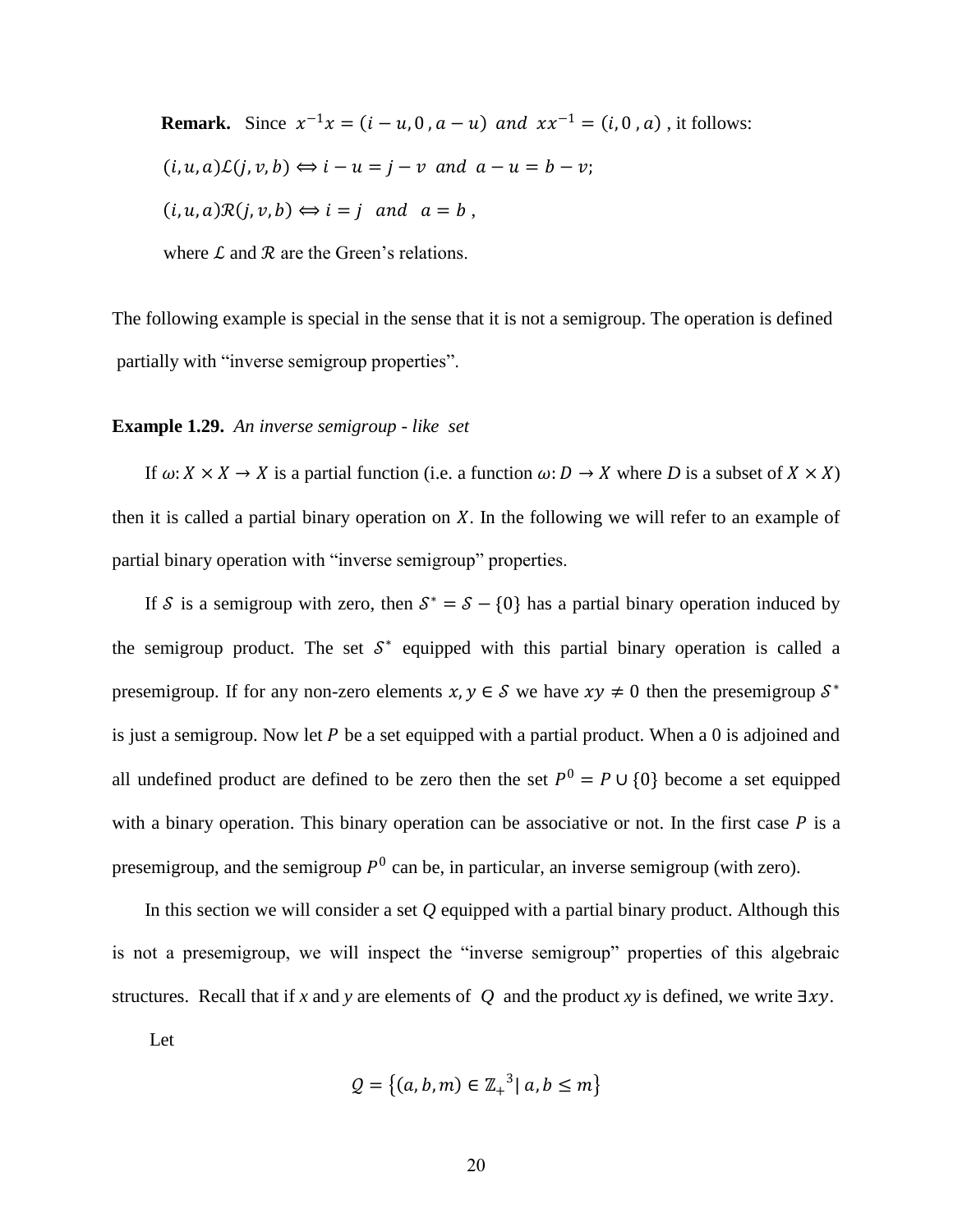**Remark.** Since $x^{-1}x = (i - u, 0, a - u)$ *and* $xx^{-1} = (i, 0, a)$, it follows:

$(i, u, a)\mathcal{L}(j, v, b) \Leftrightarrow i - u = j - v$ *and* $a - u = b - v$;

$(i, u, a)\mathcal{R}(j, v, b) \Leftrightarrow i = j$ *and* $a = b$,

where $\mathcal{L}$ and $\mathcal{R}$ are the Green's relations.

The following example is special in the sense that it is not a semigroup. The operation is defined partially with "inverse semigroup properties".

**Example 1.29.** *An inverse semigroup - like set*

If $\omega: X \times X \to X$ is a partial function (i.e. a function $\omega: D \to X$ where *D* is a subset of $X \times X$) then it is called a partial binary operation on $X$. In the following we will refer to an example of partial binary operation with "inverse semigroup" properties.

If $\mathcal{S}$ is a semigroup with zero, then $\mathcal{S}^* = \mathcal{S} - \{0\}$ has a partial binary operation induced by the semigroup product. The set $\mathcal{S}^*$ equipped with this partial binary operation is called a presemigroup. If for any non-zero elements $x, y \in \mathcal{S}$ we have $xy \neq 0$ then the presemigroup $\mathcal{S}^*$ is just a semigroup. Now let $P$ be a set equipped with a partial product. When a 0 is adjoined and all undefined product are defined to be zero then the set $P^0 = P \cup \{0\}$ become a set equipped with a binary operation. This binary operation can be associative or not. In the first case $P$ is a presemigroup, and the semigroup $P^0$ can be, in particular, an inverse semigroup (with zero).

In this section we will consider a set *Q* equipped with a partial binary product. Although this is not a presemigroup, we will inspect the "inverse semigroup" properties of this algebraic structures. Recall that if *x* and *y* are elements of $Q$ and the product *xy* is defined, we write $\exists xy$.

Let

$$Q = \{(a, b, m) \in {\mathbb{Z}_+}^3 \mid a, b \leq m\}$$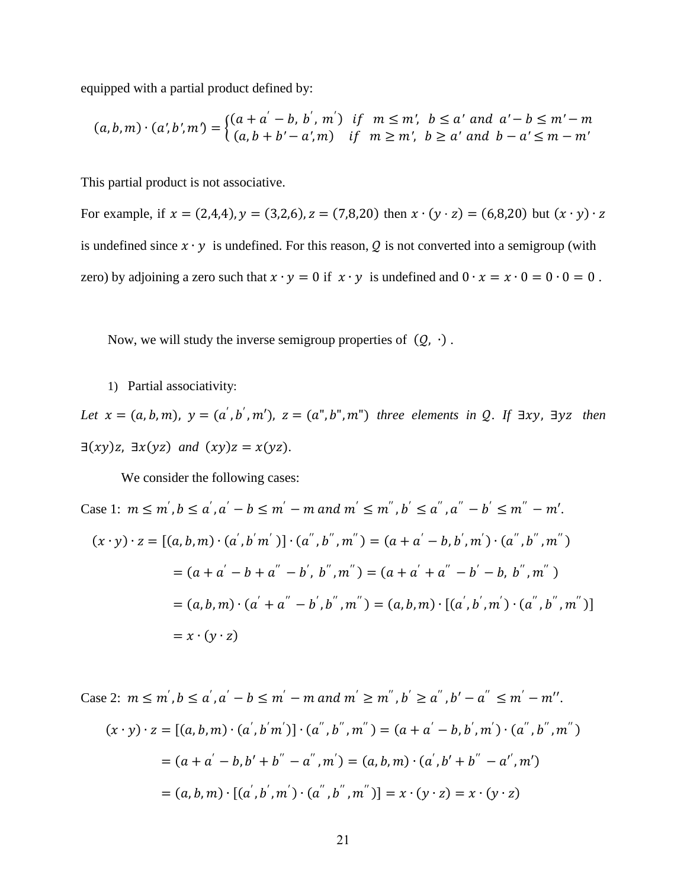equipped with a partial product defined by:

$$(a,b,m)\cdot(a',b',m') = \begin{cases}(a+a'-b,\ b',\ m') & if \quad m \le m',\ b \le a' \ and \ a'-b \le m'-m \\ (a, b+b'-a', m) & if \quad m \ge m',\ b \ge a' \ and \ b-a' \le m-m'\end{cases}$$

This partial product is not associative.

For example, if $x = (2,4,4), y = (3,2,6), z = (7,8,20)$ then $x \cdot (y \cdot z) = (6,8,20)$ but $(x \cdot y) \cdot z$ is undefined since $x \cdot y$ is undefined. For this reason, $Q$ is not converted into a semigroup (with zero) by adjoining a zero such that $x \cdot y = 0$ if $x \cdot y$ is undefined and $0 \cdot x = x \cdot 0 = 0 \cdot 0 = 0$ .

Now, we will study the inverse semigroup properties of $(Q, \cdot)$ .

1) Partial associativity:

*Let* $x = (a,b,m),\ y = (a',b',m'),\ z = (a'',b'',m'')$ *three elements in* $Q$. *If* $\exists xy,\ \exists yz$ *then* $\exists (xy)z,\ \exists x(yz)$ *and* $(xy)z = x(yz)$.

We consider the following cases:

Case 1: $m \le m', b \le a', a'-b \le m'-m$ *and* $m' \le m'', b' \le a'', a''-b' \le m''-m'$.

$$(x\cdot y)\cdot z = [(a,b,m)\cdot(a',b'm')]\cdot(a'',b'',m'') = (a+a'-b, b', m')\cdot(a'',b'',m'')$$

$$= (a+a'-b+a''-b',\ b'',m'') = (a+a'+a''-b'-b,\ b'',m'')$$

$$= (a,b,m)\cdot(a'+a''-b',b'',m'') = (a,b,m)\cdot[(a',b',m')\cdot(a'',b'',m'')]$$

$$= x\cdot(y\cdot z)$$

Case 2: $m \le m', b \le a', a'-b \le m'-m$ *and* $m' \ge m'', b' \ge a'', b'-a'' \le m'-m''$.

$$(x\cdot y)\cdot z = [(a,b,m)\cdot(a',b'm')]\cdot(a'',b'',m'') = (a+a'-b,b',m')\cdot(a'',b'',m'')$$

$$= (a+a'-b,b'+b''-a'',m') = (a,b,m)\cdot(a',b'+b''-a'',m')$$

$$= (a,b,m)\cdot[(a',b',m')\cdot(a'',b'',m'')] = x\cdot(y\cdot z) = x\cdot(y\cdot z)$$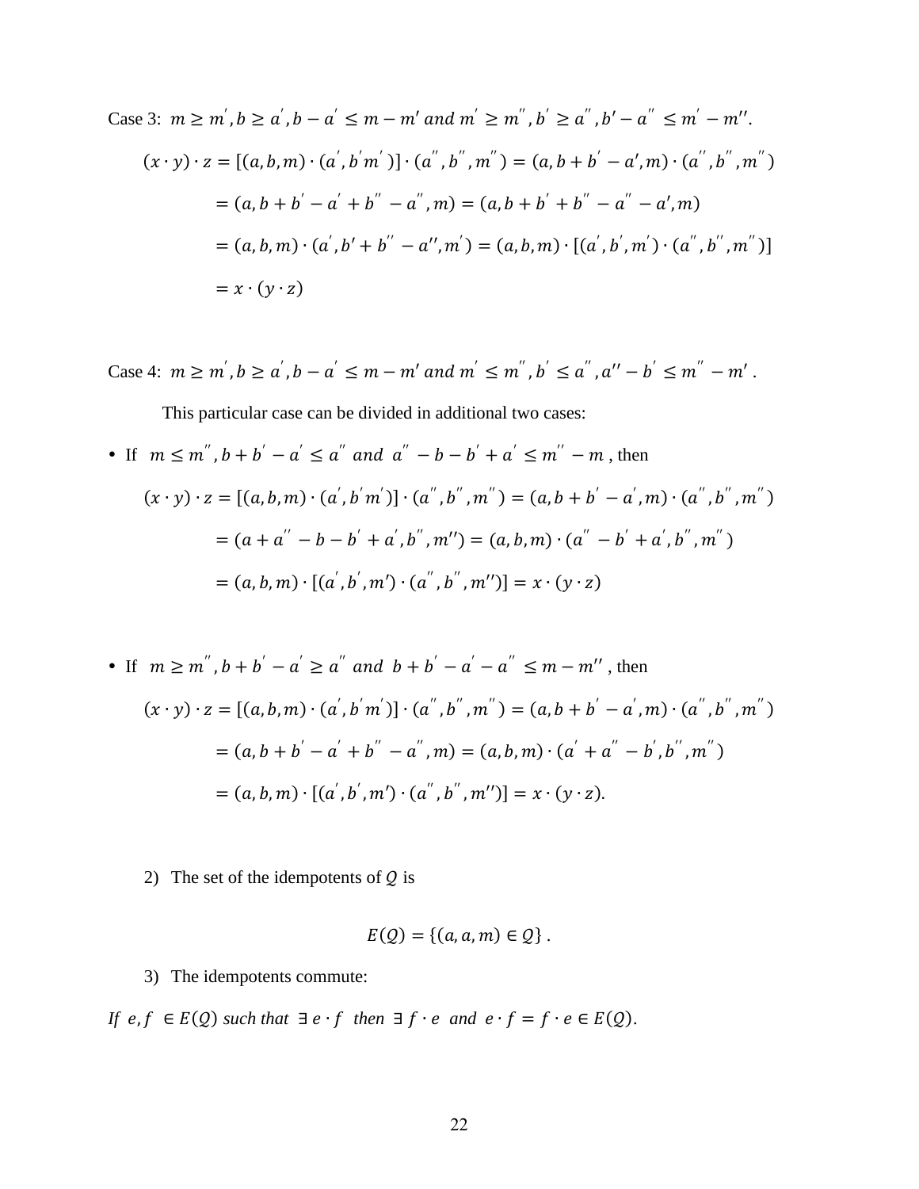Case 3: $m \geq m', b \geq a', b - a' \leq m - m'$ $and$ $m' \geq m'', b' \geq a'', b' - a'' \leq m' - m''$.

$$
\begin{aligned}
(x \cdot y) \cdot z &= [(a, b, m) \cdot (a', b'm')] \cdot (a'', b'', m'') = (a, b + b' - a', m) \cdot (a'', b'', m'') \\
&= (a, b + b' - a' + b'' - a'', m) = (a, b + b' + b'' - a'' - a', m) \\
&= (a, b, m) \cdot (a', b' + b'' - a'', m') = (a, b, m) \cdot [(a', b', m') \cdot (a'', b'', m'')] \\
&= x \cdot (y \cdot z)
\end{aligned}
$$

Case 4: $m \geq m', b \geq a', b - a' \leq m - m'$ $and$ $m' \leq m'', b' \leq a'', a'' - b' \leq m'' - m'$.

This particular case can be divided in additional two cases:

- If $m \leq m'', b + b' - a' \leq a''$ $and$ $a'' - b - b' + a' \leq m'' - m$, then

$$
\begin{aligned}
(x \cdot y) \cdot z &= [(a, b, m) \cdot (a', b'm')] \cdot (a'', b'', m'') = (a, b + b' - a', m) \cdot (a'', b'', m'') \\
&= (a + a'' - b - b' + a', b'', m'') = (a, b, m) \cdot (a'' - b' + a', b'', m'') \\
&= (a, b, m) \cdot [(a', b', m') \cdot (a'', b'', m'')] = x \cdot (y \cdot z)
\end{aligned}
$$

- If $m \geq m'', b + b' - a' \geq a''$ $and$ $b + b' - a' - a'' \leq m - m''$, then

$$
\begin{aligned}
(x \cdot y) \cdot z &= [(a, b, m) \cdot (a', b'm')] \cdot (a'', b'', m'') = (a, b + b' - a', m) \cdot (a'', b'', m'') \\
&= (a, b + b' - a' + b'' - a'', m) = (a, b, m) \cdot (a' + a'' - b', b'', m'') \\
&= (a, b, m) \cdot [(a', b', m') \cdot (a'', b'', m'')] = x \cdot (y \cdot z).
\end{aligned}
$$

2) The set of the idempotents of $Q$ is

$$E(Q) = \{(a, a, m) \in Q\}.$$

3) The idempotents commute:

*If* $e, f \in E(Q)$ *such that* $\exists\, e \cdot f$ *then* $\exists\, f \cdot e$ *and* $e \cdot f = f \cdot e \in E(Q)$.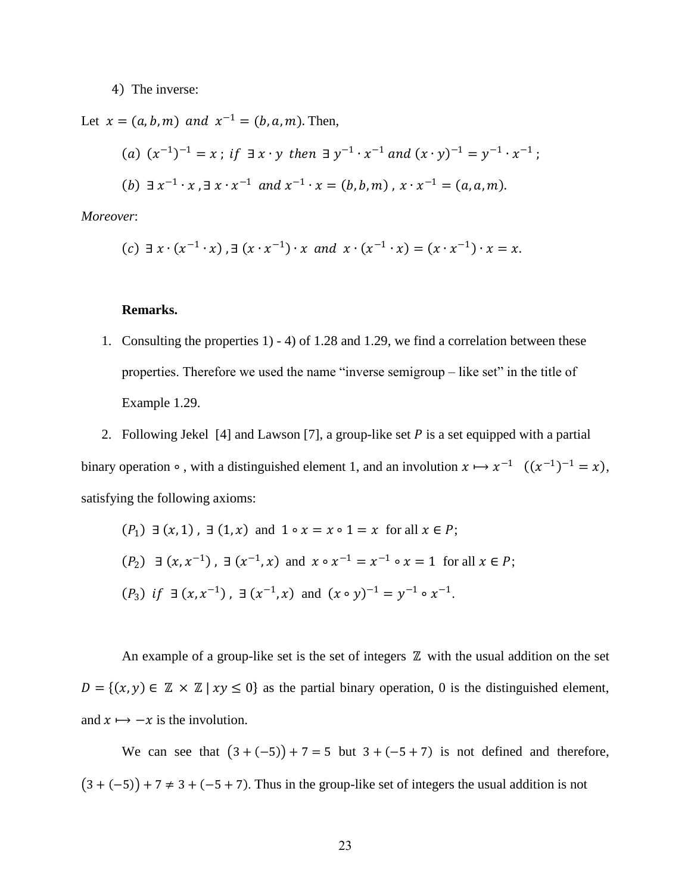4) The inverse:

Let $x = (a, b, m)$ *and* $x^{-1} = (b, a, m)$. Then,

$(a)$ $(x^{-1})^{-1} = x$ ; *if* $\exists\, x \cdot y$ *then* $\exists\, y^{-1} \cdot x^{-1}$ *and* $(x \cdot y)^{-1} = y^{-1} \cdot x^{-1}$ ;

$(b)$ $\exists\, x^{-1} \cdot x$ , $\exists\, x \cdot x^{-1}$ *and* $x^{-1} \cdot x = (b, b, m)$ , $x \cdot x^{-1} = (a, a, m)$.

*Moreover*:

$(c)$ $\exists\, x \cdot (x^{-1} \cdot x)$ , $\exists\, (x \cdot x^{-1}) \cdot x$ *and* $x \cdot (x^{-1} \cdot x) = (x \cdot x^{-1}) \cdot x = x$.

**Remarks.**

1. Consulting the properties 1) - 4) of 1.28 and 1.29, we find a correlation between these properties. Therefore we used the name "inverse semigroup – like set" in the title of Example 1.29.

2. Following Jekel [4] and Lawson [7], a group-like set $P$ is a set equipped with a partial binary operation $\circ$ , with a distinguished element 1, and an involution $x \longmapsto x^{-1}$ $((x^{-1})^{-1} = x)$, satisfying the following axioms:

$(P_1)$ $\exists\, (x, 1)$ , $\exists\, (1, x)$ and $1 \circ x = x \circ 1 = x$ for all $x \in P$;

$(P_2)$ $\exists\, (x, x^{-1})$ , $\exists\, (x^{-1}, x)$ and $x \circ x^{-1} = x^{-1} \circ x = 1$ for all $x \in P$;

$(P_3)$ *if* $\exists\, (x, x^{-1})$ , $\exists\, (x^{-1}, x)$ and $(x \circ y)^{-1} = y^{-1} \circ x^{-1}$.

An example of a group-like set is the set of integers $\mathbb{Z}$ with the usual addition on the set $D = \{(x, y) \in \mathbb{Z} \times \mathbb{Z} \mid xy \leq 0\}$ as the partial binary operation, 0 is the distinguished element, and $x \longmapsto -x$ is the involution.

We can see that $(3 + (-5)) + 7 = 5$ but $3 + (-5 + 7)$ is not defined and therefore, $(3 + (-5)) + 7 \neq 3 + (-5 + 7)$. Thus in the group-like set of integers the usual addition is not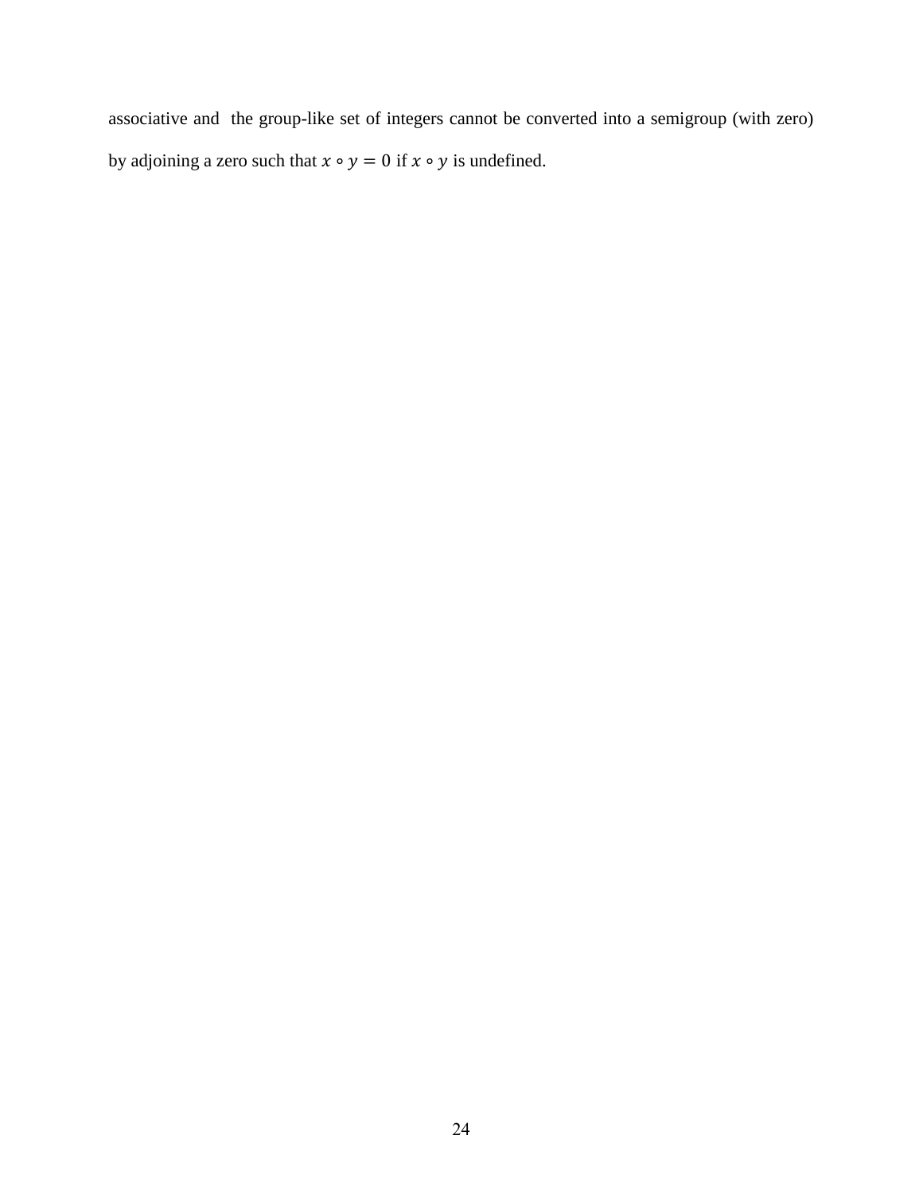associative and the group-like set of integers cannot be converted into a semigroup (with zero) by adjoining a zero such that $x \circ y = 0$ if $x \circ y$ is undefined.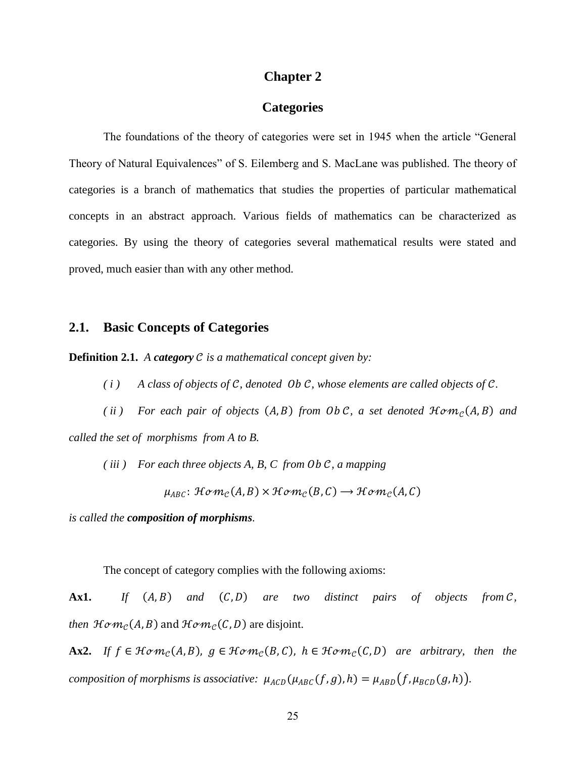# Chapter 2

# Categories

The foundations of the theory of categories were set in 1945 when the article "General Theory of Natural Equivalences" of S. Eilemberg and S. MacLane was published. The theory of categories is a branch of mathematics that studies the properties of particular mathematical concepts in an abstract approach. Various fields of mathematics can be characterized as categories. By using the theory of categories several mathematical results were stated and proved, much easier than with any other method.

## 2.1. Basic Concepts of Categories

**Definition 2.1.** *A **category** $\mathcal{C}$ is a mathematical concept given by:*

*( i ) A class of objects of $\mathcal{C}$, denoted $Ob\ \mathcal{C}$, whose elements are called objects of $\mathcal{C}$.*

*( ii ) For each pair of objects $(A,B)$ from $Ob\,\mathcal{C}$, a set denoted $\mathcal{H}om_{\mathcal{C}}(A,B)$ and called the set of morphisms from A to B.*

*( iii ) For each three objects A, B, C from $Ob\ \mathcal{C}$, a mapping*

$$\mu_{ABC}\colon \mathcal{H}om_{\mathcal{C}}(A,B) \times \mathcal{H}om_{\mathcal{C}}(B,C) \longrightarrow \mathcal{H}om_{\mathcal{C}}(A,C)$$

*is called the **composition of morphisms**.*

The concept of category complies with the following axioms:

**Ax1.** *If $(A,B)$ and $(C,D)$ are two distinct pairs of objects from $\mathcal{C}$, then $\mathcal{H}om_{\mathcal{C}}(A,B)$* and *$\mathcal{H}om_{\mathcal{C}}(C,D)$* are disjoint.

**Ax2.** *If $f \in \mathcal{H}om_{\mathcal{C}}(A,B)$, $g \in \mathcal{H}om_{\mathcal{C}}(B,C)$, $h \in \mathcal{H}om_{\mathcal{C}}(C,D)$ are arbitrary, then the composition of morphisms is associative: $\mu_{ACD}(\mu_{ABC}(f,g),h) = \mu_{ABD}\big(f,\mu_{BCD}(g,h)\big)$.*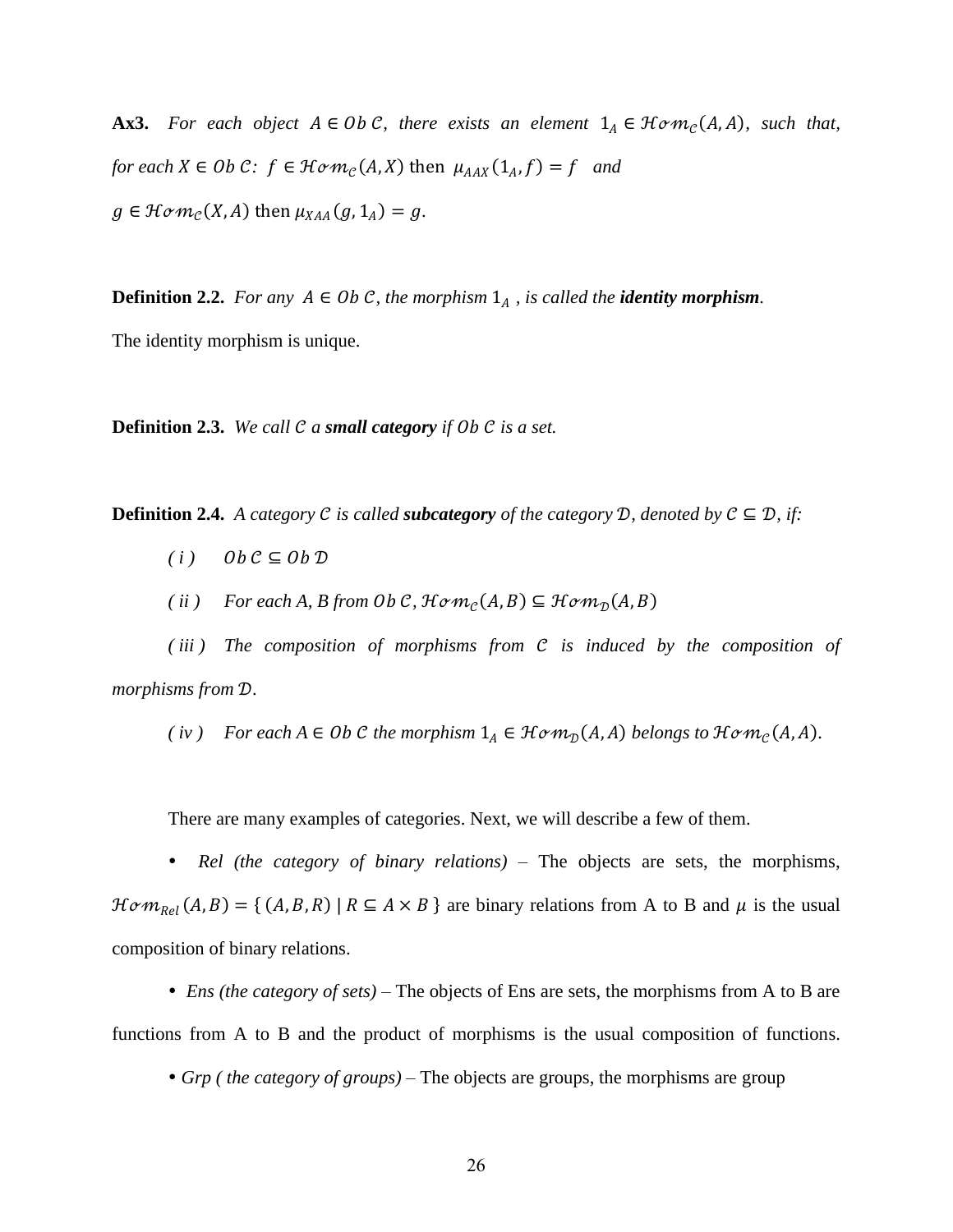**Ax3.** *For each object $A \in Ob\,\mathcal{C}$, there exists an element $1_A \in \mathcal{H}om_{\mathcal{C}}(A,A)$, such that, for each $X \in Ob\,\mathcal{C}$: $f \in \mathcal{H}om_{\mathcal{C}}(A,X)$* then $\mu_{AAX}(1_A, f) = f$ *and*
$g \in \mathcal{H}om_{\mathcal{C}}(X,A)$ then $\mu_{XAA}(g, 1_A) = g$.

**Definition 2.2.** *For any $A \in Ob\,\mathcal{C}$, the morphism $1_A$, is called the **identity morphism**.*
The identity morphism is unique.

**Definition 2.3.** *We call $\mathcal{C}$ a **small category** if $Ob\,\mathcal{C}$ is a set.*

**Definition 2.4.** *A category $\mathcal{C}$ is called **subcategory** of the category $\mathcal{D}$, denoted by $\mathcal{C} \subseteq \mathcal{D}$, if:*

*( i )* $Ob\,\mathcal{C} \subseteq Ob\,\mathcal{D}$

*( ii )* *For each A, B from $Ob\,\mathcal{C}$, $\mathcal{H}om_{\mathcal{C}}(A,B) \subseteq \mathcal{H}om_{\mathcal{D}}(A,B)$*

*( iii )* *The composition of morphisms from $\mathcal{C}$ is induced by the composition of morphisms from $\mathcal{D}$.*

*( iv )* *For each $A \in Ob\,\mathcal{C}$ the morphism $1_A \in \mathcal{H}om_{\mathcal{D}}(A,A)$ belongs to $\mathcal{H}om_{\mathcal{C}}(A,A)$.*

There are many examples of categories. Next, we will describe a few of them.

- *Rel (the category of binary relations)* – The objects are sets, the morphisms, $\mathcal{H}om_{Rel}(A,B) = \{\, (A,B,R) \mid R \subseteq A \times B \,\}$ are binary relations from A to B and $\mu$ is the usual composition of binary relations.

- *Ens (the category of sets)* – The objects of Ens are sets, the morphisms from A to B are functions from A to B and the product of morphisms is the usual composition of functions.

- *Grp ( the category of groups)* – The objects are groups, the morphisms are group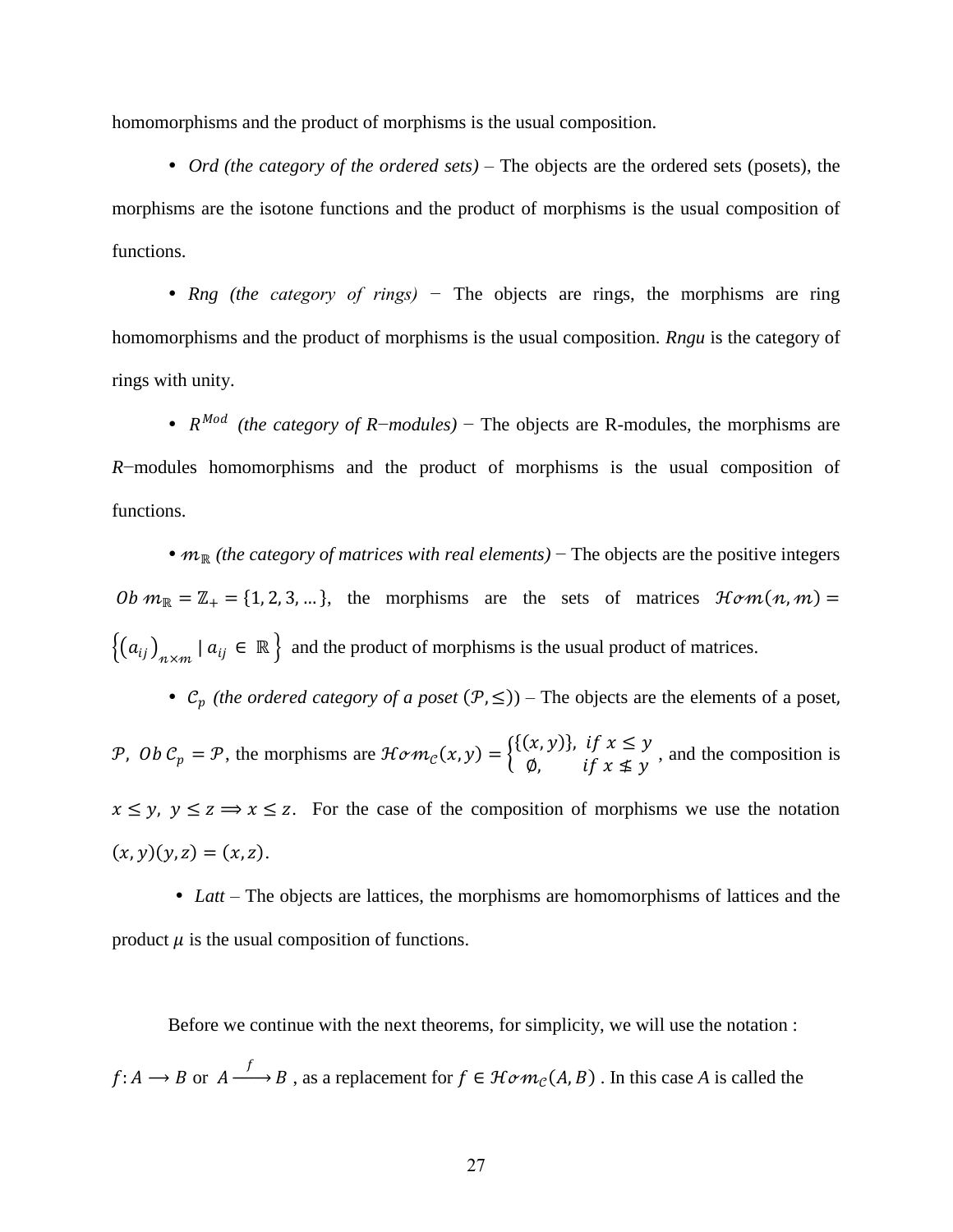homomorphisms and the product of morphisms is the usual composition.

- *Ord (the category of the ordered sets)* – The objects are the ordered sets (posets), the morphisms are the isotone functions and the product of morphisms is the usual composition of functions.

- *Rng (the category of rings)* − The objects are rings, the morphisms are ring homomorphisms and the product of morphisms is the usual composition. *Rngu* is the category of rings with unity.

- $R^{Mod}$ *(the category of R−modules)* − The objects are R-modules, the morphisms are *R*−modules homomorphisms and the product of morphisms is the usual composition of functions.

- $\mathcal{m}_{\mathbb{R}}$ *(the category of matrices with real elements)* − The objects are the positive integers $Ob\ \mathcal{m}_{\mathbb{R}} = \mathbb{Z}_{+} = \{1, 2, 3, \ldots\}$, the morphisms are the sets of matrices $\mathcal{Hom}(n, m) = \left\{ \left(a_{ij}\right)_{n\times m} \mid a_{ij} \in \mathbb{R} \right\}$ and the product of morphisms is the usual product of matrices.

- $\mathcal{C}_p$ *(the ordered category of a poset* $(\mathcal{P}, \leq)$*)* – The objects are the elements of a poset, $\mathcal{P},\ Ob\ \mathcal{C}_p = \mathcal{P}$, the morphisms are $\mathcal{Hom}_{\mathcal{C}}(x, y) = \begin{cases} \{(x, y)\}, & if\ x \leq y \\ \emptyset, & if\ x \nleq y \end{cases}$, and the composition is $x \leq y,\ y \leq z \Longrightarrow x \leq z$. For the case of the composition of morphisms we use the notation $(x, y)(y, z) = (x, z)$.

- *Latt* – The objects are lattices, the morphisms are homomorphisms of lattices and the product $\mu$ is the usual composition of functions.

Before we continue with the next theorems, for simplicity, we will use the notation :

$f: A \longrightarrow B$ or $A \xrightarrow{f} B$ , as a replacement for $f \in \mathcal{Hom}_{\mathcal{C}}(A, B)$ . In this case *A* is called the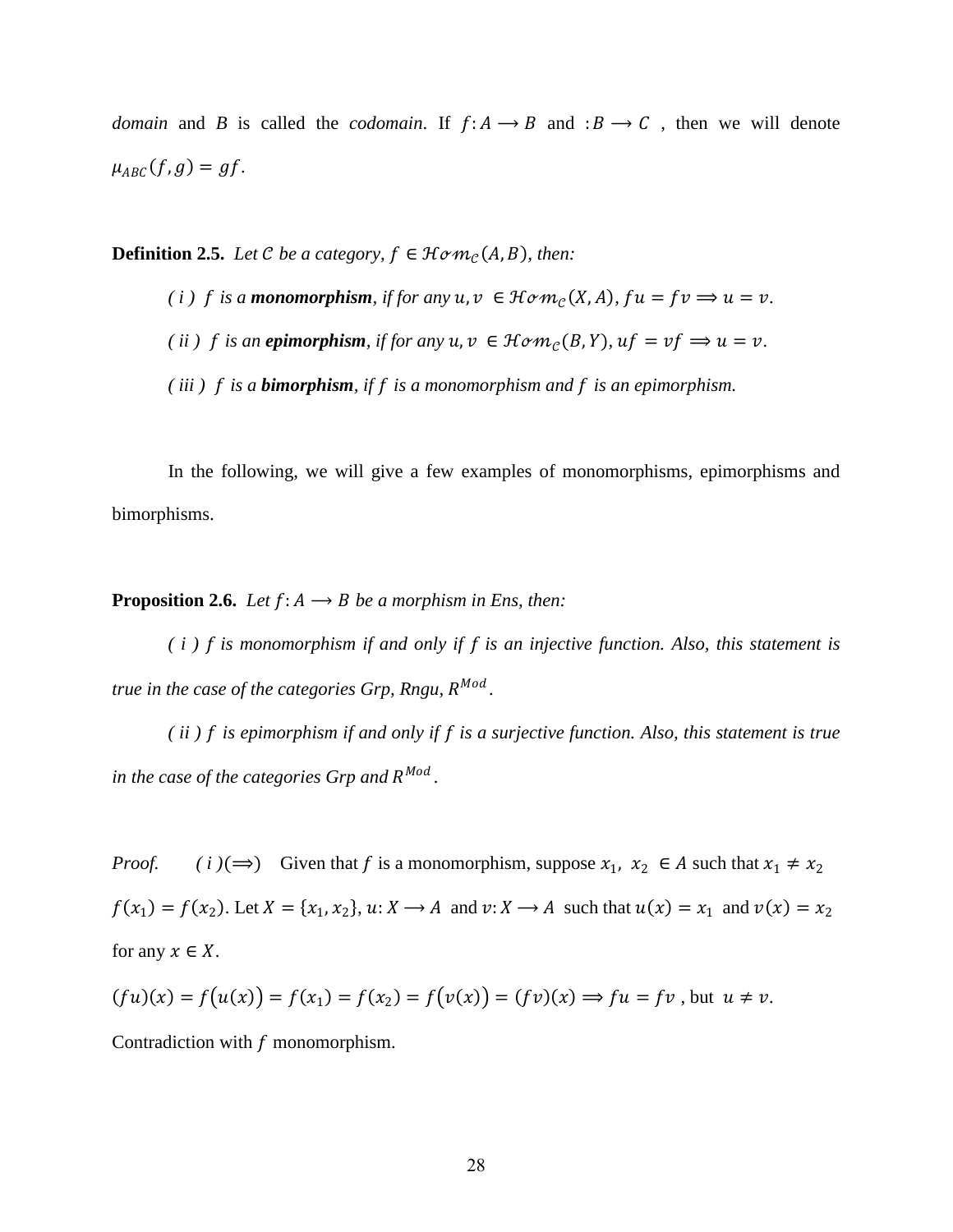*domain* and $B$ is called the *codomain*. If $f: A \longrightarrow B$ and $: B \longrightarrow C$ , then we will denote $\mu_{ABC}(f, g) = gf$.

**Definition 2.5.** *Let $\mathcal{C}$ be a category, $f \in \mathcal{H}om_{\mathcal{C}}(A, B)$, then:*

*( i ) $f$ is a **monomorphism**, if for any $u, v \in \mathcal{H}om_{\mathcal{C}}(X, A)$, $fu = fv \Longrightarrow u = v$.*

*( ii ) $f$ is an **epimorphism**, if for any $u, v \in \mathcal{H}om_{\mathcal{C}}(B, Y)$, $uf = vf \Longrightarrow u = v$.*

*( iii ) $f$ is a **bimorphism**, if $f$ is a monomorphism and $f$ is an epimorphism.*

In the following, we will give a few examples of monomorphisms, epimorphisms and bimorphisms.

**Proposition 2.6.** *Let $f: A \longrightarrow B$ be a morphism in Ens, then:*

*( i ) $f$ is monomorphism if and only if $f$ is an injective function. Also, this statement is true in the case of the categories Grp, Rngu, $R^{Mod}$.*

*( ii ) $f$ is epimorphism if and only if $f$ is a surjective function. Also, this statement is true in the case of the categories Grp and $R^{Mod}$.*

*Proof.* *( i )*($\Longrightarrow$) Given that $f$ is a monomorphism, suppose $x_1, x_2 \in A$ such that $x_1 \neq x_2$ $f(x_1) = f(x_2)$. Let $X = \{x_1, x_2\}$, $u: X \longrightarrow A$ and $v: X \longrightarrow A$ such that $u(x) = x_1$ and $v(x) = x_2$ for any $x \in X$.

$(fu)(x) = f\big(u(x)\big) = f(x_1) = f(x_2) = f\big(v(x)\big) = (fv)(x) \Longrightarrow fu = fv$ , but $u \neq v$.

Contradiction with $f$ monomorphism.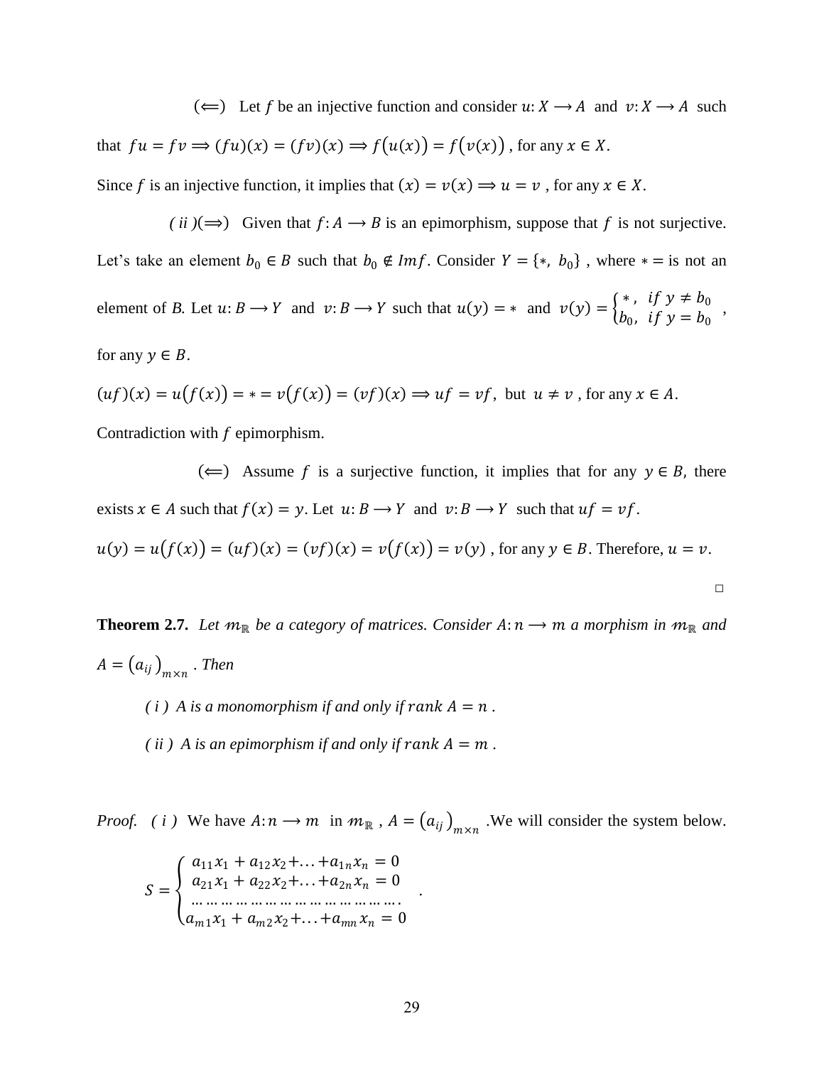($\Longleftarrow$) Let $f$ be an injective function and consider $u: X \longrightarrow A$ and $v: X \longrightarrow A$ such that $fu = fv \Longrightarrow (fu)(x) = (fv)(x) \Longrightarrow f\big(u(x)\big) = f\big(v(x)\big)$, for any $x \in X$.

Since $f$ is an injective function, it implies that $(x) = v(x) \Longrightarrow u = v$ , for any $x \in X$.

*( ii )*($\Longrightarrow$) Given that $f: A \longrightarrow B$ is an epimorphism, suppose that $f$ is not surjective. Let's take an element $b_0 \in B$ such that $b_0 \notin Imf$. Consider $Y = \{*,\ b_0\}$ , where $* =$ is not an element of B. Let $u: B \longrightarrow Y$ and $v: B \longrightarrow Y$ such that $u(y) = *$ and $v(y) = \begin{cases} *, & if\ y \neq b_0 \\ b_0, & if\ y = b_0 \end{cases}$ ,

for any $y \in B$.

$(uf)(x) = u\big(f(x)\big) = * = v\big(f(x)\big) = (vf)(x) \Longrightarrow uf = vf$, but $u \neq v$ , for any $x \in A$.

Contradiction with $f$ epimorphism.

($\Longleftarrow$) Assume $f$ is a surjective function, it implies that for any $y \in B$, there exists $x \in A$ such that $f(x) = y$. Let $u: B \longrightarrow Y$ and $v: B \longrightarrow Y$ such that $uf = vf$.

$u(y) = u\big(f(x)\big) = (uf)(x) = (vf)(x) = v\big(f(x)\big) = v(y)$ , for any $y \in B$. Therefore, $u = v$.

□

**Theorem 2.7.** *Let $m_{\mathbb{R}}$ be a category of matrices. Consider $A: n \longrightarrow m$ a morphism in $m_{\mathbb{R}}$ and $A = (a_{ij})_{m\times n}$ . Then*

*( i ) A is a monomorphism if and only if $rank\ A = n$ .*

*( ii ) A is an epimorphism if and only if $rank\ A = m$ .*

*Proof.* *( i )* We have $A: n \longrightarrow m$ in $m_{\mathbb{R}}$ , $A = (a_{ij})_{m\times n}$ .We will consider the system below.

$$S = \begin{cases} a_{11}x_1 + a_{12}x_2 + \ldots + a_{1n}x_n = 0 \\ a_{21}x_1 + a_{22}x_2 + \ldots + a_{2n}x_n = 0 \\ \ldots\ldots\ldots\ldots\ldots\ldots\ldots\ldots\ldots\ldots\ldots\ldots\ldots\ldots. \\ a_{m1}x_1 + a_{m2}x_2 + \ldots + a_{mn}x_n = 0 \end{cases} .$$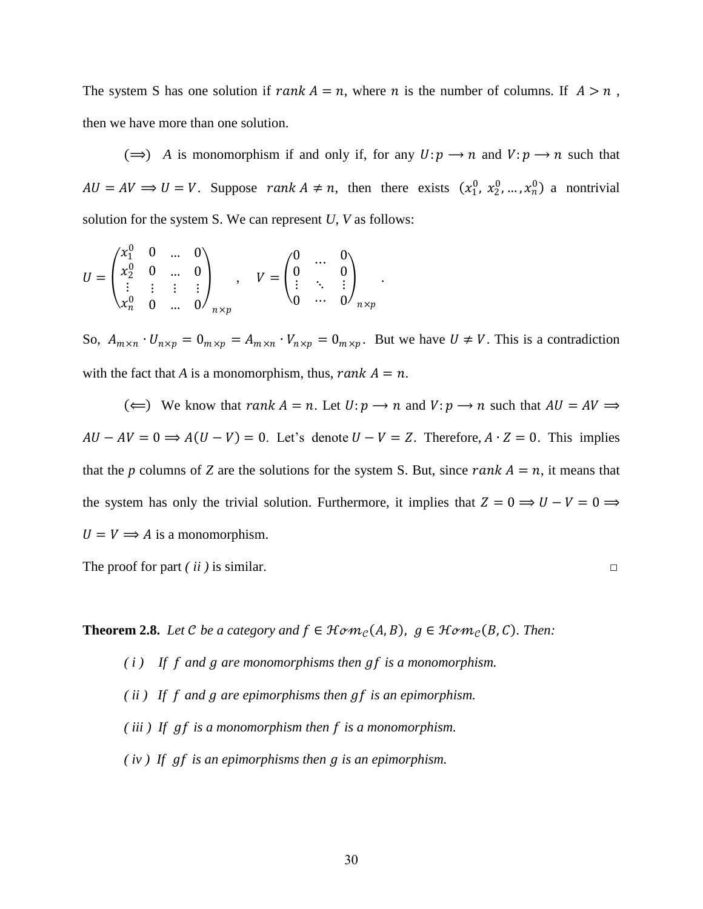The system S has one solution if $rank\ A = n$, where $n$ is the number of columns. If $A > n$, then we have more than one solution.

($\Longrightarrow$) $A$ is monomorphism if and only if, for any $U: p \longrightarrow n$ and $V: p \longrightarrow n$ such that $AU = AV \Longrightarrow U = V$. Suppose $rank\ A \neq n$, then there exists $(x_1^0, x_2^0, \dots, x_n^0)$ a nontrivial solution for the system S. We can represent *U, V* as follows:

$$U = \begin{pmatrix} x_1^0 & 0 & \dots & 0 \\ x_2^0 & 0 & \dots & 0 \\ \vdots & \vdots & \vdots & \vdots \\ x_n^0 & 0 & \dots & 0 \end{pmatrix}_{n \times p} \quad , \quad V = \begin{pmatrix} 0 & \cdots & 0 \\ 0 & & 0 \\ \vdots & \ddots & \vdots \\ 0 & \cdots & 0 \end{pmatrix}_{n \times p} .$$

So, $A_{m \times n} \cdot U_{n \times p} = 0_{m \times p} = A_{m \times n} \cdot V_{n \times p} = 0_{m \times p}$. But we have $U \neq V$. This is a contradiction with the fact that *A* is a monomorphism, thus, $rank\ A = n$.

($\Longleftarrow$) We know that $rank\ A = n$. Let $U: p \longrightarrow n$ and $V: p \longrightarrow n$ such that $AU = AV \Longrightarrow AU - AV = 0 \Longrightarrow A(U - V) = 0$. Let's denote $U - V = Z$. Therefore, $A \cdot Z = 0$. This implies that the *p* columns of *Z* are the solutions for the system S. But, since $rank\ A = n$, it means that the system has only the trivial solution. Furthermore, it implies that $Z = 0 \Longrightarrow U - V = 0 \Longrightarrow U = V \Longrightarrow A$ is a monomorphism.

The proof for part *( ii )* is similar. □

**Theorem 2.8.** *Let $\mathcal{C}$ be a category and $f \in \mathcal{H}om_{\mathcal{C}}(A, B)$, $g \in \mathcal{H}om_{\mathcal{C}}(B, C)$. Then:*

*( i ) If $f$ and $g$ are monomorphisms then $gf$ is a monomorphism.*

*( ii ) If $f$ and $g$ are epimorphisms then $gf$ is an epimorphism.*

*( iii ) If $gf$ is a monomorphism then $f$ is a monomorphism.*

*( iv ) If $gf$ is an epimorphisms then $g$ is an epimorphism.*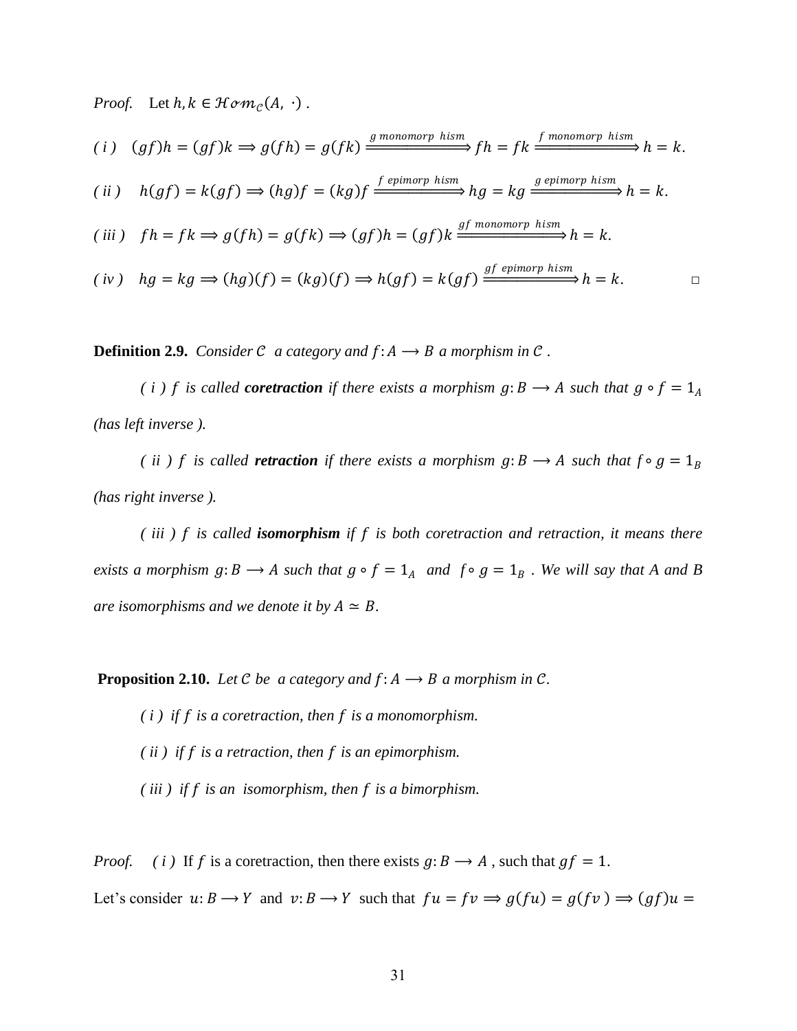*Proof.* Let $h, k \in \mathcal{H}om_{\mathcal{C}}(A, \cdot)$ .

*( i )* $(gf)h = (gf)k \Longrightarrow g(fh) = g(fk) \xrightarrow{g\ monomorp\ hism} fh = fk \xrightarrow{f\ monomorp\ hism} h = k.$

*( ii )* $h(gf) = k(gf) \Longrightarrow (hg)f = (kg)f \xrightarrow{f\ epimorp\ hism} hg = kg \xrightarrow{g\ epimorp\ hism} h = k.$

*( iii )* $fh = fk \Longrightarrow g(fh) = g(fk) \Longrightarrow (gf)h = (gf)k \xrightarrow{gf\ monomorp\ hism} h = k.$

*( iv )* $hg = kg \Longrightarrow (hg)(f) = (kg)(f) \Longrightarrow h(gf) = k(gf) \xrightarrow{gf\ epimorp\ hism} h = k.$ □

**Definition 2.9.** *Consider $\mathcal{C}$ a category and $f: A \longrightarrow B$ a morphism in $\mathcal{C}$ .*

*( i ) $f$ is called **coretraction** if there exists a morphism $g: B \longrightarrow A$ such that $g \circ f = 1_A$ (has left inverse ).*

*( ii ) $f$ is called **retraction** if there exists a morphism $g: B \longrightarrow A$ such that $f \circ g = 1_B$ (has right inverse ).*

*( iii ) $f$ is called **isomorphism** if $f$ is both coretraction and retraction, it means there exists a morphism $g: B \longrightarrow A$ such that $g \circ f = 1_A$ and $f \circ g = 1_B$ . We will say that A and B are isomorphisms and we denote it by $A \simeq B$.*

**Proposition 2.10.** *Let $\mathcal{C}$ be a category and $f: A \longrightarrow B$ a morphism in $\mathcal{C}$.*

*( i ) if $f$ is a coretraction, then $f$ is a monomorphism.*

*( ii ) if $f$ is a retraction, then $f$ is an epimorphism.*

*( iii ) if $f$ is an isomorphism, then $f$ is a bimorphism.*

*Proof.* *( i )* If $f$ is a coretraction, then there exists $g: B \longrightarrow A$ , such that $gf = 1$.

Let's consider $u: B \longrightarrow Y$ and $v: B \longrightarrow Y$ such that $fu = fv \Longrightarrow g(fu) = g(fv) \Longrightarrow (gf)u =$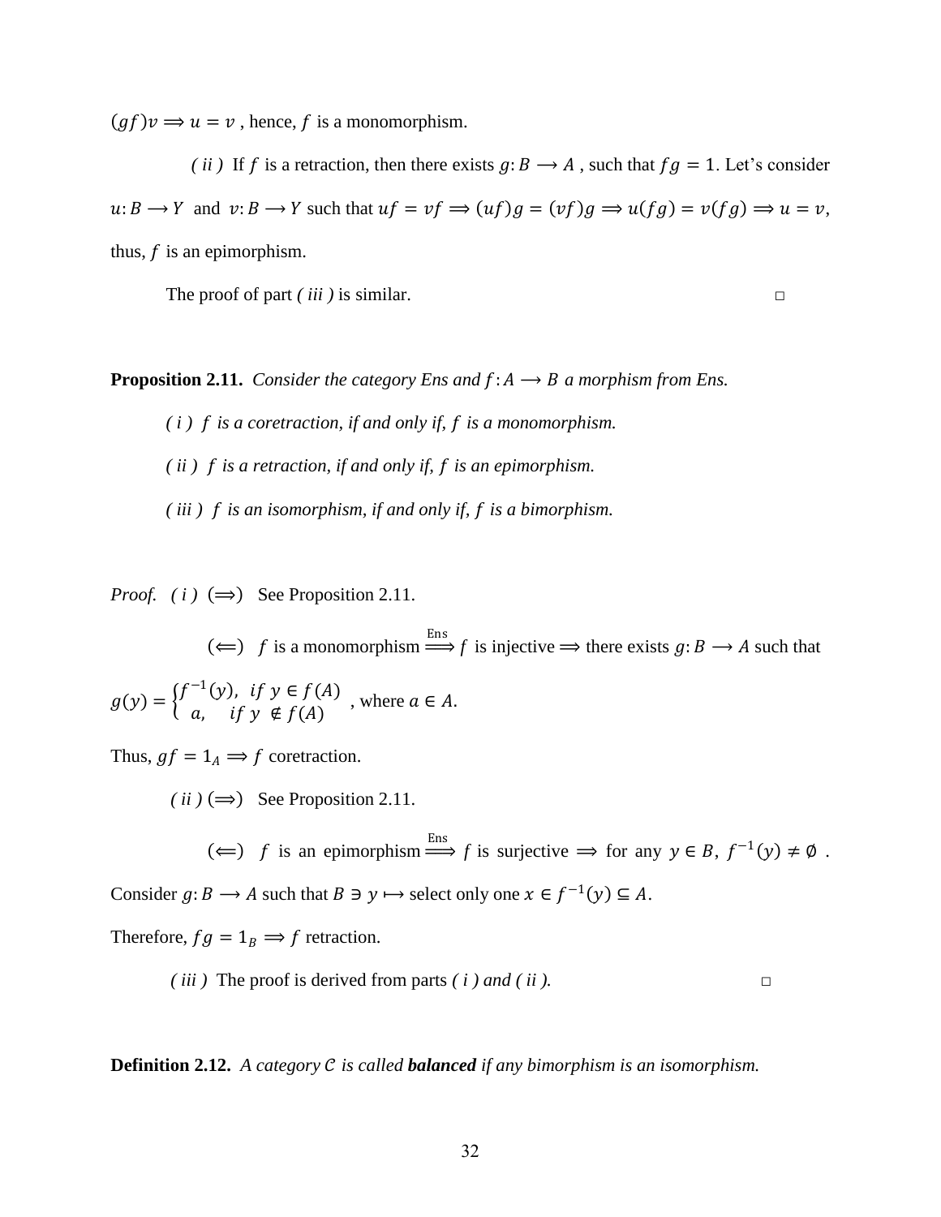$(gf)v \Longrightarrow u = v$ , hence, $f$ is a monomorphism.

*( ii )* If $f$ is a retraction, then there exists $g: B \longrightarrow A$ , such that $fg = 1$. Let's consider $u: B \longrightarrow Y$ and $v: B \longrightarrow Y$ such that $uf = vf \Longrightarrow (uf)g = (vf)g \Longrightarrow u(fg) = v(fg) \Longrightarrow u = v$, thus, $f$ is an epimorphism.

The proof of part *( iii )* is similar. □

**Proposition 2.11.** *Consider the category Ens and $f : A \longrightarrow B$ a morphism from Ens.*

*( i ) $f$ is a coretraction, if and only if, $f$ is a monomorphism.*

*( ii ) $f$ is a retraction, if and only if, $f$ is an epimorphism.*

*( iii ) $f$ is an isomorphism, if and only if, $f$ is a bimorphism.*

*Proof.* *( i )* $(\Longrightarrow)$ See Proposition 2.11.

$(\Longleftarrow)$ $f$ is a monomorphism $\overset{\text{Ens}}{\Longrightarrow} f$ is injective $\Longrightarrow$ there exists $g: B \longrightarrow A$ such that $g(y) = \begin{cases} f^{-1}(y), & if\ y \in f(A) \\ a, & if\ y \notin f(A) \end{cases}$ , where $a \in A$.

Thus, $gf = 1_A \Longrightarrow f$ coretraction.

*( ii )* $(\Longrightarrow)$ See Proposition 2.11.

$(\Longleftarrow)$ $f$ is an epimorphism $\overset{\text{Ens}}{\Longrightarrow} f$ is surjective $\Longrightarrow$ for any $y \in B$, $f^{-1}(y) \neq \emptyset$ .
Consider $g: B \longrightarrow A$ such that $B \ni y \longmapsto$ select only one $x \in f^{-1}(y) \subseteq A$.

Therefore, $fg = 1_B \Longrightarrow f$ retraction.

*( iii )* The proof is derived from parts *( i ) and ( ii ).* □

**Definition 2.12.** *A category $\mathcal{C}$ is called* ***balanced*** *if any bimorphism is an isomorphism.*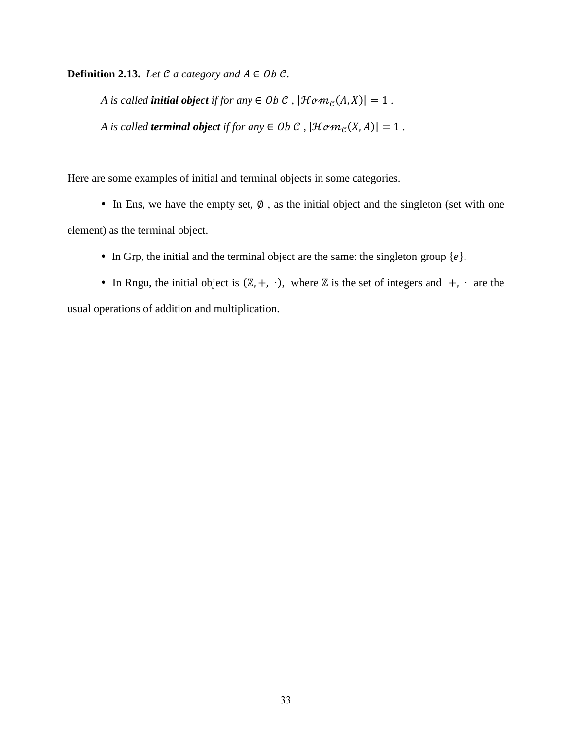**Definition 2.13.** *Let $\mathcal{C}$ a category and $A \in Ob\ \mathcal{C}$.*

*A is called **initial object** if for any* $\in Ob\ \mathcal{C}$ , $|\mathcal{H}om_{\mathcal{C}}(A, X)| = 1$ .

*A is called **terminal object** if for any* $\in Ob\ \mathcal{C}$ , $|\mathcal{H}om_{\mathcal{C}}(X, A)| = 1$ .

Here are some examples of initial and terminal objects in some categories.

- In Ens, we have the empty set, $\emptyset$ , as the initial object and the singleton (set with one element) as the terminal object.
- In Grp, the initial and the terminal object are the same: the singleton group $\{e\}$.
- In Rngu, the initial object is $(\mathbb{Z}, +, \cdot)$, where $\mathbb{Z}$ is the set of integers and $+, \cdot$ are the usual operations of addition and multiplication.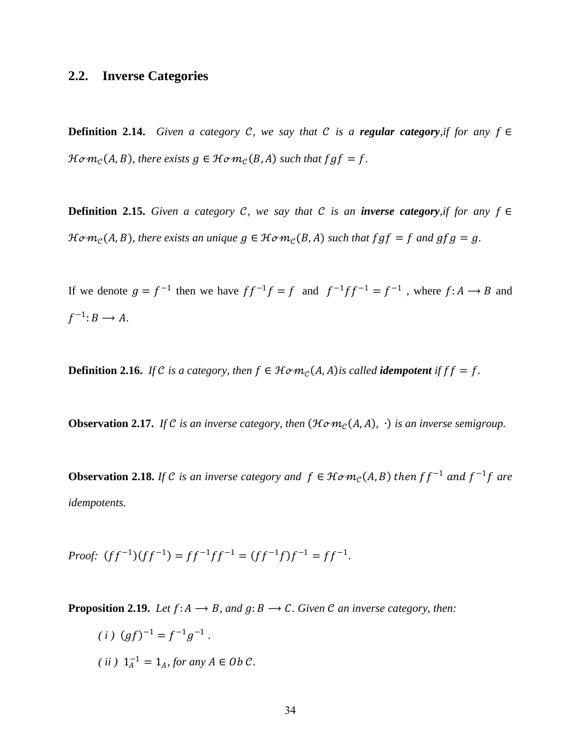## 2.2. Inverse Categories

**Definition 2.14.** *Given a category $\mathcal{C}$, we say that $\mathcal{C}$ is a **regular category**,if for any $f \in \mathcal{H}om_{\mathcal{C}}(A,B)$, there exists $g \in \mathcal{H}om_{\mathcal{C}}(B,A)$ such that $fgf = f$.*

**Definition 2.15.** *Given a category $\mathcal{C}$, we say that $\mathcal{C}$ is an **inverse category**,if for any $f \in \mathcal{H}om_{\mathcal{C}}(A,B)$, there exists an unique $g \in \mathcal{H}om_{\mathcal{C}}(B,A)$ such that $fgf = f$ and $gfg = g$.*

If we denote $g = f^{-1}$ then we have $ff^{-1}f = f$ and $f^{-1}ff^{-1} = f^{-1}$ , where $f: A \longrightarrow B$ and $f^{-1}: B \longrightarrow A$.

**Definition 2.16.** *If $\mathcal{C}$ is a category, then $f \in \mathcal{H}om_{\mathcal{C}}(A,A)$is called **idempotent** if $ff = f$.*

**Observation 2.17.** *If $\mathcal{C}$ is an inverse category, then $(\mathcal{H}om_{\mathcal{C}}(A,A), \cdot)$ is an inverse semigroup.*

**Observation 2.18.** *If $\mathcal{C}$ is an inverse category and $f \in \mathcal{H}om_{\mathcal{C}}(A,B)$ then $ff^{-1}$ and $f^{-1}f$ are idempotents.*

*Proof:* $(ff^{-1})(ff^{-1}) = ff^{-1}ff^{-1} = (ff^{-1}f)f^{-1} = ff^{-1}$.

**Proposition 2.19.** *Let $f: A \longrightarrow B$, and $g: B \longrightarrow C$. Given $\mathcal{C}$ an inverse category, then:*

*( i )* $(gf)^{-1} = f^{-1}g^{-1}$ .

*( ii )* $1_A^{-1} = 1_A$, *for any $A \in Ob\, \mathcal{C}$.*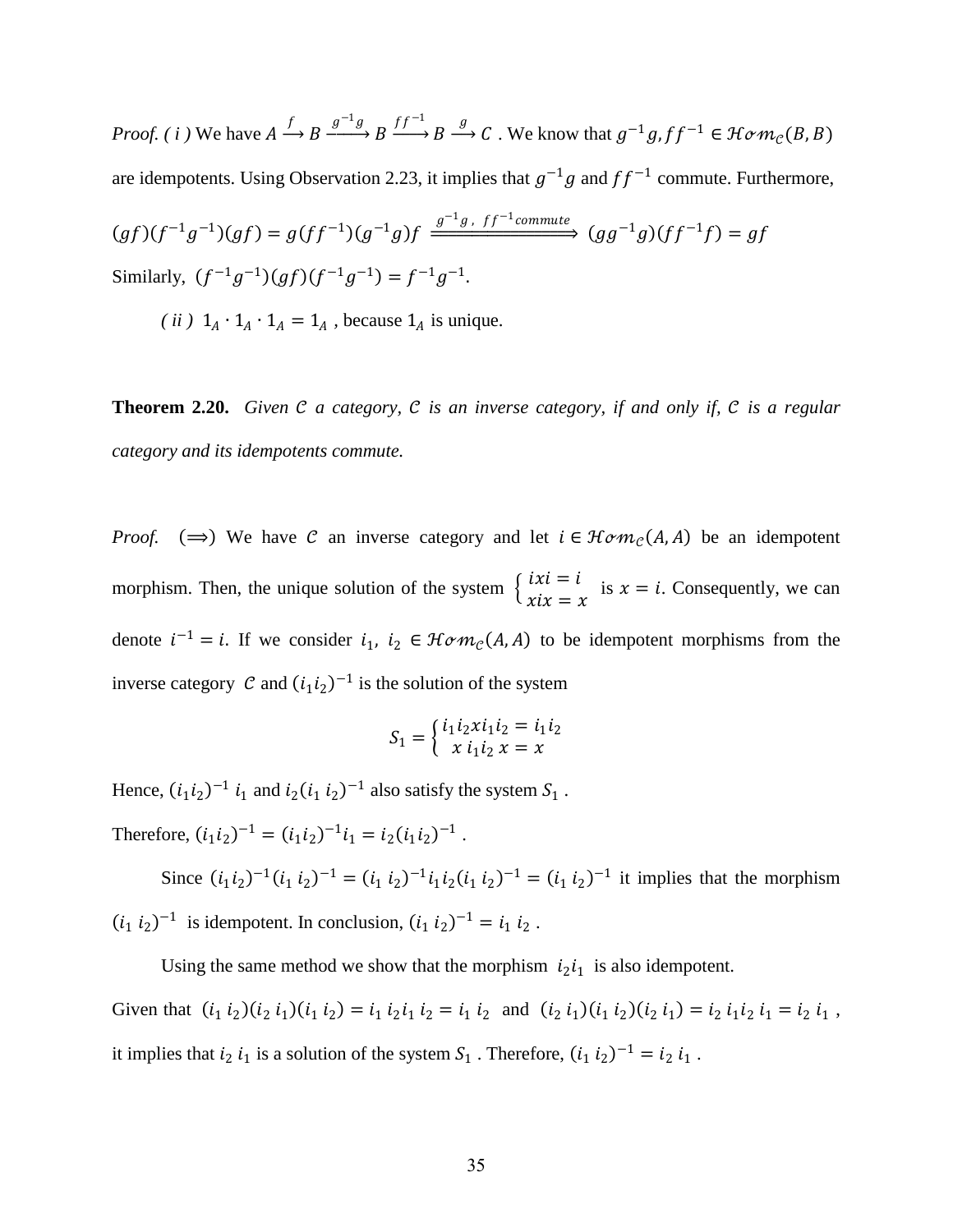*Proof.* ( *i* ) We have $A \xrightarrow{f} B \xrightarrow{g^{-1}g} B \xrightarrow{ff^{-1}} B \xrightarrow{g} C$ . We know that $g^{-1}g, ff^{-1} \in \mathcal{H}om_{\mathcal{C}}(B,B)$ are idempotents. Using Observation 2.23, it implies that $g^{-1}g$ and $ff^{-1}$ commute. Furthermore,

$$(gf)(f^{-1}g^{-1})(gf) = g(ff^{-1})(g^{-1}g)f \xrightarrow{g^{-1}g\,,\ ff^{-1}commute} (gg^{-1}g)(ff^{-1}f) = gf$$

Similarly, $(f^{-1}g^{-1})(gf)(f^{-1}g^{-1}) = f^{-1}g^{-1}$.

( *ii* ) $1_A \cdot 1_A \cdot 1_A = 1_A$ , because $1_A$ is unique.

**Theorem 2.20.** *Given $\mathcal{C}$ a category, $\mathcal{C}$ is an inverse category, if and only if, $\mathcal{C}$ is a regular category and its idempotents commute.*

*Proof.* ($\Longrightarrow$) We have $\mathcal{C}$ an inverse category and let $i \in \mathcal{H}om_{\mathcal{C}}(A,A)$ be an idempotent morphism. Then, the unique solution of the system $\begin{cases} ixi = i \\ xix = x \end{cases}$ is $x = i$. Consequently, we can denote $i^{-1} = i$. If we consider $i_1,\ i_2 \in \mathcal{H}om_{\mathcal{C}}(A,A)$ to be idempotent morphisms from the inverse category $\mathcal{C}$ and $(i_1 i_2)^{-1}$ is the solution of the system

$$S_1 = \begin{cases} i_1 i_2 x i_1 i_2 = i_1 i_2 \\ x\, i_1 i_2\, x = x \end{cases}$$

Hence, $(i_1 i_2)^{-1}\, i_1$ and $i_2 (i_1\, i_2)^{-1}$ also satisfy the system $S_1$ .

Therefore, $(i_1 i_2)^{-1} = (i_1 i_2)^{-1} i_1 = i_2 (i_1 i_2)^{-1}$ .

Since $(i_1 i_2)^{-1}(i_1\, i_2)^{-1} = (i_1\, i_2)^{-1} i_1 i_2 (i_1\, i_2)^{-1} = (i_1\, i_2)^{-1}$ it implies that the morphism $(i_1\, i_2)^{-1}$ is idempotent. In conclusion, $(i_1\, i_2)^{-1} = i_1\, i_2$ .

Using the same method we show that the morphism $i_2 i_1$ is also idempotent.

Given that $(i_1\, i_2)(i_2\, i_1)(i_1\, i_2) = i_1\, i_2 i_1\, i_2 = i_1\, i_2$ and $(i_2\, i_1)(i_1\, i_2)(i_2\, i_1) = i_2\, i_1 i_2\, i_1 = i_2\, i_1$ , it implies that $i_2\, i_1$ is a solution of the system $S_1$ . Therefore, $(i_1\, i_2)^{-1} = i_2\, i_1$ .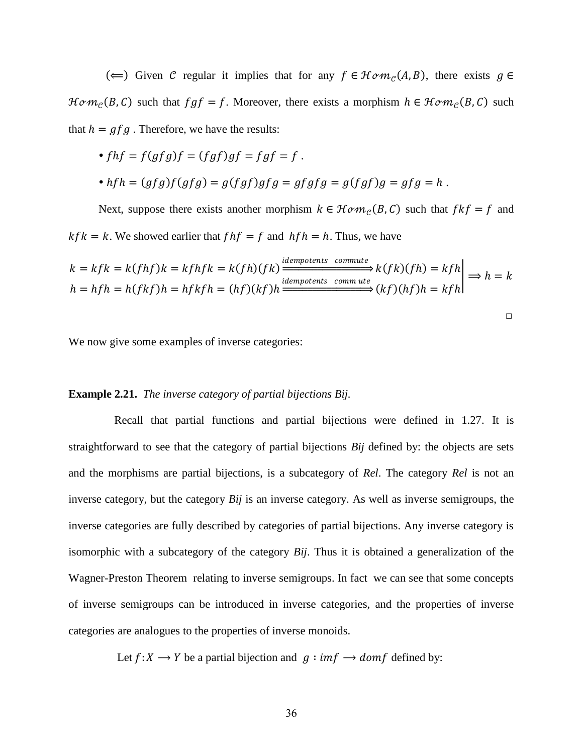($\Longleftarrow$) Given $\mathcal{C}$ regular it implies that for any $f \in \mathcal{H}om_{\mathcal{C}}(A, B)$, there exists $g \in \mathcal{H}om_{\mathcal{C}}(B, C)$ such that $fgf = f$. Moreover, there exists a morphism $h \in \mathcal{H}om_{\mathcal{C}}(B, C)$ such that $h = gfg$ . Therefore, we have the results:

- $fhf = f(gfg)f = (fgf)gf = fgf = f$ .
- $hfh = (gfg)f(gfg) = g(fgf)gfg = gfgfg = g(fgf)g = gfg = h$ .

Next, suppose there exists another morphism $k \in \mathcal{H}om_{\mathcal{C}}(B, C)$ such that $fkf = f$ and $kfk = k$. We showed earlier that $fhf = f$ and $hfh = h$. Thus, we have

$$\left.\begin{array}{l} k = kfk = k(fhf)k = kfhfk = k(fh)(fk) \xrightarrow{\text{idempotents commute}} k(fk)(fh) = kfh \\ h = hfh = h(fkf)h = hfkfh = (hf)(kf)h \xrightarrow{\text{idempotents commute}} (kf)(hf)h = kfh \end{array}\right| \Longrightarrow h = k$$

□

We now give some examples of inverse categories:

**Example 2.21.** *The inverse category of partial bijections Bij.*

Recall that partial functions and partial bijections were defined in 1.27. It is straightforward to see that the category of partial bijections *Bij* defined by: the objects are sets and the morphisms are partial bijections, is a subcategory of *Rel*. The category *Rel* is not an inverse category, but the category *Bij* is an inverse category. As well as inverse semigroups, the inverse categories are fully described by categories of partial bijections. Any inverse category is isomorphic with a subcategory of the category *Bij*. Thus it is obtained a generalization of the Wagner-Preston Theorem relating to inverse semigroups. In fact we can see that some concepts of inverse semigroups can be introduced in inverse categories, and the properties of inverse categories are analogues to the properties of inverse monoids.

Let $f: X \longrightarrow Y$ be a partial bijection and $g : im f \longrightarrow dom f$ defined by: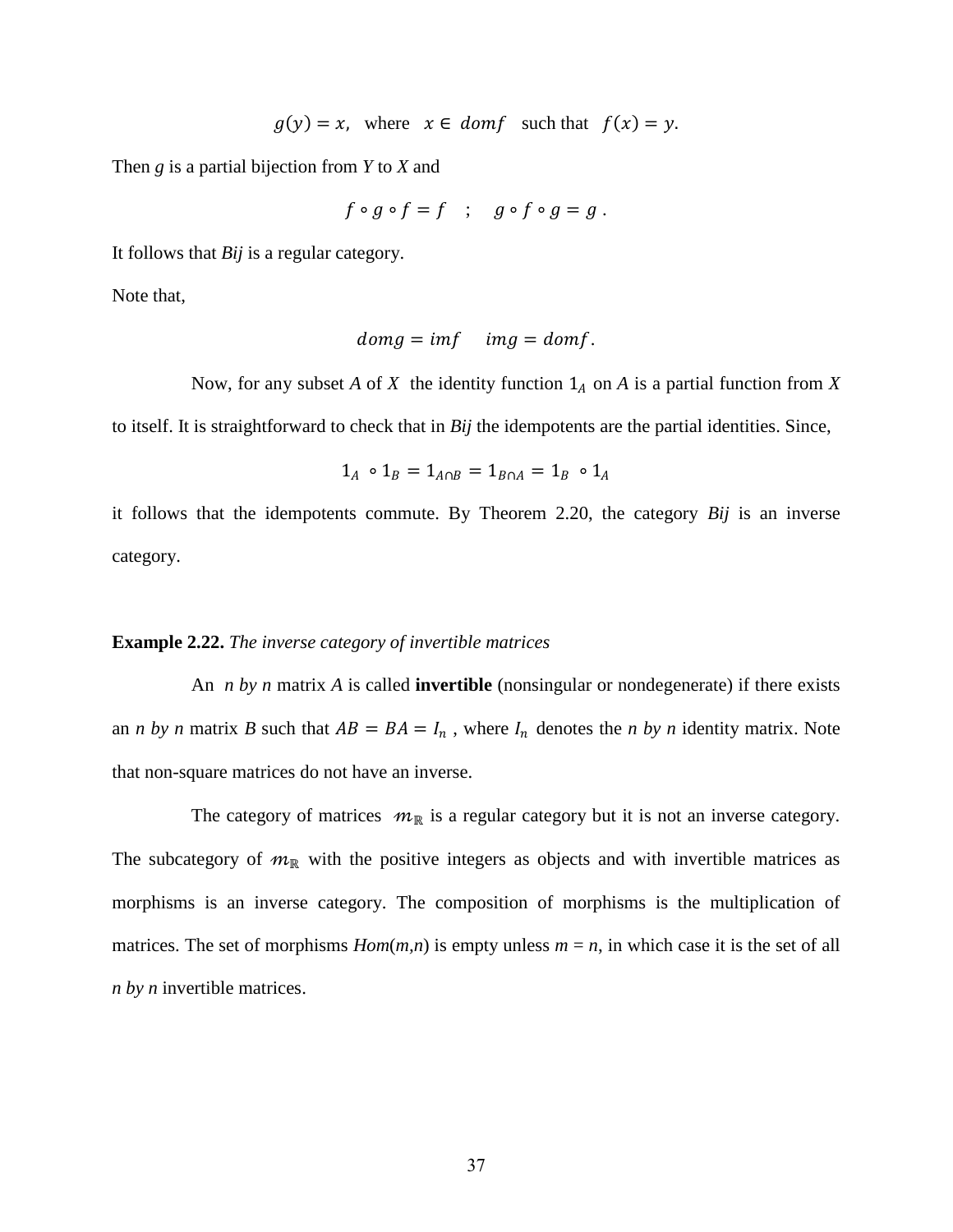$$g(y) = x, \text{ where } x \in domf \text{ such that } f(x) = y.$$

Then $g$ is a partial bijection from $Y$ to $X$ and

$$f \circ g \circ f = f \quad ; \quad g \circ f \circ g = g \ .$$

It follows that *Bij* is a regular category.

Note that,

$$domg = imf \quad img = domf.$$

Now, for any subset $A$ of $X$ the identity function $1_A$ on $A$ is a partial function from $X$ to itself. It is straightforward to check that in *Bij* the idempotents are the partial identities. Since,

$$1_A \circ 1_B = 1_{A \cap B} = 1_{B \cap A} = 1_B \circ 1_A$$

it follows that the idempotents commute. By Theorem 2.20, the category *Bij* is an inverse category.

**Example 2.22.** *The inverse category of invertible matrices*

An *n by n* matrix *A* is called **invertible** (nonsingular or nondegenerate) if there exists an *n by n* matrix *B* such that $AB = BA = I_n$ , where $I_n$ denotes the *n by n* identity matrix. Note that non-square matrices do not have an inverse.

The category of matrices $m_{\mathbb{R}}$ is a regular category but it is not an inverse category. The subcategory of $m_{\mathbb{R}}$ with the positive integers as objects and with invertible matrices as morphisms is an inverse category. The composition of morphisms is the multiplication of matrices. The set of morphisms *Hom*(*m*,*n*) is empty unless *m* = *n*, in which case it is the set of all *n by n* invertible matrices.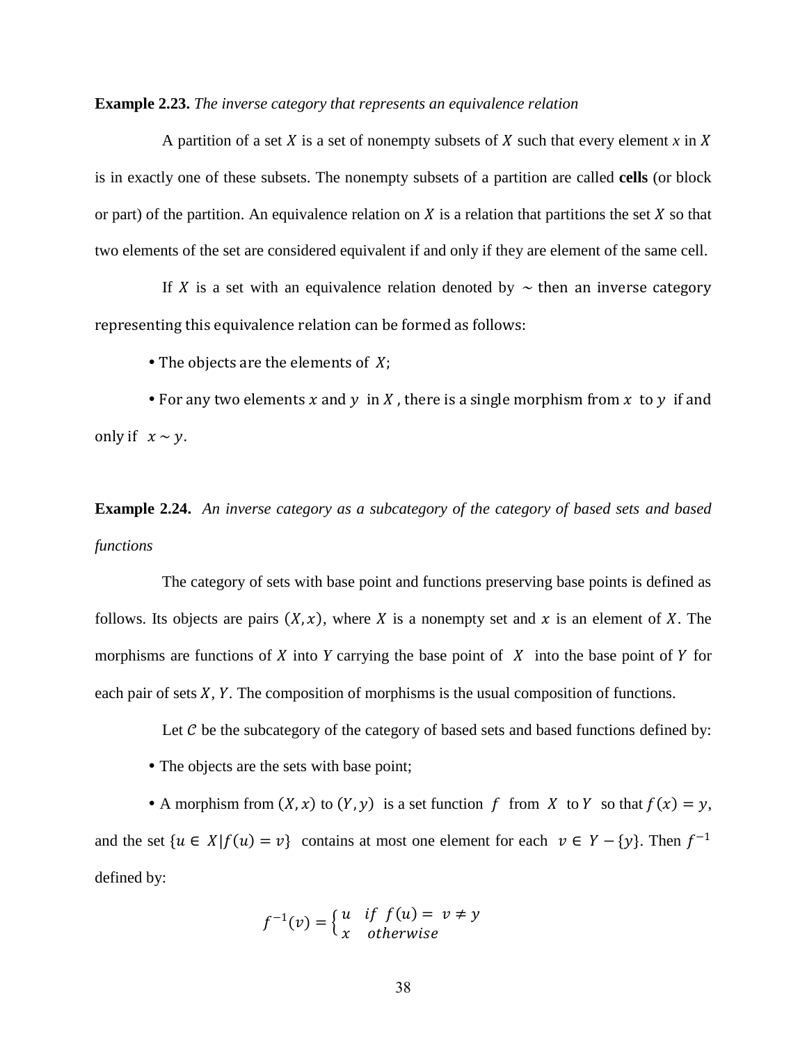**Example 2.23.** *The inverse category that represents an equivalence relation*

A partition of a set $X$ is a set of nonempty subsets of $X$ such that every element $x$ in $X$ is in exactly one of these subsets. The nonempty subsets of a partition are called **cells** (or block or part) of the partition. An equivalence relation on $X$ is a relation that partitions the set $X$ so that two elements of the set are considered equivalent if and only if they are element of the same cell.

If $X$ is a set with an equivalence relation denoted by $\sim$ then an inverse category representing this equivalence relation can be formed as follows:

- The objects are the elements of $X$;
- For any two elements $x$ and $y$ in $X$, there is a single morphism from $x$ to $y$ if and only if $x \sim y$.

**Example 2.24.** *An inverse category as a subcategory of the category of based sets and based functions*

The category of sets with base point and functions preserving base points is defined as follows. Its objects are pairs $(X, x)$, where $X$ is a nonempty set and $x$ is an element of $X$. The morphisms are functions of $X$ into $Y$ carrying the base point of $X$ into the base point of $Y$ for each pair of sets $X$, $Y$. The composition of morphisms is the usual composition of functions.

Let $\mathcal{C}$ be the subcategory of the category of based sets and based functions defined by:

- The objects are the sets with base point;
- A morphism from $(X, x)$ to $(Y, y)$ is a set function $f$ from $X$ to $Y$ so that $f(x) = y$, and the set $\{u \in X | f(u) = v\}$ contains at most one element for each $v \in Y - \{y\}$. Then $f^{-1}$ defined by:

$$f^{-1}(v) = \begin{cases} u & if \ f(u) = v \neq y \\ x & otherwise \end{cases}$$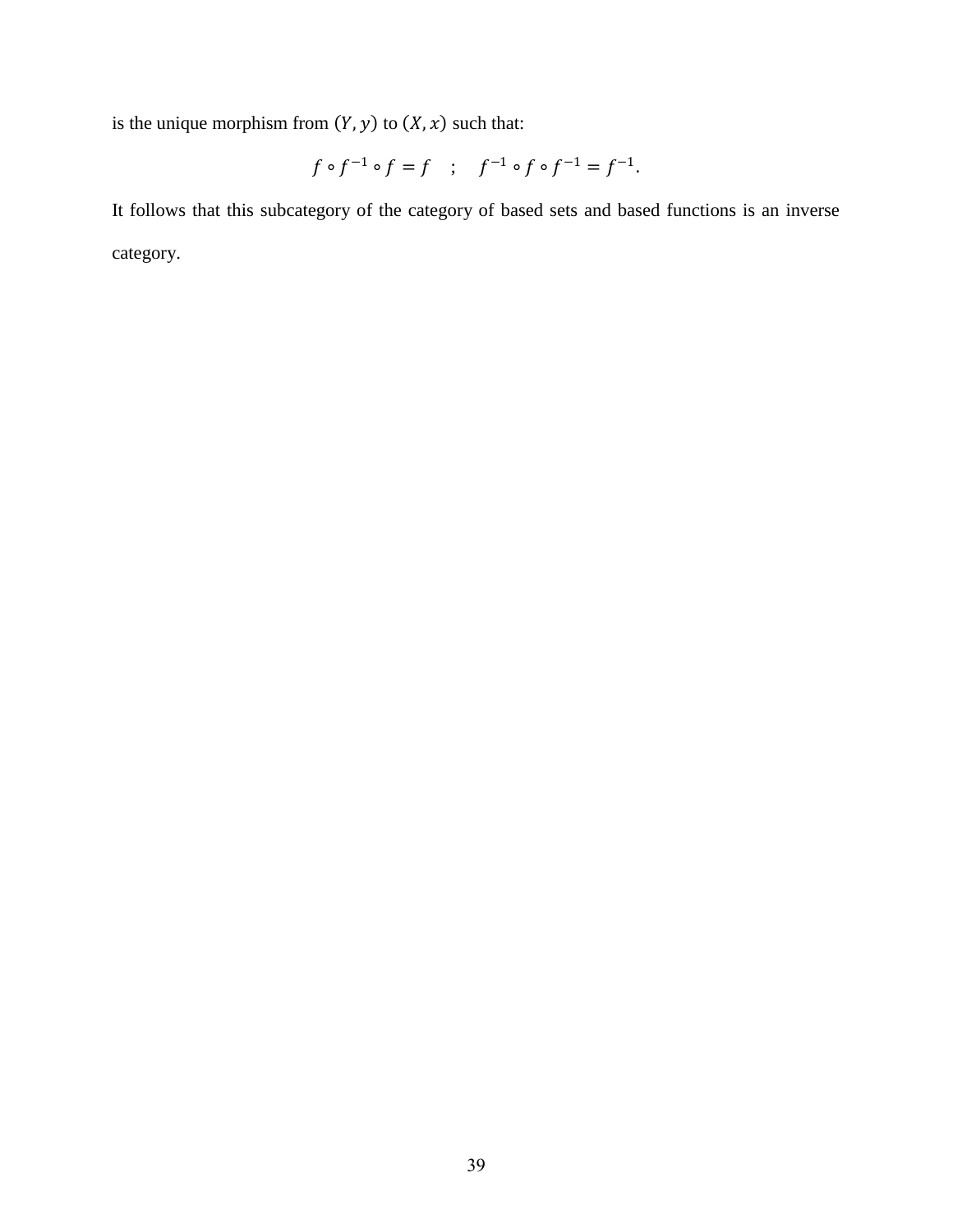is the unique morphism from $(Y, y)$ to $(X, x)$ such that:

$$f \circ f^{-1} \circ f = f \quad ; \quad f^{-1} \circ f \circ f^{-1} = f^{-1}.$$

It follows that this subcategory of the category of based sets and based functions is an inverse category.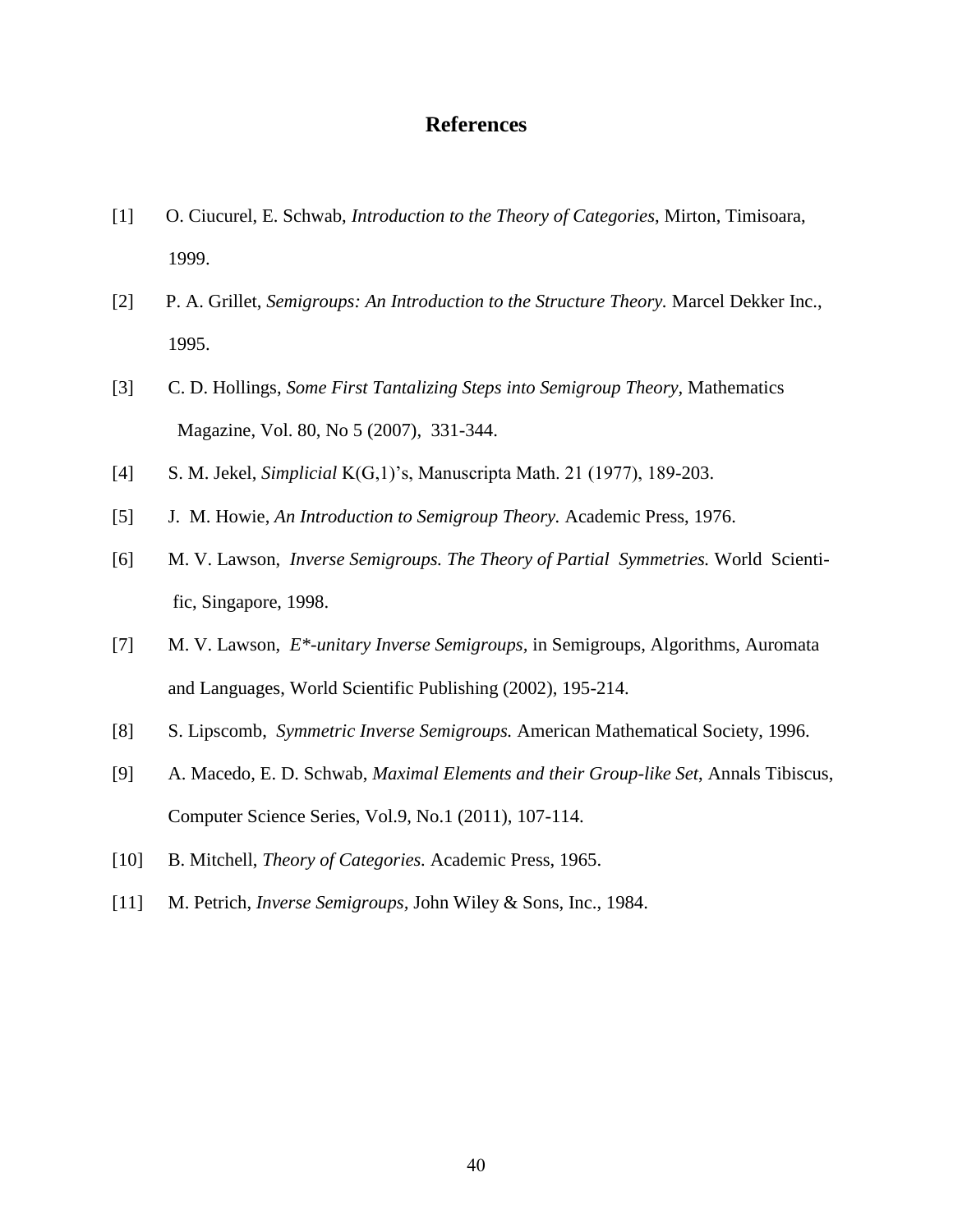# References

[1] O. Ciucurel, E. Schwab, *Introduction to the Theory of Categories*, Mirton, Timisoara, 1999.

[2] P. A. Grillet, *Semigroups: An Introduction to the Structure Theory.* Marcel Dekker Inc., 1995.

[3] C. D. Hollings, *Some First Tantalizing Steps into Semigroup Theory*, Mathematics Magazine, Vol. 80, No 5 (2007), 331-344.

[4] S. M. Jekel, *Simplicial* K(G,1)'s, Manuscripta Math. 21 (1977), 189-203.

[5] J. M. Howie, *An Introduction to Semigroup Theory.* Academic Press, 1976.

[6] M. V. Lawson, *Inverse Semigroups. The Theory of Partial Symmetries.* World Scientific, Singapore, 1998.

[7] M. V. Lawson, *E\*-unitary Inverse Semigroups*, in Semigroups, Algorithms, Auromata and Languages, World Scientific Publishing (2002), 195-214.

[8] S. Lipscomb, *Symmetric Inverse Semigroups.* American Mathematical Society, 1996.

[9] A. Macedo, E. D. Schwab, *Maximal Elements and their Group-like Set*, Annals Tibiscus, Computer Science Series, Vol.9, No.1 (2011), 107-114.

[10] B. Mitchell, *Theory of Categories.* Academic Press, 1965.

[11] M. Petrich, *Inverse Semigroups*, John Wiley & Sons, Inc., 1984.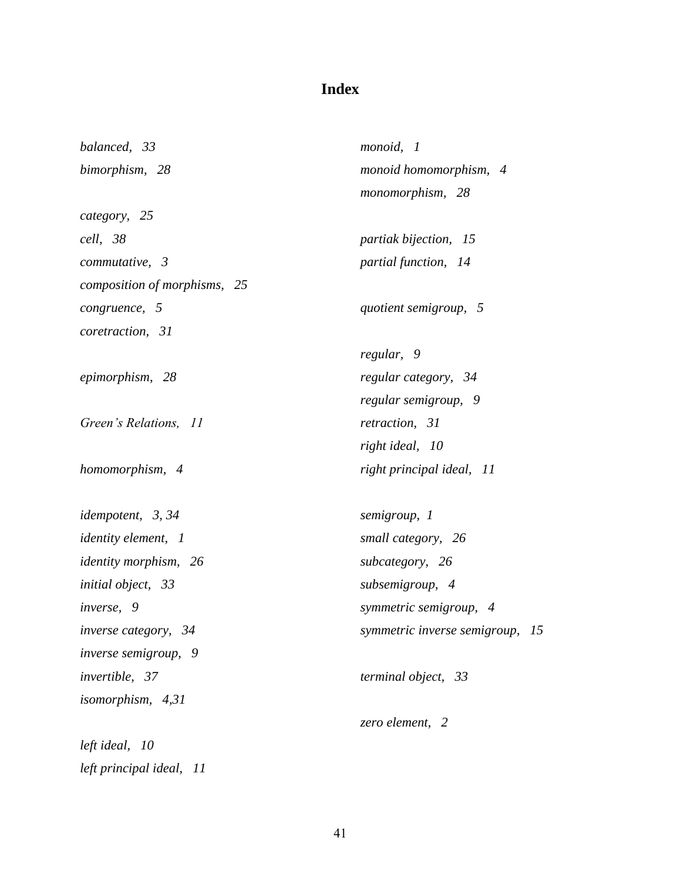# Index

*balanced*, *33*
*bimorphism*, *28*

*category*, *25*
*cell*, *38*
*commutative*, *3*
*composition of morphisms*, *25*
*congruence*, *5*
*coretraction*, *31*

*epimorphism*, *28*

*Green's Relations*, *11*

*homomorphism*, *4*

*idempotent*, *3, 34*
*identity element*, *1*
*identity morphism*, *26*
*initial object*, *33*
*inverse*, *9*
*inverse category*, *34*
*inverse semigroup*, *9*
*invertible*, *37*
*isomorphism*, *4,31*

*left ideal*, *10*
*left principal ideal*, *11*

*monoid*, *1*
*monoid homomorphism*, *4*
*monomorphism*, *28*

*partiak bijection*, *15*
*partial function*, *14*

*quotient semigroup*, *5*

*regular*, *9*
*regular category*, *34*
*regular semigroup*, *9*
*retraction*, *31*
*right ideal*, *10*
*right principal ideal*, *11*

*semigroup*, *1*
*small category*, *26*
*subcategory*, *26*
*subsemigroup*, *4*
*symmetric semigroup*, *4*
*symmetric inverse semigroup*, *15*

*terminal object*, *33*

*zero element*, *2*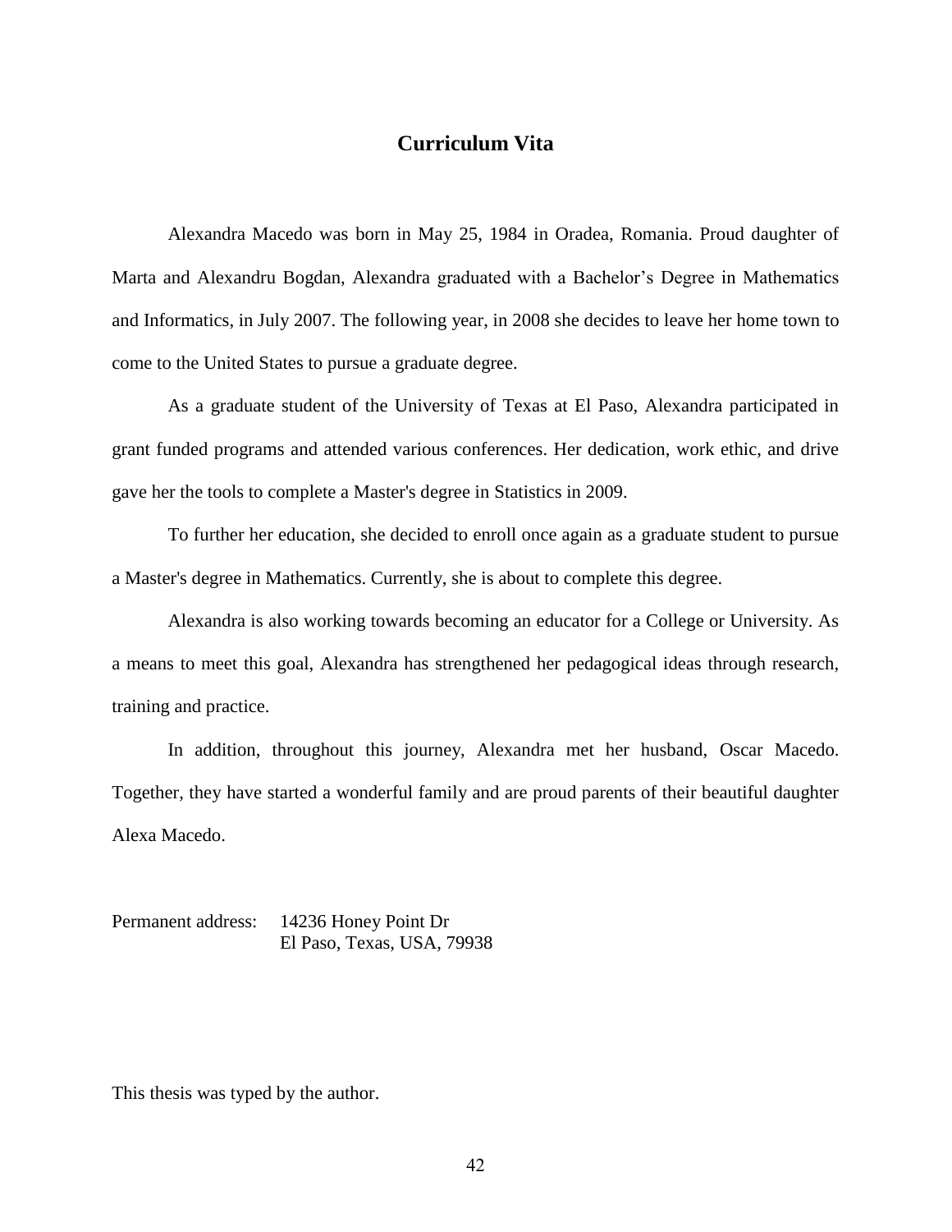# Curriculum Vita

Alexandra Macedo was born in May 25, 1984 in Oradea, Romania. Proud daughter of Marta and Alexandru Bogdan, Alexandra graduated with a Bachelor's Degree in Mathematics and Informatics, in July 2007. The following year, in 2008 she decides to leave her home town to come to the United States to pursue a graduate degree.

As a graduate student of the University of Texas at El Paso, Alexandra participated in grant funded programs and attended various conferences. Her dedication, work ethic, and drive gave her the tools to complete a Master's degree in Statistics in 2009.

To further her education, she decided to enroll once again as a graduate student to pursue a Master's degree in Mathematics. Currently, she is about to complete this degree.

Alexandra is also working towards becoming an educator for a College or University. As a means to meet this goal, Alexandra has strengthened her pedagogical ideas through research, training and practice.

In addition, throughout this journey, Alexandra met her husband, Oscar Macedo. Together, they have started a wonderful family and are proud parents of their beautiful daughter Alexa Macedo.

Permanent address: 14236 Honey Point Dr
El Paso, Texas, USA, 79938

This thesis was typed by the author.